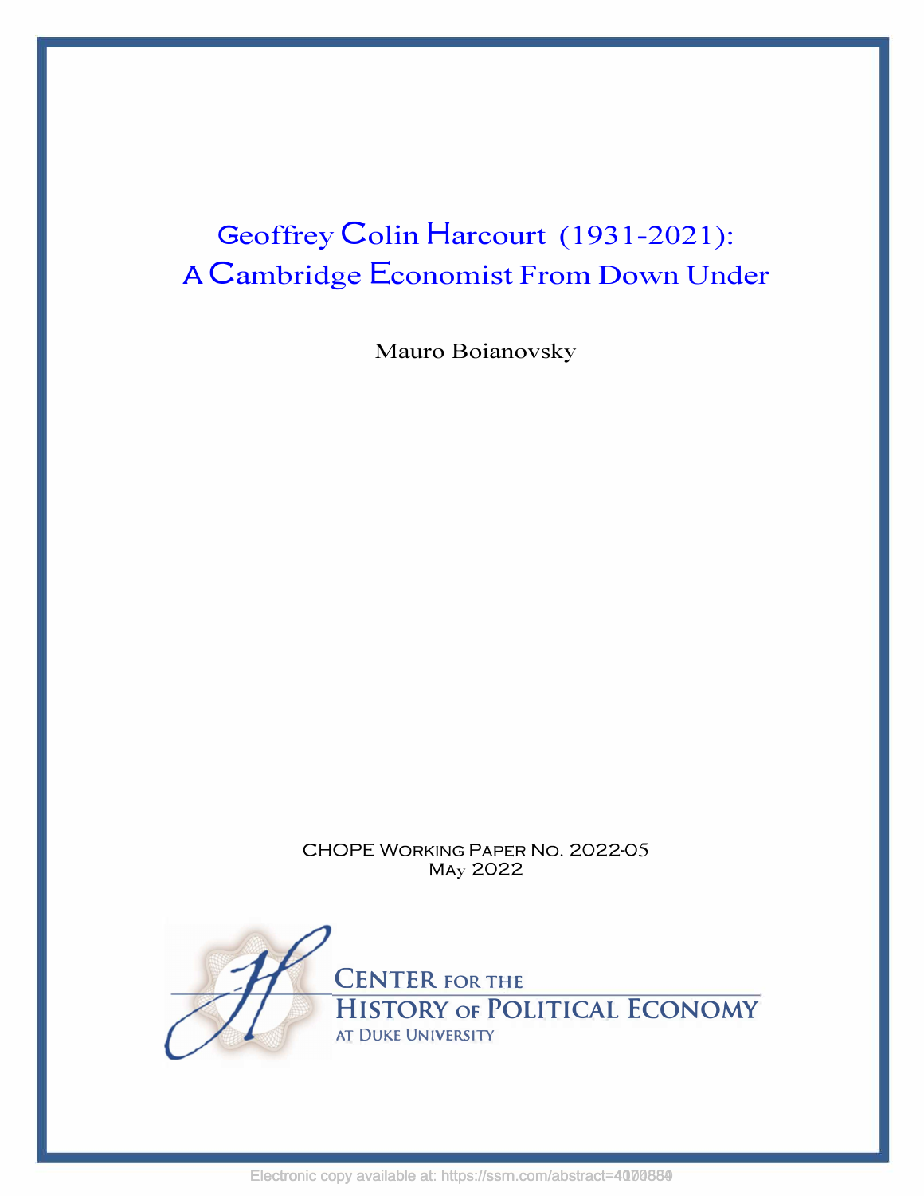# Geoffrey Colin Harcourt (1931-2021): A Cambridge Economist From Down Under

Mauro Boianovsky

CHOPE Working Paper No. 2022-05
May 2022

CENTER FOR THE HISTORY OF POLITICAL ECONOMY AT DUKE UNIVERSITY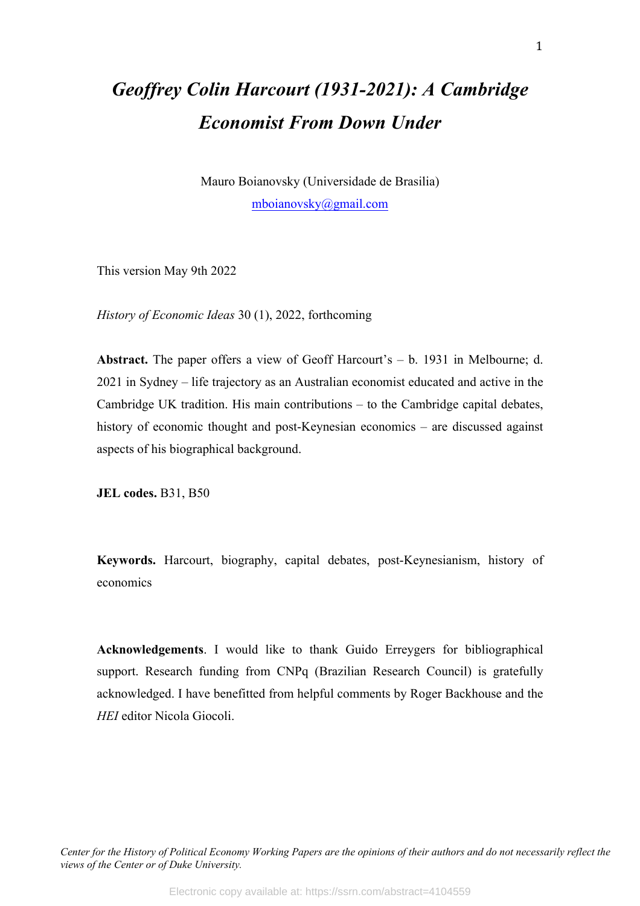# *Geoffrey Colin Harcourt (1931-2021): A Cambridge Economist From Down Under*

Mauro Boianovsky (Universidade de Brasilia)
mboianovsky@gmail.com

This version May 9th 2022

*History of Economic Ideas* 30 (1), 2022, forthcoming

**Abstract.** The paper offers a view of Geoff Harcourt's – b. 1931 in Melbourne; d. 2021 in Sydney – life trajectory as an Australian economist educated and active in the Cambridge UK tradition. His main contributions – to the Cambridge capital debates, history of economic thought and post-Keynesian economics – are discussed against aspects of his biographical background.

**JEL codes.** B31, B50

**Keywords.** Harcourt, biography, capital debates, post-Keynesianism, history of economics

**Acknowledgements**. I would like to thank Guido Erreygers for bibliographical support. Research funding from CNPq (Brazilian Research Council) is gratefully acknowledged. I have benefitted from helpful comments by Roger Backhouse and the *HEI* editor Nicola Giocoli.

*Center for the History of Political Economy Working Papers are the opinions of their authors and do not necessarily reflect the views of the Center or of Duke University.*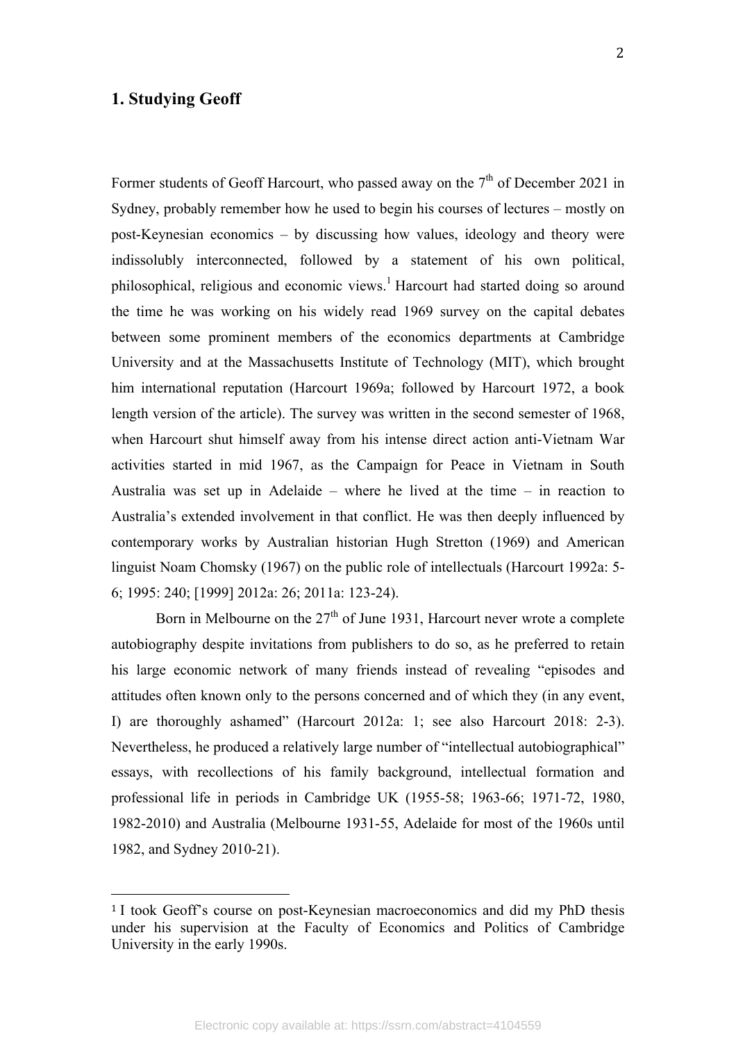## 1. Studying Geoff

Former students of Geoff Harcourt, who passed away on the 7th of December 2021 in Sydney, probably remember how he used to begin his courses of lectures – mostly on post-Keynesian economics – by discussing how values, ideology and theory were indissolubly interconnected, followed by a statement of his own political, philosophical, religious and economic views.[1] Harcourt had started doing so around the time he was working on his widely read 1969 survey on the capital debates between some prominent members of the economics departments at Cambridge University and at the Massachusetts Institute of Technology (MIT), which brought him international reputation (Harcourt 1969a; followed by Harcourt 1972, a book length version of the article). The survey was written in the second semester of 1968, when Harcourt shut himself away from his intense direct action anti-Vietnam War activities started in mid 1967, as the Campaign for Peace in Vietnam in South Australia was set up in Adelaide – where he lived at the time – in reaction to Australia's extended involvement in that conflict. He was then deeply influenced by contemporary works by Australian historian Hugh Stretton (1969) and American linguist Noam Chomsky (1967) on the public role of intellectuals (Harcourt 1992a: 5-6; 1995: 240; [1999] 2012a: 26; 2011a: 123-24).

Born in Melbourne on the 27th of June 1931, Harcourt never wrote a complete autobiography despite invitations from publishers to do so, as he preferred to retain his large economic network of many friends instead of revealing "episodes and attitudes often known only to the persons concerned and of which they (in any event, I) are thoroughly ashamed" (Harcourt 2012a: 1; see also Harcourt 2018: 2-3). Nevertheless, he produced a relatively large number of "intellectual autobiographical" essays, with recollections of his family background, intellectual formation and professional life in periods in Cambridge UK (1955-58; 1963-66; 1971-72, 1980, 1982-2010) and Australia (Melbourne 1931-55, Adelaide for most of the 1960s until 1982, and Sydney 2010-21).

---

[1] I took Geoff's course on post-Keynesian macroeconomics and did my PhD thesis under his supervision at the Faculty of Economics and Politics of Cambridge University in the early 1990s.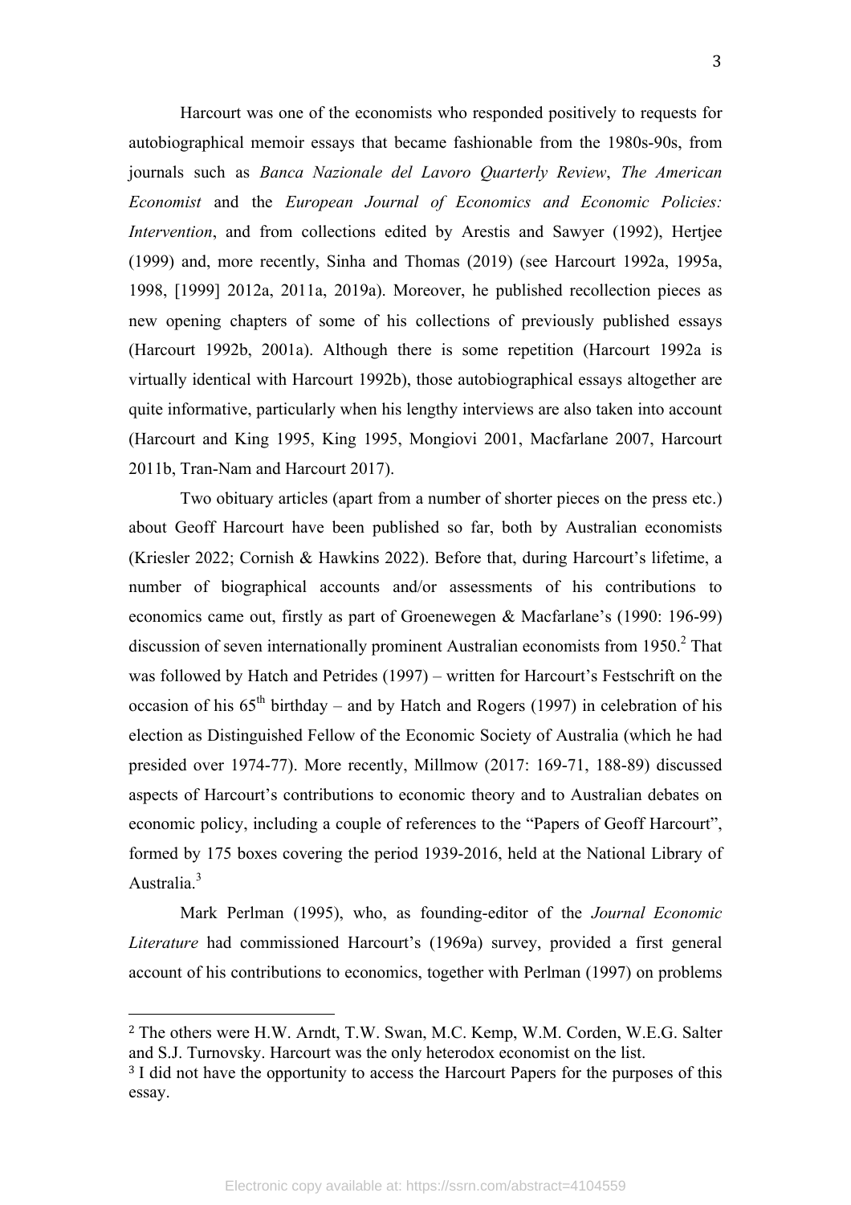Harcourt was one of the economists who responded positively to requests for autobiographical memoir essays that became fashionable from the 1980s-90s, from journals such as *Banca Nazionale del Lavoro Quarterly Review*, *The American Economist* and the *European Journal of Economics and Economic Policies: Intervention*, and from collections edited by Arestis and Sawyer (1992), Hertjee (1999) and, more recently, Sinha and Thomas (2019) (see Harcourt 1992a, 1995a, 1998, [1999] 2012a, 2011a, 2019a). Moreover, he published recollection pieces as new opening chapters of some of his collections of previously published essays (Harcourt 1992b, 2001a). Although there is some repetition (Harcourt 1992a is virtually identical with Harcourt 1992b), those autobiographical essays altogether are quite informative, particularly when his lengthy interviews are also taken into account (Harcourt and King 1995, King 1995, Mongiovi 2001, Macfarlane 2007, Harcourt 2011b, Tran-Nam and Harcourt 2017).

Two obituary articles (apart from a number of shorter pieces on the press etc.) about Geoff Harcourt have been published so far, both by Australian economists (Kriesler 2022; Cornish & Hawkins 2022). Before that, during Harcourt's lifetime, a number of biographical accounts and/or assessments of his contributions to economics came out, firstly as part of Groenewegen & Macfarlane's (1990: 196-99) discussion of seven internationally prominent Australian economists from 1950.[2] That was followed by Hatch and Petrides (1997) – written for Harcourt's Festschrift on the occasion of his 65th birthday – and by Hatch and Rogers (1997) in celebration of his election as Distinguished Fellow of the Economic Society of Australia (which he had presided over 1974-77). More recently, Millmow (2017: 169-71, 188-89) discussed aspects of Harcourt's contributions to economic theory and to Australian debates on economic policy, including a couple of references to the "Papers of Geoff Harcourt", formed by 175 boxes covering the period 1939-2016, held at the National Library of Australia.[3]

Mark Perlman (1995), who, as founding-editor of the *Journal Economic Literature* had commissioned Harcourt's (1969a) survey, provided a first general account of his contributions to economics, together with Perlman (1997) on problems

[2] The others were H.W. Arndt, T.W. Swan, M.C. Kemp, W.M. Corden, W.E.G. Salter and S.J. Turnovsky. Harcourt was the only heterodox economist on the list.

[3] I did not have the opportunity to access the Harcourt Papers for the purposes of this essay.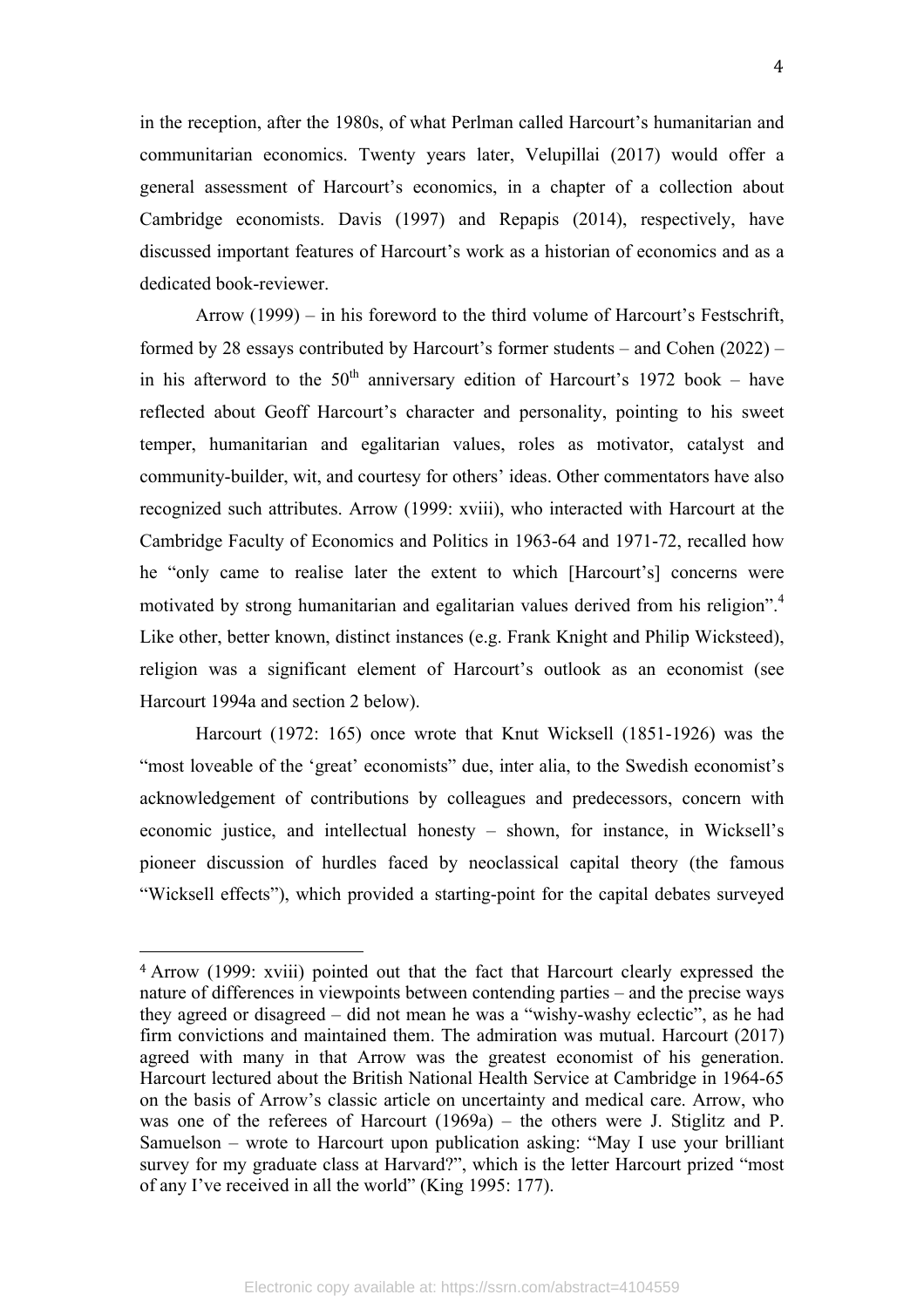in the reception, after the 1980s, of what Perlman called Harcourt's humanitarian and communitarian economics. Twenty years later, Velupillai (2017) would offer a general assessment of Harcourt's economics, in a chapter of a collection about Cambridge economists. Davis (1997) and Repapis (2014), respectively, have discussed important features of Harcourt's work as a historian of economics and as a dedicated book-reviewer.

Arrow (1999) – in his foreword to the third volume of Harcourt's Festschrift, formed by 28 essays contributed by Harcourt's former students – and Cohen (2022) – in his afterword to the 50th anniversary edition of Harcourt's 1972 book – have reflected about Geoff Harcourt's character and personality, pointing to his sweet temper, humanitarian and egalitarian values, roles as motivator, catalyst and community-builder, wit, and courtesy for others' ideas. Other commentators have also recognized such attributes. Arrow (1999: xviii), who interacted with Harcourt at the Cambridge Faculty of Economics and Politics in 1963-64 and 1971-72, recalled how he "only came to realise later the extent to which [Harcourt's] concerns were motivated by strong humanitarian and egalitarian values derived from his religion".[4] Like other, better known, distinct instances (e.g. Frank Knight and Philip Wicksteed), religion was a significant element of Harcourt's outlook as an economist (see Harcourt 1994a and section 2 below).

Harcourt (1972: 165) once wrote that Knut Wicksell (1851-1926) was the "most loveable of the 'great' economists" due, inter alia, to the Swedish economist's acknowledgement of contributions by colleagues and predecessors, concern with economic justice, and intellectual honesty – shown, for instance, in Wicksell's pioneer discussion of hurdles faced by neoclassical capital theory (the famous "Wicksell effects"), which provided a starting-point for the capital debates surveyed

---

[4] Arrow (1999: xviii) pointed out that the fact that Harcourt clearly expressed the nature of differences in viewpoints between contending parties – and the precise ways they agreed or disagreed – did not mean he was a "wishy-washy eclectic", as he had firm convictions and maintained them. The admiration was mutual. Harcourt (2017) agreed with many in that Arrow was the greatest economist of his generation. Harcourt lectured about the British National Health Service at Cambridge in 1964-65 on the basis of Arrow's classic article on uncertainty and medical care. Arrow, who was one of the referees of Harcourt (1969a) – the others were J. Stiglitz and P. Samuelson – wrote to Harcourt upon publication asking: "May I use your brilliant survey for my graduate class at Harvard?", which is the letter Harcourt prized "most of any I've received in all the world" (King 1995: 177).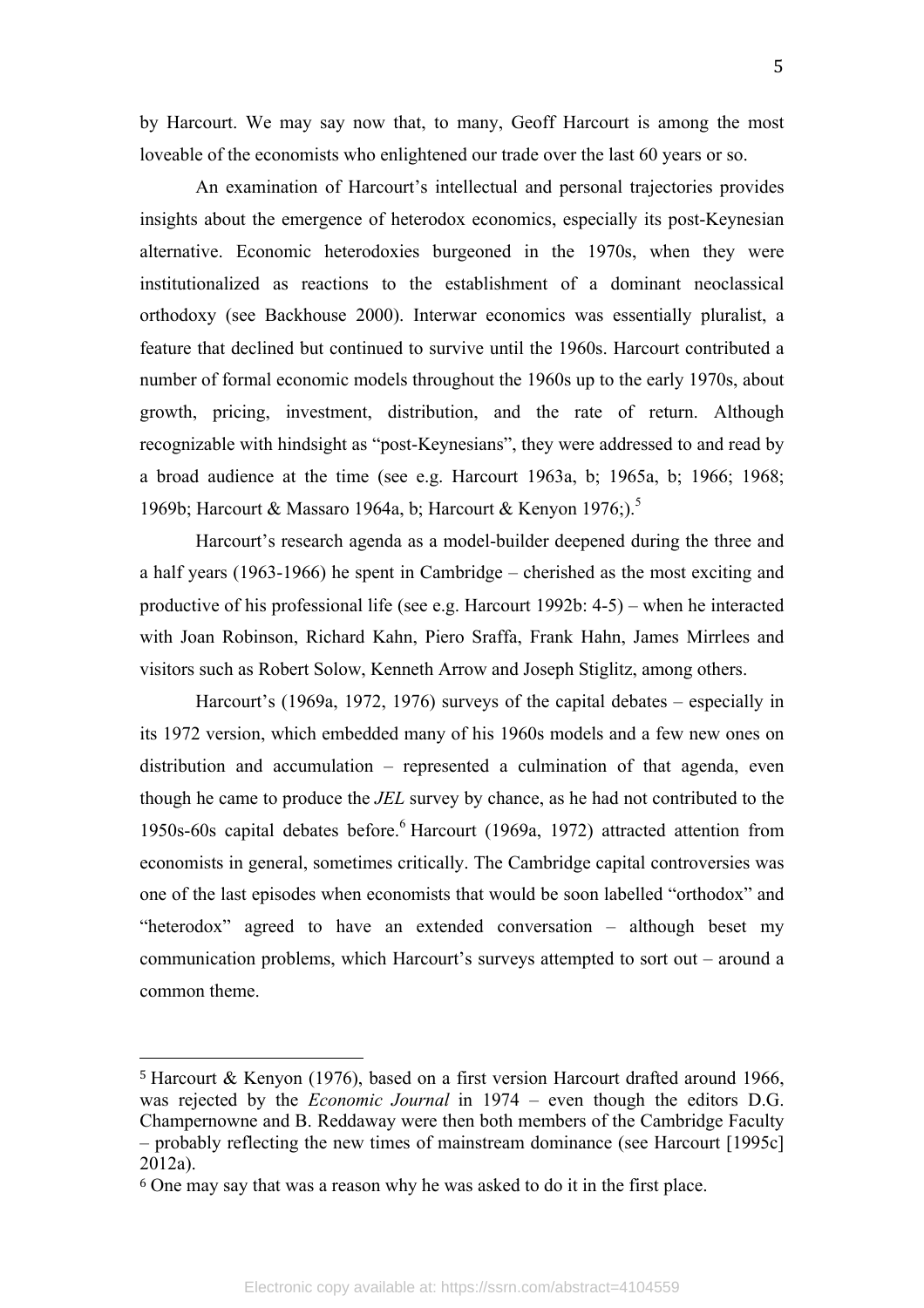by Harcourt. We may say now that, to many, Geoff Harcourt is among the most loveable of the economists who enlightened our trade over the last 60 years or so.

An examination of Harcourt's intellectual and personal trajectories provides insights about the emergence of heterodox economics, especially its post-Keynesian alternative. Economic heterodoxies burgeoned in the 1970s, when they were institutionalized as reactions to the establishment of a dominant neoclassical orthodoxy (see Backhouse 2000). Interwar economics was essentially pluralist, a feature that declined but continued to survive until the 1960s. Harcourt contributed a number of formal economic models throughout the 1960s up to the early 1970s, about growth, pricing, investment, distribution, and the rate of return. Although recognizable with hindsight as "post-Keynesians", they were addressed to and read by a broad audience at the time (see e.g. Harcourt 1963a, b; 1965a, b; 1966; 1968; 1969b; Harcourt & Massaro 1964a, b; Harcourt & Kenyon 1976;).[5]

Harcourt's research agenda as a model-builder deepened during the three and a half years (1963-1966) he spent in Cambridge – cherished as the most exciting and productive of his professional life (see e.g. Harcourt 1992b: 4-5) – when he interacted with Joan Robinson, Richard Kahn, Piero Sraffa, Frank Hahn, James Mirrlees and visitors such as Robert Solow, Kenneth Arrow and Joseph Stiglitz, among others.

Harcourt's (1969a, 1972, 1976) surveys of the capital debates – especially in its 1972 version, which embedded many of his 1960s models and a few new ones on distribution and accumulation – represented a culmination of that agenda, even though he came to produce the *JEL* survey by chance, as he had not contributed to the 1950s-60s capital debates before.[6] Harcourt (1969a, 1972) attracted attention from economists in general, sometimes critically. The Cambridge capital controversies was one of the last episodes when economists that would be soon labelled "orthodox" and "heterodox" agreed to have an extended conversation – although beset my communication problems, which Harcourt's surveys attempted to sort out – around a common theme.

---

[5] Harcourt & Kenyon (1976), based on a first version Harcourt drafted around 1966, was rejected by the *Economic Journal* in 1974 – even though the editors D.G. Champernowne and B. Reddaway were then both members of the Cambridge Faculty – probably reflecting the new times of mainstream dominance (see Harcourt [1995c] 2012a).

[6] One may say that was a reason why he was asked to do it in the first place.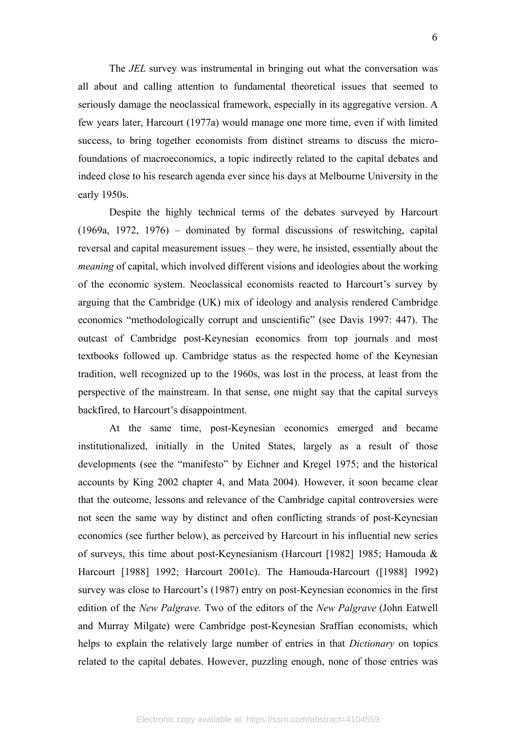The *JEL* survey was instrumental in bringing out what the conversation was all about and calling attention to fundamental theoretical issues that seemed to seriously damage the neoclassical framework, especially in its aggregative version. A few years later, Harcourt (1977a) would manage one more time, even if with limited success, to bring together economists from distinct streams to discuss the micro-foundations of macroeconomics, a topic indirectly related to the capital debates and indeed close to his research agenda ever since his days at Melbourne University in the early 1950s.

Despite the highly technical terms of the debates surveyed by Harcourt (1969a, 1972, 1976) – dominated by formal discussions of reswitching, capital reversal and capital measurement issues – they were, he insisted, essentially about the *meaning* of capital, which involved different visions and ideologies about the working of the economic system. Neoclassical economists reacted to Harcourt's survey by arguing that the Cambridge (UK) mix of ideology and analysis rendered Cambridge economics "methodologically corrupt and unscientific" (see Davis 1997: 447). The outcast of Cambridge post-Keynesian economics from top journals and most textbooks followed up. Cambridge status as the respected home of the Keynesian tradition, well recognized up to the 1960s, was lost in the process, at least from the perspective of the mainstream. In that sense, one might say that the capital surveys backfired, to Harcourt's disappointment.

At the same time, post-Keynesian economics emerged and became institutionalized, initially in the United States, largely as a result of those developments (see the "manifesto" by Eichner and Kregel 1975; and the historical accounts by King 2002 chapter 4, and Mata 2004). However, it soon became clear that the outcome, lessons and relevance of the Cambridge capital controversies were not seen the same way by distinct and often conflicting strands of post-Keynesian economics (see further below), as perceived by Harcourt in his influential new series of surveys, this time about post-Keynesianism (Harcourt [1982] 1985; Hamouda & Harcourt [1988] 1992; Harcourt 2001c). The Hamouda-Harcourt ([1988] 1992) survey was close to Harcourt's (1987) entry on post-Keynesian economics in the first edition of the *New Palgrave.* Two of the editors of the *New Palgrave* (John Eatwell and Murray Milgate) were Cambridge post-Keynesian Sraffian economists, which helps to explain the relatively large number of entries in that *Dictionary* on topics related to the capital debates. However, puzzling enough, none of those entries was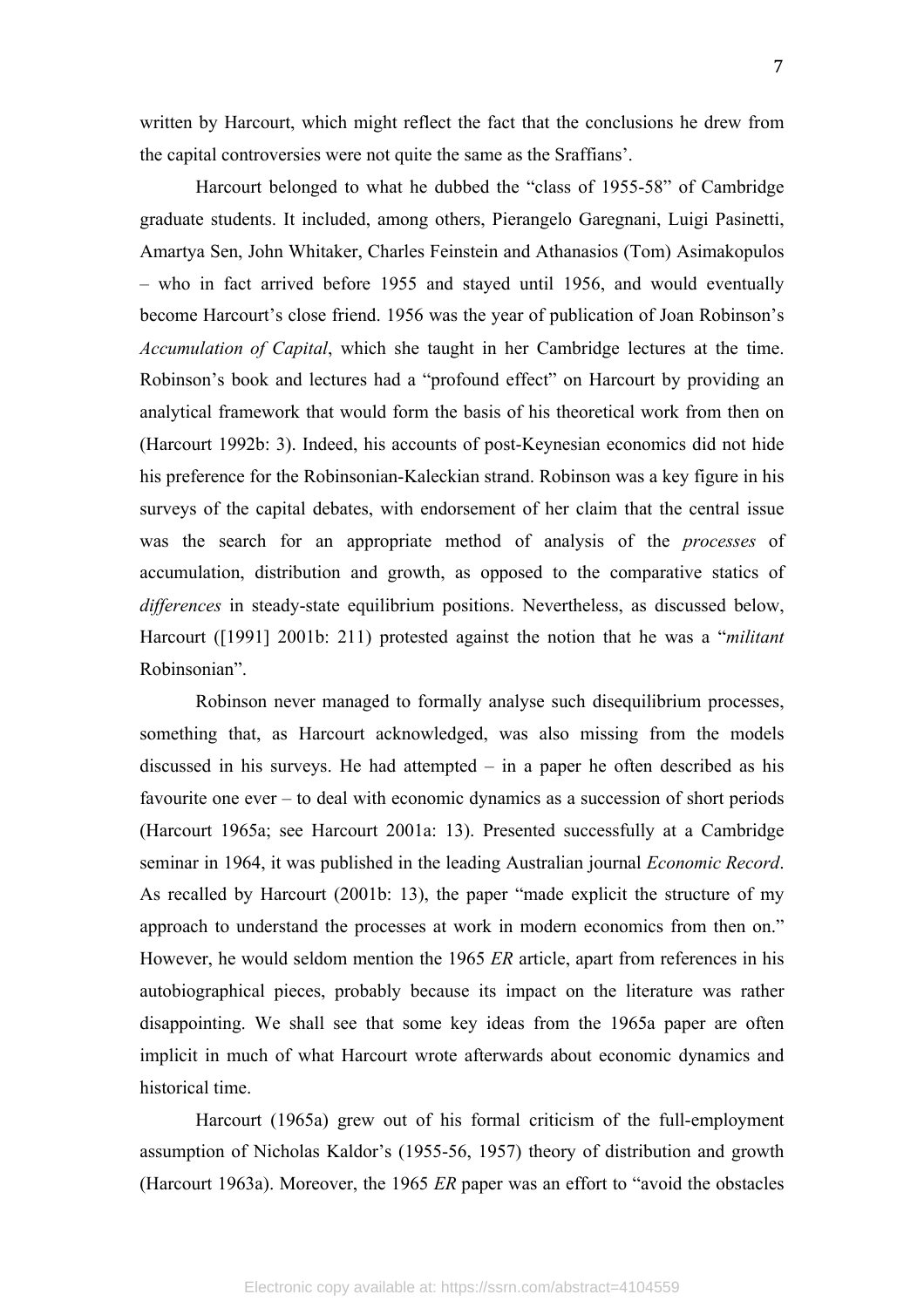written by Harcourt, which might reflect the fact that the conclusions he drew from the capital controversies were not quite the same as the Sraffians'.

Harcourt belonged to what he dubbed the "class of 1955-58" of Cambridge graduate students. It included, among others, Pierangelo Garegnani, Luigi Pasinetti, Amartya Sen, John Whitaker, Charles Feinstein and Athanasios (Tom) Asimakopulos – who in fact arrived before 1955 and stayed until 1956, and would eventually become Harcourt's close friend. 1956 was the year of publication of Joan Robinson's *Accumulation of Capital*, which she taught in her Cambridge lectures at the time. Robinson's book and lectures had a "profound effect" on Harcourt by providing an analytical framework that would form the basis of his theoretical work from then on (Harcourt 1992b: 3). Indeed, his accounts of post-Keynesian economics did not hide his preference for the Robinsonian-Kaleckian strand. Robinson was a key figure in his surveys of the capital debates, with endorsement of her claim that the central issue was the search for an appropriate method of analysis of the *processes* of accumulation, distribution and growth, as opposed to the comparative statics of *differences* in steady-state equilibrium positions. Nevertheless, as discussed below, Harcourt ([1991] 2001b: 211) protested against the notion that he was a "*militant* Robinsonian".

Robinson never managed to formally analyse such disequilibrium processes, something that, as Harcourt acknowledged, was also missing from the models discussed in his surveys. He had attempted – in a paper he often described as his favourite one ever – to deal with economic dynamics as a succession of short periods (Harcourt 1965a; see Harcourt 2001a: 13). Presented successfully at a Cambridge seminar in 1964, it was published in the leading Australian journal *Economic Record*. As recalled by Harcourt (2001b: 13), the paper "made explicit the structure of my approach to understand the processes at work in modern economics from then on." However, he would seldom mention the 1965 *ER* article, apart from references in his autobiographical pieces, probably because its impact on the literature was rather disappointing. We shall see that some key ideas from the 1965a paper are often implicit in much of what Harcourt wrote afterwards about economic dynamics and historical time.

Harcourt (1965a) grew out of his formal criticism of the full-employment assumption of Nicholas Kaldor's (1955-56, 1957) theory of distribution and growth (Harcourt 1963a). Moreover, the 1965 *ER* paper was an effort to "avoid the obstacles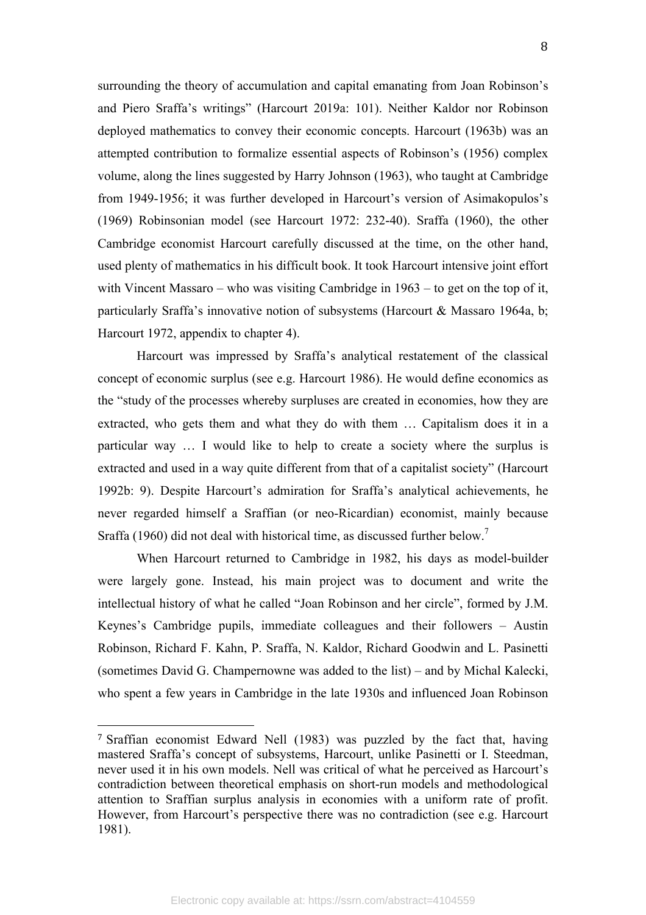surrounding the theory of accumulation and capital emanating from Joan Robinson's and Piero Sraffa's writings" (Harcourt 2019a: 101). Neither Kaldor nor Robinson deployed mathematics to convey their economic concepts. Harcourt (1963b) was an attempted contribution to formalize essential aspects of Robinson's (1956) complex volume, along the lines suggested by Harry Johnson (1963), who taught at Cambridge from 1949-1956; it was further developed in Harcourt's version of Asimakopulos's (1969) Robinsonian model (see Harcourt 1972: 232-40). Sraffa (1960), the other Cambridge economist Harcourt carefully discussed at the time, on the other hand, used plenty of mathematics in his difficult book. It took Harcourt intensive joint effort with Vincent Massaro – who was visiting Cambridge in 1963 – to get on the top of it, particularly Sraffa's innovative notion of subsystems (Harcourt & Massaro 1964a, b; Harcourt 1972, appendix to chapter 4).

Harcourt was impressed by Sraffa's analytical restatement of the classical concept of economic surplus (see e.g. Harcourt 1986). He would define economics as the "study of the processes whereby surpluses are created in economies, how they are extracted, who gets them and what they do with them … Capitalism does it in a particular way … I would like to help to create a society where the surplus is extracted and used in a way quite different from that of a capitalist society" (Harcourt 1992b: 9). Despite Harcourt's admiration for Sraffa's analytical achievements, he never regarded himself a Sraffian (or neo-Ricardian) economist, mainly because Sraffa (1960) did not deal with historical time, as discussed further below.[7]

When Harcourt returned to Cambridge in 1982, his days as model-builder were largely gone. Instead, his main project was to document and write the intellectual history of what he called "Joan Robinson and her circle", formed by J.M. Keynes's Cambridge pupils, immediate colleagues and their followers – Austin Robinson, Richard F. Kahn, P. Sraffa, N. Kaldor, Richard Goodwin and L. Pasinetti (sometimes David G. Champernowne was added to the list) – and by Michal Kalecki, who spent a few years in Cambridge in the late 1930s and influenced Joan Robinson

---

[7] Sraffian economist Edward Nell (1983) was puzzled by the fact that, having mastered Sraffa's concept of subsystems, Harcourt, unlike Pasinetti or I. Steedman, never used it in his own models. Nell was critical of what he perceived as Harcourt's contradiction between theoretical emphasis on short-run models and methodological attention to Sraffian surplus analysis in economies with a uniform rate of profit. However, from Harcourt's perspective there was no contradiction (see e.g. Harcourt 1981).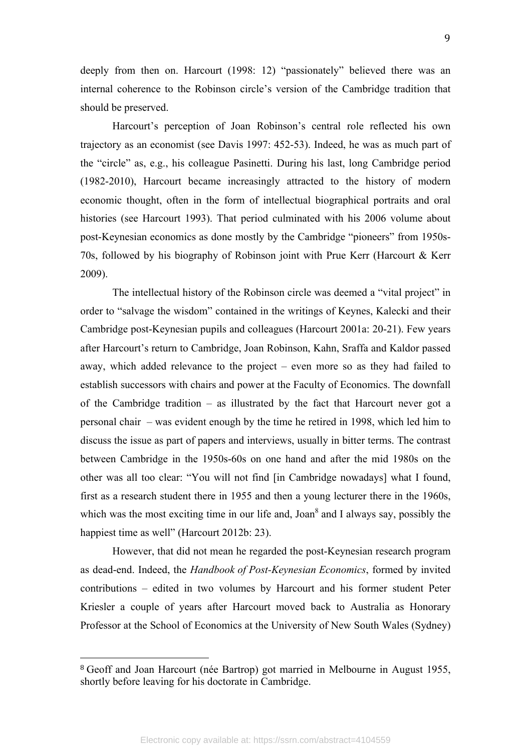deeply from then on. Harcourt (1998: 12) "passionately" believed there was an internal coherence to the Robinson circle's version of the Cambridge tradition that should be preserved.

Harcourt's perception of Joan Robinson's central role reflected his own trajectory as an economist (see Davis 1997: 452-53). Indeed, he was as much part of the "circle" as, e.g., his colleague Pasinetti. During his last, long Cambridge period (1982-2010), Harcourt became increasingly attracted to the history of modern economic thought, often in the form of intellectual biographical portraits and oral histories (see Harcourt 1993). That period culminated with his 2006 volume about post-Keynesian economics as done mostly by the Cambridge "pioneers" from 1950s-70s, followed by his biography of Robinson joint with Prue Kerr (Harcourt & Kerr 2009).

The intellectual history of the Robinson circle was deemed a "vital project" in order to "salvage the wisdom" contained in the writings of Keynes, Kalecki and their Cambridge post-Keynesian pupils and colleagues (Harcourt 2001a: 20-21). Few years after Harcourt's return to Cambridge, Joan Robinson, Kahn, Sraffa and Kaldor passed away, which added relevance to the project – even more so as they had failed to establish successors with chairs and power at the Faculty of Economics. The downfall of the Cambridge tradition – as illustrated by the fact that Harcourt never got a personal chair – was evident enough by the time he retired in 1998, which led him to discuss the issue as part of papers and interviews, usually in bitter terms. The contrast between Cambridge in the 1950s-60s on one hand and after the mid 1980s on the other was all too clear: "You will not find [in Cambridge nowadays] what I found, first as a research student there in 1955 and then a young lecturer there in the 1960s, which was the most exciting time in our life and, Joan[8] and I always say, possibly the happiest time as well" (Harcourt 2012b: 23).

However, that did not mean he regarded the post-Keynesian research program as dead-end. Indeed, the *Handbook of Post-Keynesian Economics*, formed by invited contributions – edited in two volumes by Harcourt and his former student Peter Kriesler a couple of years after Harcourt moved back to Australia as Honorary Professor at the School of Economics at the University of New South Wales (Sydney)

---

[8] Geoff and Joan Harcourt (née Bartrop) got married in Melbourne in August 1955, shortly before leaving for his doctorate in Cambridge.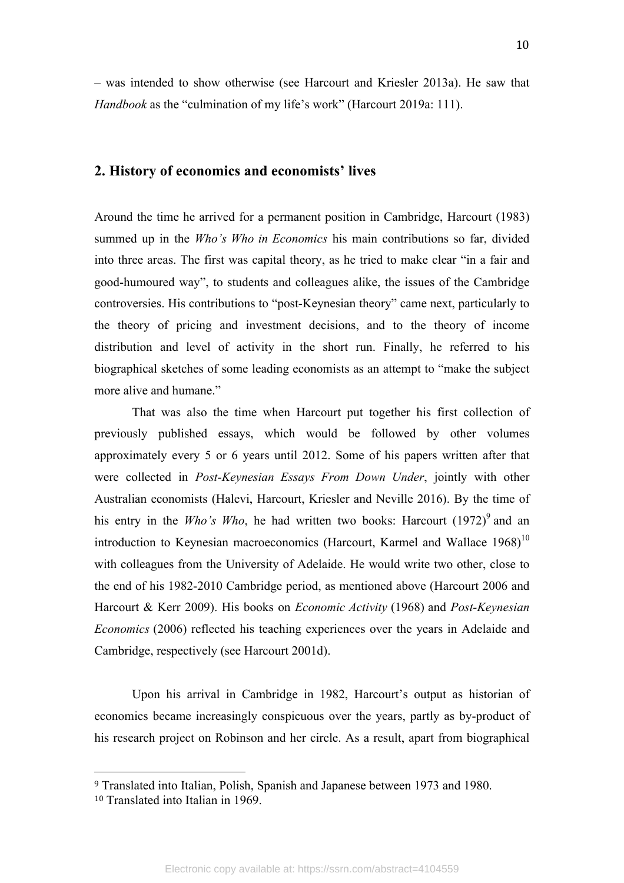– was intended to show otherwise (see Harcourt and Kriesler 2013a). He saw that *Handbook* as the "culmination of my life's work" (Harcourt 2019a: 111).

## 2. History of economics and economists' lives

Around the time he arrived for a permanent position in Cambridge, Harcourt (1983) summed up in the *Who's Who in Economics* his main contributions so far, divided into three areas. The first was capital theory, as he tried to make clear "in a fair and good-humoured way", to students and colleagues alike, the issues of the Cambridge controversies. His contributions to "post-Keynesian theory" came next, particularly to the theory of pricing and investment decisions, and to the theory of income distribution and level of activity in the short run. Finally, he referred to his biographical sketches of some leading economists as an attempt to "make the subject more alive and humane."

That was also the time when Harcourt put together his first collection of previously published essays, which would be followed by other volumes approximately every 5 or 6 years until 2012. Some of his papers written after that were collected in *Post-Keynesian Essays From Down Under*, jointly with other Australian economists (Halevi, Harcourt, Kriesler and Neville 2016). By the time of his entry in the *Who's Who*, he had written two books: Harcourt (1972)[9] and an introduction to Keynesian macroeconomics (Harcourt, Karmel and Wallace 1968)[10] with colleagues from the University of Adelaide. He would write two other, close to the end of his 1982-2010 Cambridge period, as mentioned above (Harcourt 2006 and Harcourt & Kerr 2009). His books on *Economic Activity* (1968) and *Post-Keynesian Economics* (2006) reflected his teaching experiences over the years in Adelaide and Cambridge, respectively (see Harcourt 2001d).

Upon his arrival in Cambridge in 1982, Harcourt's output as historian of economics became increasingly conspicuous over the years, partly as by-product of his research project on Robinson and her circle. As a result, apart from biographical

[9] Translated into Italian, Polish, Spanish and Japanese between 1973 and 1980.

[10] Translated into Italian in 1969.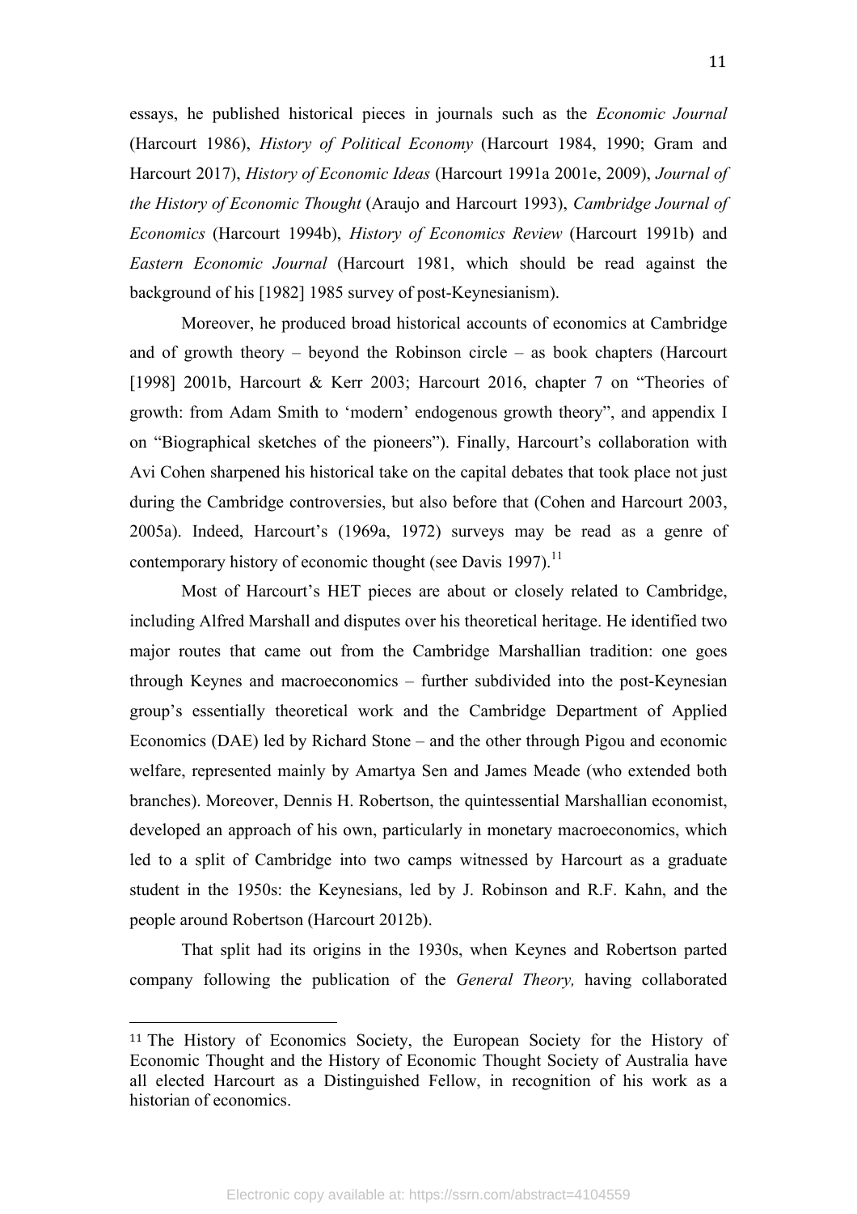essays, he published historical pieces in journals such as the *Economic Journal* (Harcourt 1986), *History of Political Economy* (Harcourt 1984, 1990; Gram and Harcourt 2017), *History of Economic Ideas* (Harcourt 1991a 2001e, 2009), *Journal of the History of Economic Thought* (Araujo and Harcourt 1993), *Cambridge Journal of Economics* (Harcourt 1994b), *History of Economics Review* (Harcourt 1991b) and *Eastern Economic Journal* (Harcourt 1981, which should be read against the background of his [1982] 1985 survey of post-Keynesianism).

Moreover, he produced broad historical accounts of economics at Cambridge and of growth theory – beyond the Robinson circle – as book chapters (Harcourt [1998] 2001b, Harcourt & Kerr 2003; Harcourt 2016, chapter 7 on "Theories of growth: from Adam Smith to 'modern' endogenous growth theory", and appendix I on "Biographical sketches of the pioneers"). Finally, Harcourt's collaboration with Avi Cohen sharpened his historical take on the capital debates that took place not just during the Cambridge controversies, but also before that (Cohen and Harcourt 2003, 2005a). Indeed, Harcourt's (1969a, 1972) surveys may be read as a genre of contemporary history of economic thought (see Davis 1997).[11]

Most of Harcourt's HET pieces are about or closely related to Cambridge, including Alfred Marshall and disputes over his theoretical heritage. He identified two major routes that came out from the Cambridge Marshallian tradition: one goes through Keynes and macroeconomics – further subdivided into the post-Keynesian group's essentially theoretical work and the Cambridge Department of Applied Economics (DAE) led by Richard Stone – and the other through Pigou and economic welfare, represented mainly by Amartya Sen and James Meade (who extended both branches). Moreover, Dennis H. Robertson, the quintessential Marshallian economist, developed an approach of his own, particularly in monetary macroeconomics, which led to a split of Cambridge into two camps witnessed by Harcourt as a graduate student in the 1950s: the Keynesians, led by J. Robinson and R.F. Kahn, and the people around Robertson (Harcourt 2012b).

That split had its origins in the 1930s, when Keynes and Robertson parted company following the publication of the *General Theory,* having collaborated

[11] The History of Economics Society, the European Society for the History of Economic Thought and the History of Economic Thought Society of Australia have all elected Harcourt as a Distinguished Fellow, in recognition of his work as a historian of economics.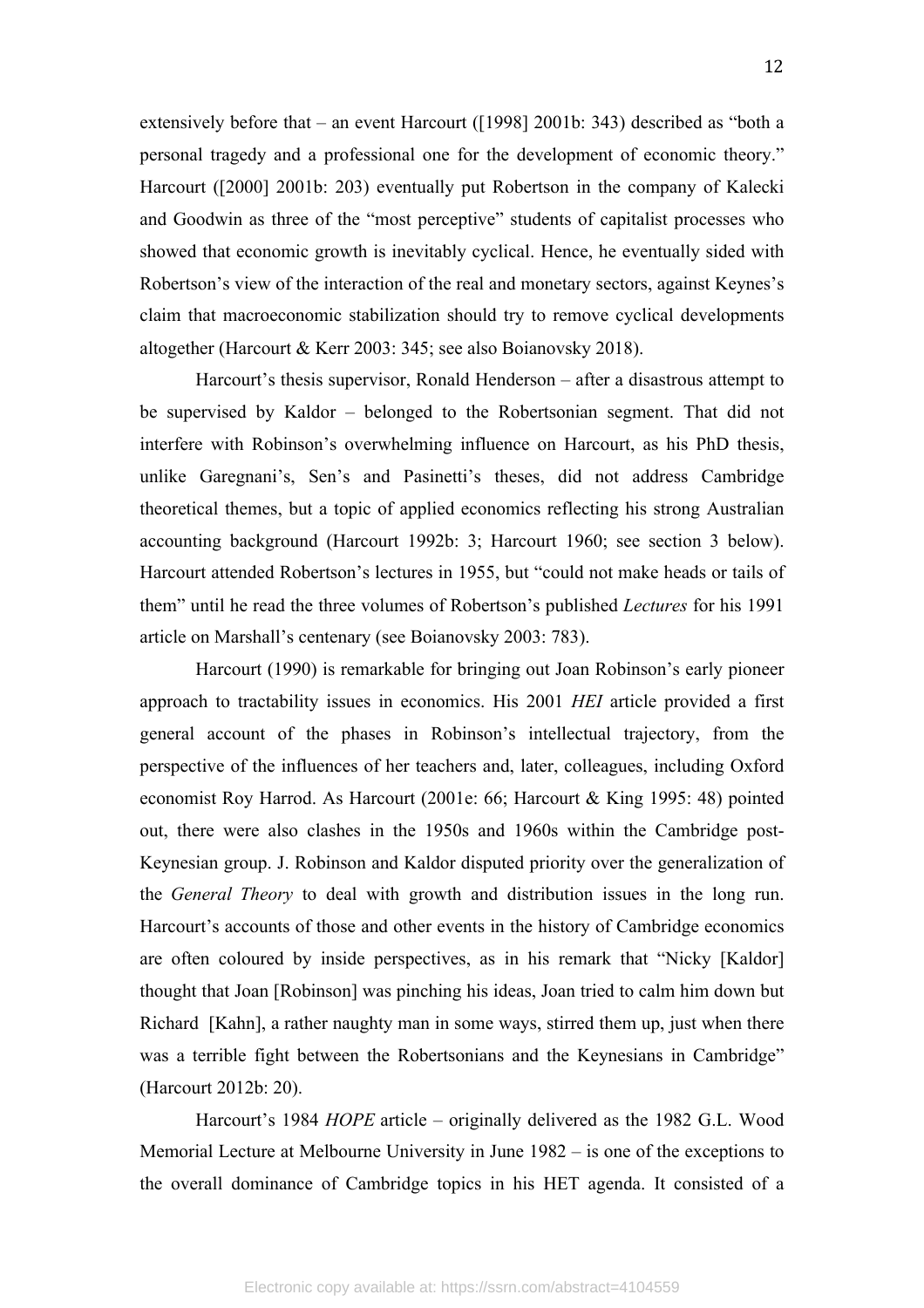extensively before that – an event Harcourt ([1998] 2001b: 343) described as "both a personal tragedy and a professional one for the development of economic theory." Harcourt ([2000] 2001b: 203) eventually put Robertson in the company of Kalecki and Goodwin as three of the "most perceptive" students of capitalist processes who showed that economic growth is inevitably cyclical. Hence, he eventually sided with Robertson's view of the interaction of the real and monetary sectors, against Keynes's claim that macroeconomic stabilization should try to remove cyclical developments altogether (Harcourt & Kerr 2003: 345; see also Boianovsky 2018).

Harcourt's thesis supervisor, Ronald Henderson – after a disastrous attempt to be supervised by Kaldor – belonged to the Robertsonian segment. That did not interfere with Robinson's overwhelming influence on Harcourt, as his PhD thesis, unlike Garegnani's, Sen's and Pasinetti's theses, did not address Cambridge theoretical themes, but a topic of applied economics reflecting his strong Australian accounting background (Harcourt 1992b: 3; Harcourt 1960; see section 3 below). Harcourt attended Robertson's lectures in 1955, but "could not make heads or tails of them" until he read the three volumes of Robertson's published *Lectures* for his 1991 article on Marshall's centenary (see Boianovsky 2003: 783).

Harcourt (1990) is remarkable for bringing out Joan Robinson's early pioneer approach to tractability issues in economics. His 2001 *HEI* article provided a first general account of the phases in Robinson's intellectual trajectory, from the perspective of the influences of her teachers and, later, colleagues, including Oxford economist Roy Harrod. As Harcourt (2001e: 66; Harcourt & King 1995: 48) pointed out, there were also clashes in the 1950s and 1960s within the Cambridge post-Keynesian group. J. Robinson and Kaldor disputed priority over the generalization of the *General Theory* to deal with growth and distribution issues in the long run. Harcourt's accounts of those and other events in the history of Cambridge economics are often coloured by inside perspectives, as in his remark that "Nicky [Kaldor] thought that Joan [Robinson] was pinching his ideas, Joan tried to calm him down but Richard [Kahn], a rather naughty man in some ways, stirred them up, just when there was a terrible fight between the Robertsonians and the Keynesians in Cambridge" (Harcourt 2012b: 20).

Harcourt's 1984 *HOPE* article – originally delivered as the 1982 G.L. Wood Memorial Lecture at Melbourne University in June 1982 – is one of the exceptions to the overall dominance of Cambridge topics in his HET agenda. It consisted of a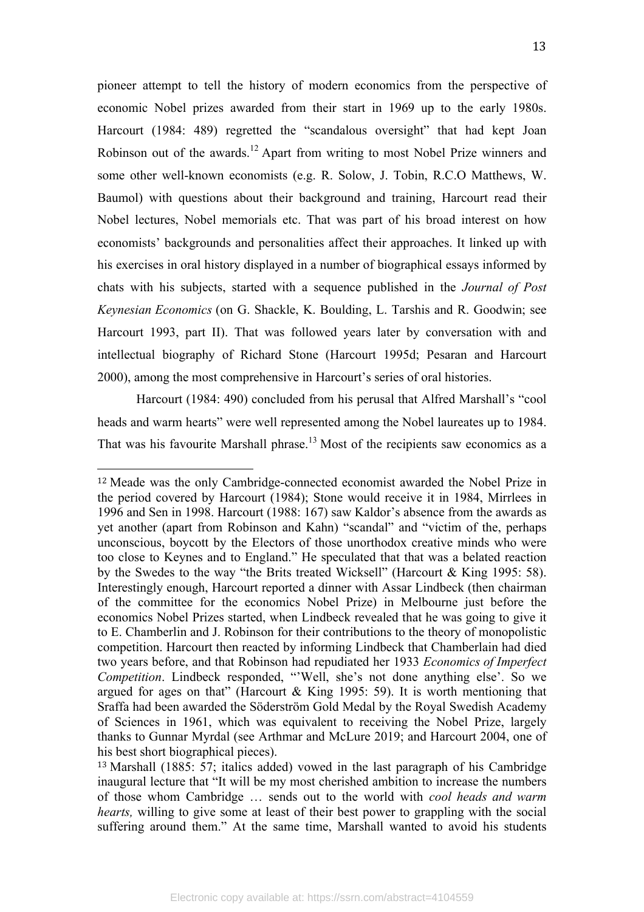pioneer attempt to tell the history of modern economics from the perspective of economic Nobel prizes awarded from their start in 1969 up to the early 1980s. Harcourt (1984: 489) regretted the "scandalous oversight" that had kept Joan Robinson out of the awards.[12] Apart from writing to most Nobel Prize winners and some other well-known economists (e.g. R. Solow, J. Tobin, R.C.O Matthews, W. Baumol) with questions about their background and training, Harcourt read their Nobel lectures, Nobel memorials etc. That was part of his broad interest on how economists' backgrounds and personalities affect their approaches. It linked up with his exercises in oral history displayed in a number of biographical essays informed by chats with his subjects, started with a sequence published in the *Journal of Post Keynesian Economics* (on G. Shackle, K. Boulding, L. Tarshis and R. Goodwin; see Harcourt 1993, part II). That was followed years later by conversation with and intellectual biography of Richard Stone (Harcourt 1995d; Pesaran and Harcourt 2000), among the most comprehensive in Harcourt's series of oral histories.

Harcourt (1984: 490) concluded from his perusal that Alfred Marshall's "cool heads and warm hearts" were well represented among the Nobel laureates up to 1984. That was his favourite Marshall phrase.[13] Most of the recipients saw economics as a

---

[12] Meade was the only Cambridge-connected economist awarded the Nobel Prize in the period covered by Harcourt (1984); Stone would receive it in 1984, Mirrlees in 1996 and Sen in 1998. Harcourt (1988: 167) saw Kaldor's absence from the awards as yet another (apart from Robinson and Kahn) "scandal" and "victim of the, perhaps unconscious, boycott by the Electors of those unorthodox creative minds who were too close to Keynes and to England." He speculated that that was a belated reaction by the Swedes to the way "the Brits treated Wicksell" (Harcourt & King 1995: 58). Interestingly enough, Harcourt reported a dinner with Assar Lindbeck (then chairman of the committee for the economics Nobel Prize) in Melbourne just before the economics Nobel Prizes started, when Lindbeck revealed that he was going to give it to E. Chamberlin and J. Robinson for their contributions to the theory of monopolistic competition. Harcourt then reacted by informing Lindbeck that Chamberlain had died two years before, and that Robinson had repudiated her 1933 *Economics of Imperfect Competition*. Lindbeck responded, "'Well, she's not done anything else'. So we argued for ages on that" (Harcourt & King 1995: 59). It is worth mentioning that Sraffa had been awarded the Söderström Gold Medal by the Royal Swedish Academy of Sciences in 1961, which was equivalent to receiving the Nobel Prize, largely thanks to Gunnar Myrdal (see Arthmar and McLure 2019; and Harcourt 2004, one of his best short biographical pieces).

[13] Marshall (1885: 57; italics added) vowed in the last paragraph of his Cambridge inaugural lecture that "It will be my most cherished ambition to increase the numbers of those whom Cambridge … sends out to the world with *cool heads and warm hearts,* willing to give some at least of their best power to grappling with the social suffering around them." At the same time, Marshall wanted to avoid his students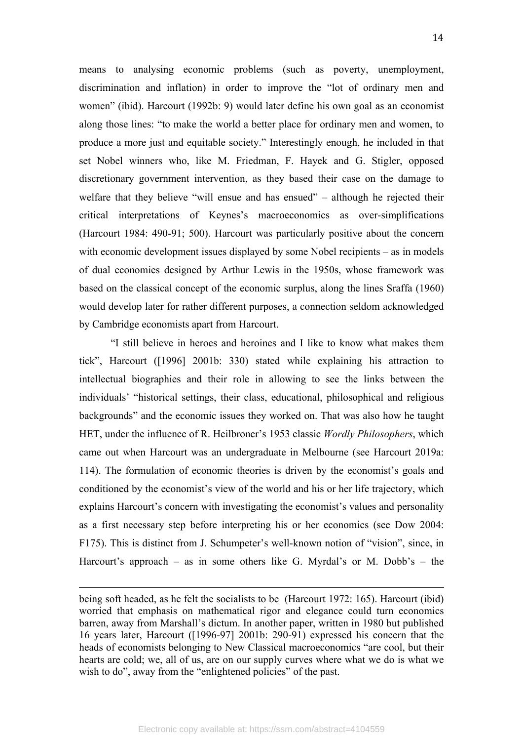means to analysing economic problems (such as poverty, unemployment, discrimination and inflation) in order to improve the "lot of ordinary men and women" (ibid). Harcourt (1992b: 9) would later define his own goal as an economist along those lines: "to make the world a better place for ordinary men and women, to produce a more just and equitable society." Interestingly enough, he included in that set Nobel winners who, like M. Friedman, F. Hayek and G. Stigler, opposed discretionary government intervention, as they based their case on the damage to welfare that they believe "will ensue and has ensued" – although he rejected their critical interpretations of Keynes's macroeconomics as over-simplifications (Harcourt 1984: 490-91; 500). Harcourt was particularly positive about the concern with economic development issues displayed by some Nobel recipients – as in models of dual economies designed by Arthur Lewis in the 1950s, whose framework was based on the classical concept of the economic surplus, along the lines Sraffa (1960) would develop later for rather different purposes, a connection seldom acknowledged by Cambridge economists apart from Harcourt.

"I still believe in heroes and heroines and I like to know what makes them tick", Harcourt ([1996] 2001b: 330) stated while explaining his attraction to intellectual biographies and their role in allowing to see the links between the individuals' "historical settings, their class, educational, philosophical and religious backgrounds" and the economic issues they worked on. That was also how he taught HET, under the influence of R. Heilbroner's 1953 classic *Wordly Philosophers*, which came out when Harcourt was an undergraduate in Melbourne (see Harcourt 2019a: 114). The formulation of economic theories is driven by the economist's goals and conditioned by the economist's view of the world and his or her life trajectory, which explains Harcourt's concern with investigating the economist's values and personality as a first necessary step before interpreting his or her economics (see Dow 2004: F175). This is distinct from J. Schumpeter's well-known notion of "vision", since, in Harcourt's approach – as in some others like G. Myrdal's or M. Dobb's – the

---

being soft headed, as he felt the socialists to be (Harcourt 1972: 165). Harcourt (ibid) worried that emphasis on mathematical rigor and elegance could turn economics barren, away from Marshall's dictum. In another paper, written in 1980 but published 16 years later, Harcourt ([1996-97] 2001b: 290-91) expressed his concern that the heads of economists belonging to New Classical macroeconomics "are cool, but their hearts are cold; we, all of us, are on our supply curves where what we do is what we wish to do", away from the "enlightened policies" of the past.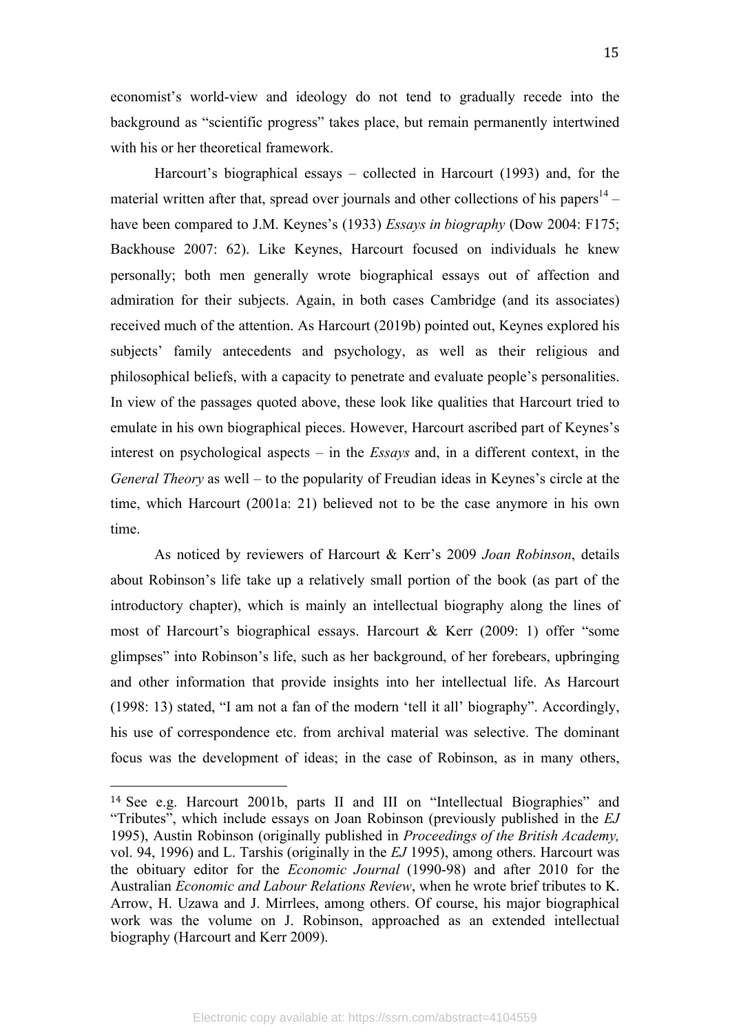economist's world-view and ideology do not tend to gradually recede into the background as "scientific progress" takes place, but remain permanently intertwined with his or her theoretical framework.

Harcourt's biographical essays – collected in Harcourt (1993) and, for the material written after that, spread over journals and other collections of his papers[14] – have been compared to J.M. Keynes's (1933) *Essays in biography* (Dow 2004: F175; Backhouse 2007: 62). Like Keynes, Harcourt focused on individuals he knew personally; both men generally wrote biographical essays out of affection and admiration for their subjects. Again, in both cases Cambridge (and its associates) received much of the attention. As Harcourt (2019b) pointed out, Keynes explored his subjects' family antecedents and psychology, as well as their religious and philosophical beliefs, with a capacity to penetrate and evaluate people's personalities. In view of the passages quoted above, these look like qualities that Harcourt tried to emulate in his own biographical pieces. However, Harcourt ascribed part of Keynes's interest on psychological aspects – in the *Essays* and, in a different context, in the *General Theory* as well – to the popularity of Freudian ideas in Keynes's circle at the time, which Harcourt (2001a: 21) believed not to be the case anymore in his own time.

As noticed by reviewers of Harcourt & Kerr's 2009 *Joan Robinson*, details about Robinson's life take up a relatively small portion of the book (as part of the introductory chapter), which is mainly an intellectual biography along the lines of most of Harcourt's biographical essays. Harcourt & Kerr (2009: 1) offer "some glimpses" into Robinson's life, such as her background, of her forebears, upbringing and other information that provide insights into her intellectual life. As Harcourt (1998: 13) stated, "I am not a fan of the modern 'tell it all' biography". Accordingly, his use of correspondence etc. from archival material was selective. The dominant focus was the development of ideas; in the case of Robinson, as in many others,

[14] See e.g. Harcourt 2001b, parts II and III on "Intellectual Biographies" and "Tributes", which include essays on Joan Robinson (previously published in the *EJ* 1995), Austin Robinson (originally published in *Proceedings of the British Academy,* vol. 94, 1996) and L. Tarshis (originally in the *EJ* 1995), among others. Harcourt was the obituary editor for the *Economic Journal* (1990-98) and after 2010 for the Australian *Economic and Labour Relations Review*, when he wrote brief tributes to K. Arrow, H. Uzawa and J. Mirrlees, among others. Of course, his major biographical work was the volume on J. Robinson, approached as an extended intellectual biography (Harcourt and Kerr 2009).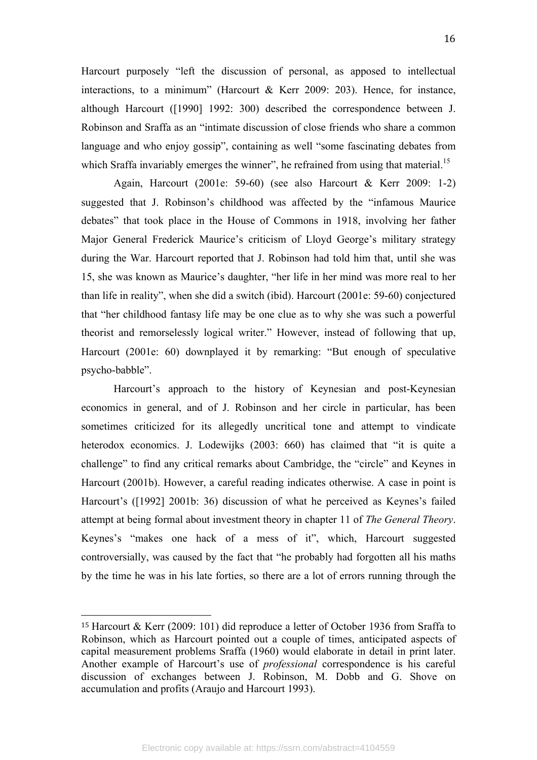Harcourt purposely "left the discussion of personal, as apposed to intellectual interactions, to a minimum" (Harcourt & Kerr 2009: 203). Hence, for instance, although Harcourt ([1990] 1992: 300) described the correspondence between J. Robinson and Sraffa as an "intimate discussion of close friends who share a common language and who enjoy gossip", containing as well "some fascinating debates from which Sraffa invariably emerges the winner", he refrained from using that material.[15]

Again, Harcourt (2001e: 59-60) (see also Harcourt & Kerr 2009: 1-2) suggested that J. Robinson's childhood was affected by the "infamous Maurice debates" that took place in the House of Commons in 1918, involving her father Major General Frederick Maurice's criticism of Lloyd George's military strategy during the War. Harcourt reported that J. Robinson had told him that, until she was 15, she was known as Maurice's daughter, "her life in her mind was more real to her than life in reality", when she did a switch (ibid). Harcourt (2001e: 59-60) conjectured that "her childhood fantasy life may be one clue as to why she was such a powerful theorist and remorselessly logical writer." However, instead of following that up, Harcourt (2001e: 60) downplayed it by remarking: "But enough of speculative psycho-babble".

Harcourt's approach to the history of Keynesian and post-Keynesian economics in general, and of J. Robinson and her circle in particular, has been sometimes criticized for its allegedly uncritical tone and attempt to vindicate heterodox economics. J. Lodewijks (2003: 660) has claimed that "it is quite a challenge" to find any critical remarks about Cambridge, the "circle" and Keynes in Harcourt (2001b). However, a careful reading indicates otherwise. A case in point is Harcourt's ([1992] 2001b: 36) discussion of what he perceived as Keynes's failed attempt at being formal about investment theory in chapter 11 of *The General Theory*. Keynes's "makes one hack of a mess of it", which, Harcourt suggested controversially, was caused by the fact that "he probably had forgotten all his maths by the time he was in his late forties, so there are a lot of errors running through the

---

[15] Harcourt & Kerr (2009: 101) did reproduce a letter of October 1936 from Sraffa to Robinson, which as Harcourt pointed out a couple of times, anticipated aspects of capital measurement problems Sraffa (1960) would elaborate in detail in print later. Another example of Harcourt's use of *professional* correspondence is his careful discussion of exchanges between J. Robinson, M. Dobb and G. Shove on accumulation and profits (Araujo and Harcourt 1993).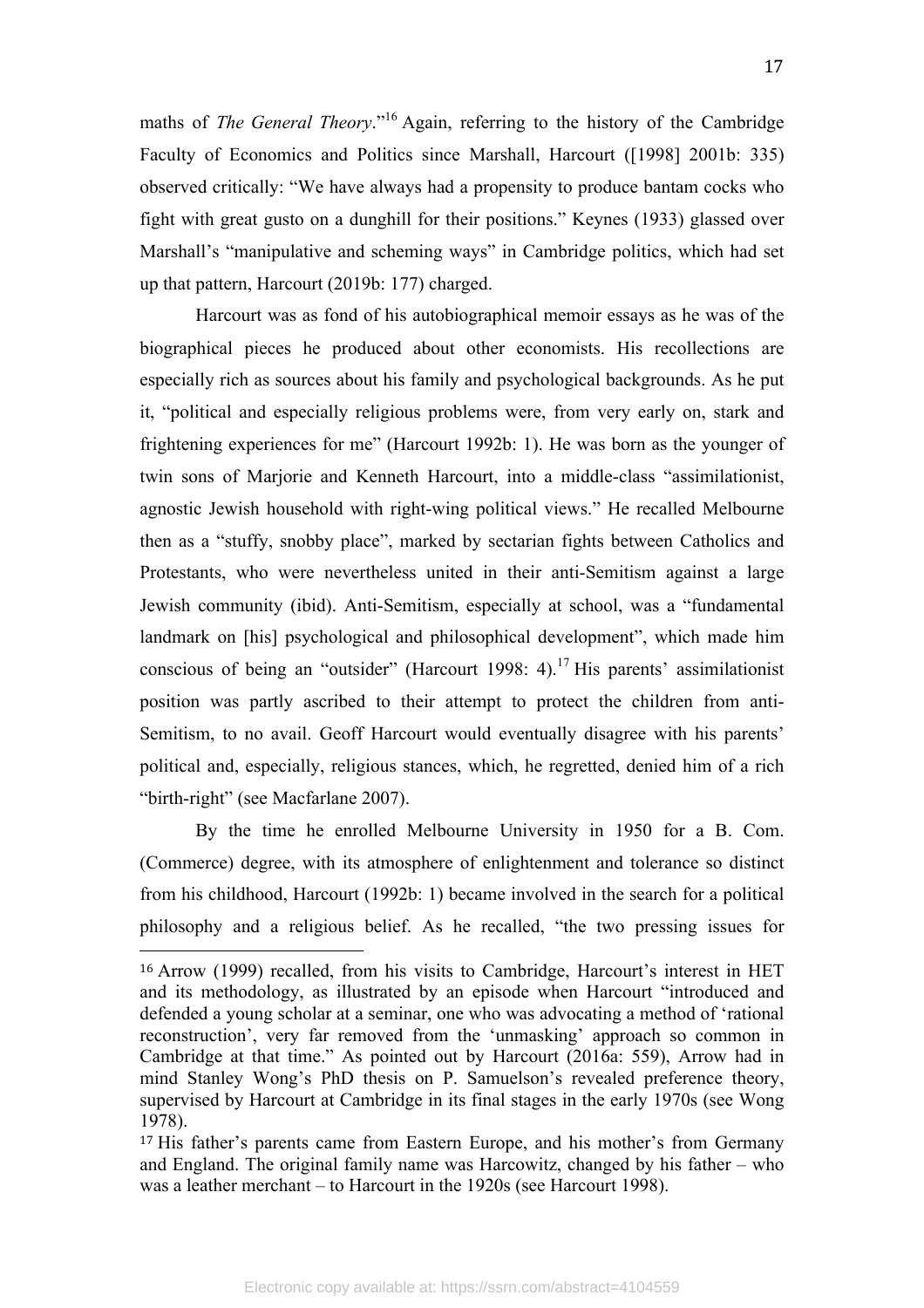maths of *The General Theory*."[16] Again, referring to the history of the Cambridge Faculty of Economics and Politics since Marshall, Harcourt ([1998] 2001b: 335) observed critically: "We have always had a propensity to produce bantam cocks who fight with great gusto on a dunghill for their positions." Keynes (1933) glassed over Marshall's "manipulative and scheming ways" in Cambridge politics, which had set up that pattern, Harcourt (2019b: 177) charged.

Harcourt was as fond of his autobiographical memoir essays as he was of the biographical pieces he produced about other economists. His recollections are especially rich as sources about his family and psychological backgrounds. As he put it, "political and especially religious problems were, from very early on, stark and frightening experiences for me" (Harcourt 1992b: 1). He was born as the younger of twin sons of Marjorie and Kenneth Harcourt, into a middle-class "assimilationist, agnostic Jewish household with right-wing political views." He recalled Melbourne then as a "stuffy, snobby place", marked by sectarian fights between Catholics and Protestants, who were nevertheless united in their anti-Semitism against a large Jewish community (ibid). Anti-Semitism, especially at school, was a "fundamental landmark on [his] psychological and philosophical development", which made him conscious of being an "outsider" (Harcourt 1998: 4).[17] His parents' assimilationist position was partly ascribed to their attempt to protect the children from anti-Semitism, to no avail. Geoff Harcourt would eventually disagree with his parents' political and, especially, religious stances, which, he regretted, denied him of a rich "birth-right" (see Macfarlane 2007).

By the time he enrolled Melbourne University in 1950 for a B. Com. (Commerce) degree, with its atmosphere of enlightenment and tolerance so distinct from his childhood, Harcourt (1992b: 1) became involved in the search for a political philosophy and a religious belief. As he recalled, "the two pressing issues for

---

[16] Arrow (1999) recalled, from his visits to Cambridge, Harcourt's interest in HET and its methodology, as illustrated by an episode when Harcourt "introduced and defended a young scholar at a seminar, one who was advocating a method of 'rational reconstruction', very far removed from the 'unmasking' approach so common in Cambridge at that time." As pointed out by Harcourt (2016a: 559), Arrow had in mind Stanley Wong's PhD thesis on P. Samuelson's revealed preference theory, supervised by Harcourt at Cambridge in its final stages in the early 1970s (see Wong 1978).

[17] His father's parents came from Eastern Europe, and his mother's from Germany and England. The original family name was Harcowitz, changed by his father – who was a leather merchant – to Harcourt in the 1920s (see Harcourt 1998).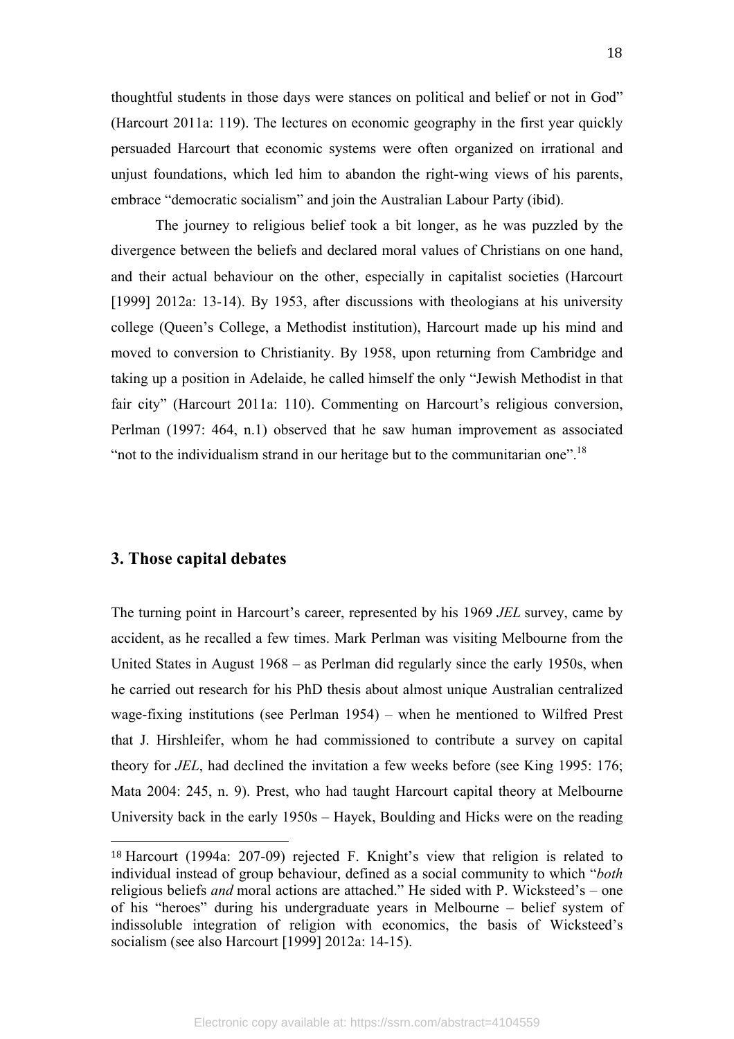thoughtful students in those days were stances on political and belief or not in God" (Harcourt 2011a: 119). The lectures on economic geography in the first year quickly persuaded Harcourt that economic systems were often organized on irrational and unjust foundations, which led him to abandon the right-wing views of his parents, embrace "democratic socialism" and join the Australian Labour Party (ibid).

The journey to religious belief took a bit longer, as he was puzzled by the divergence between the beliefs and declared moral values of Christians on one hand, and their actual behaviour on the other, especially in capitalist societies (Harcourt [1999] 2012a: 13-14). By 1953, after discussions with theologians at his university college (Queen's College, a Methodist institution), Harcourt made up his mind and moved to conversion to Christianity. By 1958, upon returning from Cambridge and taking up a position in Adelaide, he called himself the only "Jewish Methodist in that fair city" (Harcourt 2011a: 110). Commenting on Harcourt's religious conversion, Perlman (1997: 464, n.1) observed that he saw human improvement as associated "not to the individualism strand in our heritage but to the communitarian one".[18]

## 3. Those capital debates

The turning point in Harcourt's career, represented by his 1969 *JEL* survey, came by accident, as he recalled a few times. Mark Perlman was visiting Melbourne from the United States in August 1968 – as Perlman did regularly since the early 1950s, when he carried out research for his PhD thesis about almost unique Australian centralized wage-fixing institutions (see Perlman 1954) – when he mentioned to Wilfred Prest that J. Hirshleifer, whom he had commissioned to contribute a survey on capital theory for *JEL*, had declined the invitation a few weeks before (see King 1995: 176; Mata 2004: 245, n. 9). Prest, who had taught Harcourt capital theory at Melbourne University back in the early 1950s – Hayek, Boulding and Hicks were on the reading

---

[18] Harcourt (1994a: 207-09) rejected F. Knight's view that religion is related to individual instead of group behaviour, defined as a social community to which "*both* religious beliefs *and* moral actions are attached." He sided with P. Wicksteed's – one of his "heroes" during his undergraduate years in Melbourne – belief system of indissoluble integration of religion with economics, the basis of Wicksteed's socialism (see also Harcourt [1999] 2012a: 14-15).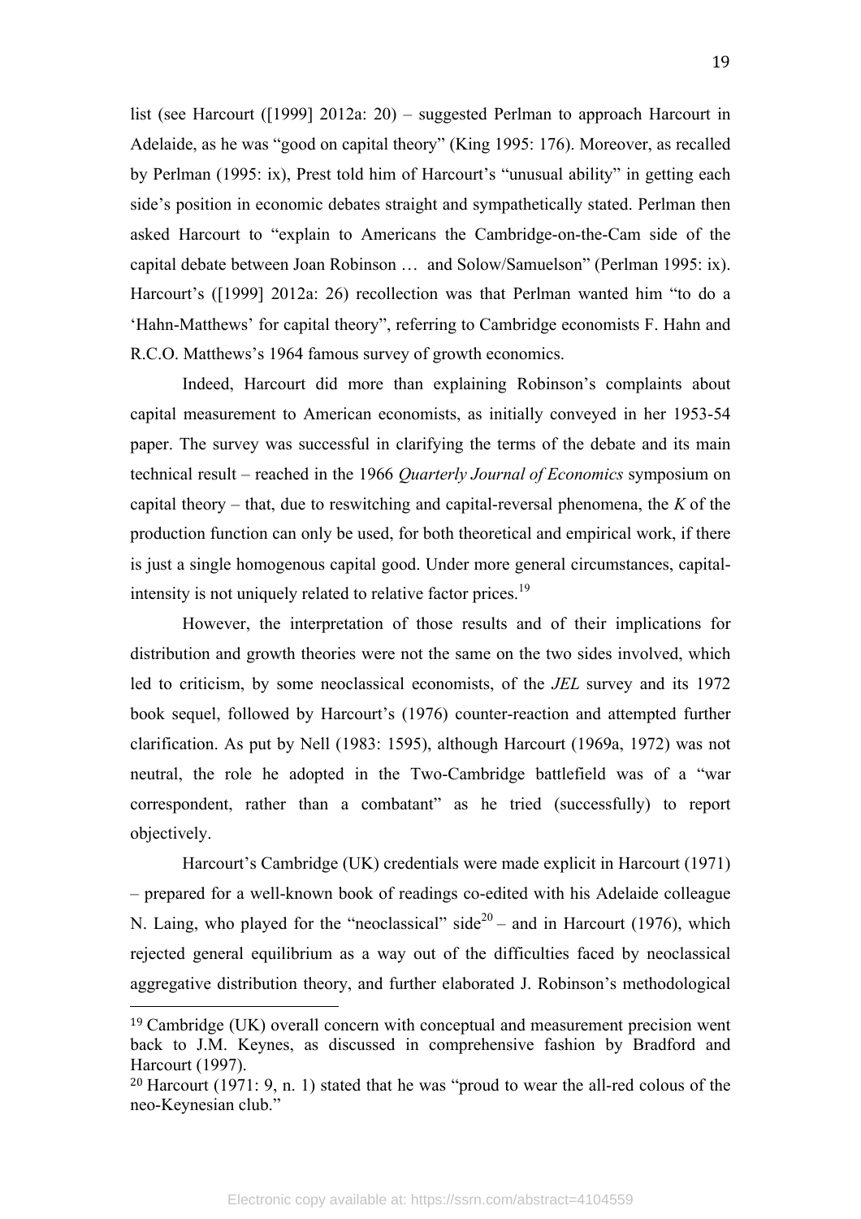list (see Harcourt ([1999] 2012a: 20) – suggested Perlman to approach Harcourt in Adelaide, as he was "good on capital theory" (King 1995: 176). Moreover, as recalled by Perlman (1995: ix), Prest told him of Harcourt's "unusual ability" in getting each side's position in economic debates straight and sympathetically stated. Perlman then asked Harcourt to "explain to Americans the Cambridge-on-the-Cam side of the capital debate between Joan Robinson … and Solow/Samuelson" (Perlman 1995: ix). Harcourt's ([1999] 2012a: 26) recollection was that Perlman wanted him "to do a 'Hahn-Matthews' for capital theory", referring to Cambridge economists F. Hahn and R.C.O. Matthews's 1964 famous survey of growth economics.

Indeed, Harcourt did more than explaining Robinson's complaints about capital measurement to American economists, as initially conveyed in her 1953-54 paper. The survey was successful in clarifying the terms of the debate and its main technical result – reached in the 1966 *Quarterly Journal of Economics* symposium on capital theory – that, due to reswitching and capital-reversal phenomena, the $K$ of the production function can only be used, for both theoretical and empirical work, if there is just a single homogenous capital good. Under more general circumstances, capital-intensity is not uniquely related to relative factor prices.[19]

However, the interpretation of those results and of their implications for distribution and growth theories were not the same on the two sides involved, which led to criticism, by some neoclassical economists, of the *JEL* survey and its 1972 book sequel, followed by Harcourt's (1976) counter-reaction and attempted further clarification. As put by Nell (1983: 1595), although Harcourt (1969a, 1972) was not neutral, the role he adopted in the Two-Cambridge battlefield was of a "war correspondent, rather than a combatant" as he tried (successfully) to report objectively.

Harcourt's Cambridge (UK) credentials were made explicit in Harcourt (1971) – prepared for a well-known book of readings co-edited with his Adelaide colleague N. Laing, who played for the "neoclassical" side[20] – and in Harcourt (1976), which rejected general equilibrium as a way out of the difficulties faced by neoclassical aggregative distribution theory, and further elaborated J. Robinson's methodological

---

[19] Cambridge (UK) overall concern with conceptual and measurement precision went back to J.M. Keynes, as discussed in comprehensive fashion by Bradford and Harcourt (1997).

[20] Harcourt (1971: 9, n. 1) stated that he was "proud to wear the all-red colous of the neo-Keynesian club."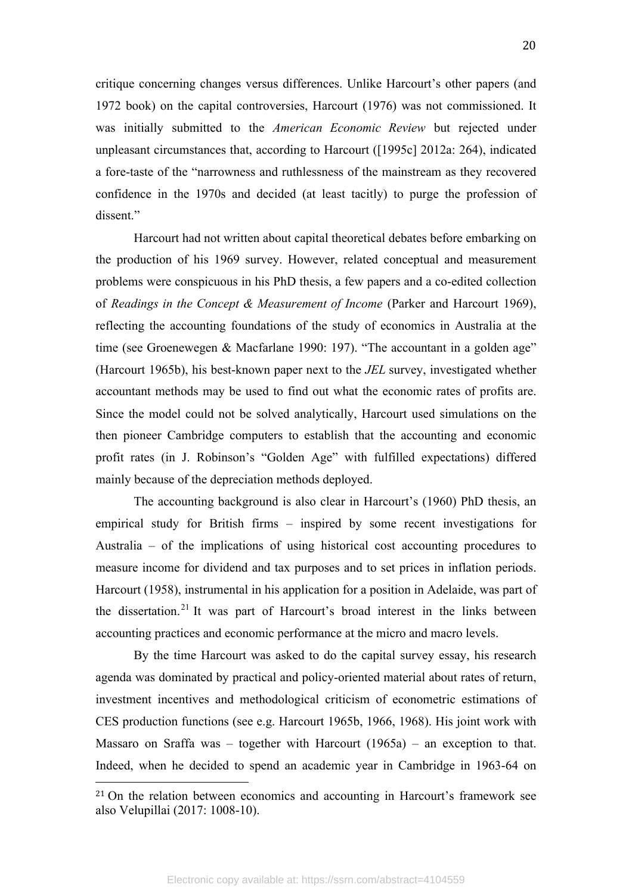critique concerning changes versus differences. Unlike Harcourt's other papers (and 1972 book) on the capital controversies, Harcourt (1976) was not commissioned. It was initially submitted to the *American Economic Review* but rejected under unpleasant circumstances that, according to Harcourt ([1995c] 2012a: 264), indicated a fore-taste of the "narrowness and ruthlessness of the mainstream as they recovered confidence in the 1970s and decided (at least tacitly) to purge the profession of dissent."

Harcourt had not written about capital theoretical debates before embarking on the production of his 1969 survey. However, related conceptual and measurement problems were conspicuous in his PhD thesis, a few papers and a co-edited collection of *Readings in the Concept & Measurement of Income* (Parker and Harcourt 1969), reflecting the accounting foundations of the study of economics in Australia at the time (see Groenewegen & Macfarlane 1990: 197). "The accountant in a golden age" (Harcourt 1965b), his best-known paper next to the *JEL* survey, investigated whether accountant methods may be used to find out what the economic rates of profits are. Since the model could not be solved analytically, Harcourt used simulations on the then pioneer Cambridge computers to establish that the accounting and economic profit rates (in J. Robinson's "Golden Age" with fulfilled expectations) differed mainly because of the depreciation methods deployed.

The accounting background is also clear in Harcourt's (1960) PhD thesis, an empirical study for British firms – inspired by some recent investigations for Australia – of the implications of using historical cost accounting procedures to measure income for dividend and tax purposes and to set prices in inflation periods. Harcourt (1958), instrumental in his application for a position in Adelaide, was part of the dissertation.[21] It was part of Harcourt's broad interest in the links between accounting practices and economic performance at the micro and macro levels.

By the time Harcourt was asked to do the capital survey essay, his research agenda was dominated by practical and policy-oriented material about rates of return, investment incentives and methodological criticism of econometric estimations of CES production functions (see e.g. Harcourt 1965b, 1966, 1968). His joint work with Massaro on Sraffa was – together with Harcourt (1965a) – an exception to that. Indeed, when he decided to spend an academic year in Cambridge in 1963-64 on

[21] On the relation between economics and accounting in Harcourt's framework see also Velupillai (2017: 1008-10).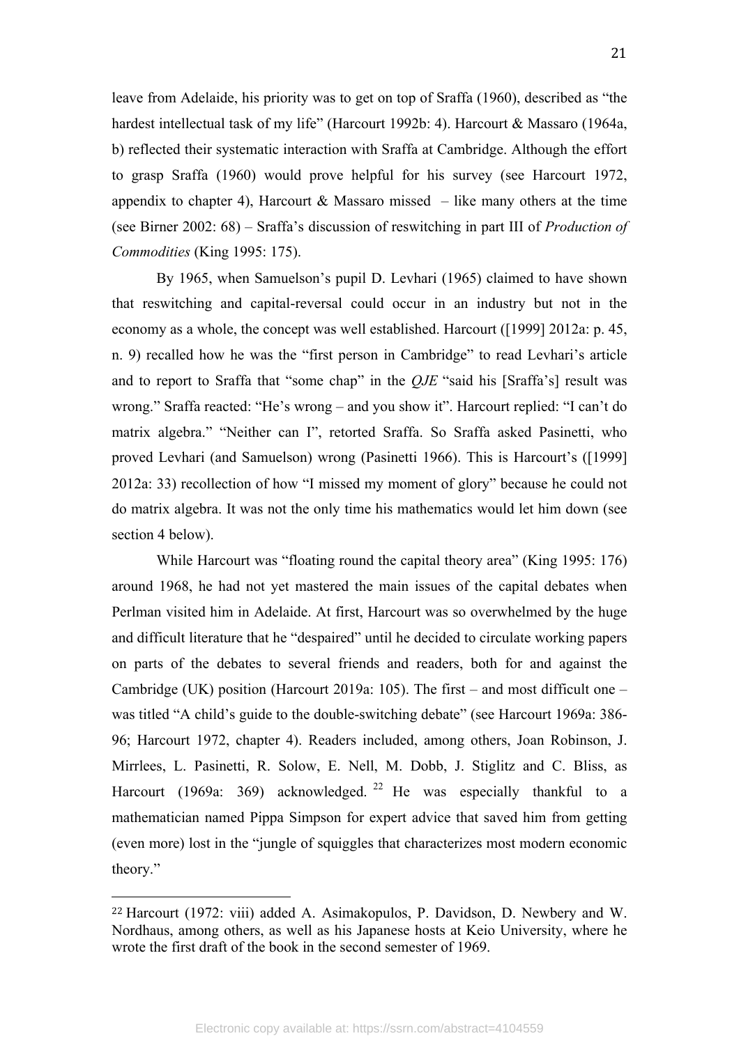leave from Adelaide, his priority was to get on top of Sraffa (1960), described as "the hardest intellectual task of my life" (Harcourt 1992b: 4). Harcourt & Massaro (1964a, b) reflected their systematic interaction with Sraffa at Cambridge. Although the effort to grasp Sraffa (1960) would prove helpful for his survey (see Harcourt 1972, appendix to chapter 4), Harcourt & Massaro missed – like many others at the time (see Birner 2002: 68) – Sraffa's discussion of reswitching in part III of *Production of Commodities* (King 1995: 175).

By 1965, when Samuelson's pupil D. Levhari (1965) claimed to have shown that reswitching and capital-reversal could occur in an industry but not in the economy as a whole, the concept was well established. Harcourt ([1999] 2012a: p. 45, n. 9) recalled how he was the "first person in Cambridge" to read Levhari's article and to report to Sraffa that "some chap" in the *QJE* "said his [Sraffa's] result was wrong." Sraffa reacted: "He's wrong – and you show it". Harcourt replied: "I can't do matrix algebra." "Neither can I", retorted Sraffa. So Sraffa asked Pasinetti, who proved Levhari (and Samuelson) wrong (Pasinetti 1966). This is Harcourt's ([1999] 2012a: 33) recollection of how "I missed my moment of glory" because he could not do matrix algebra. It was not the only time his mathematics would let him down (see section 4 below).

While Harcourt was "floating round the capital theory area" (King 1995: 176) around 1968, he had not yet mastered the main issues of the capital debates when Perlman visited him in Adelaide. At first, Harcourt was so overwhelmed by the huge and difficult literature that he "despaired" until he decided to circulate working papers on parts of the debates to several friends and readers, both for and against the Cambridge (UK) position (Harcourt 2019a: 105). The first – and most difficult one – was titled "A child's guide to the double-switching debate" (see Harcourt 1969a: 386-96; Harcourt 1972, chapter 4). Readers included, among others, Joan Robinson, J. Mirrlees, L. Pasinetti, R. Solow, E. Nell, M. Dobb, J. Stiglitz and C. Bliss, as Harcourt (1969a: 369) acknowledged.[22] He was especially thankful to a mathematician named Pippa Simpson for expert advice that saved him from getting (even more) lost in the "jungle of squiggles that characterizes most modern economic theory."

---

[22] Harcourt (1972: viii) added A. Asimakopulos, P. Davidson, D. Newbery and W. Nordhaus, among others, as well as his Japanese hosts at Keio University, where he wrote the first draft of the book in the second semester of 1969.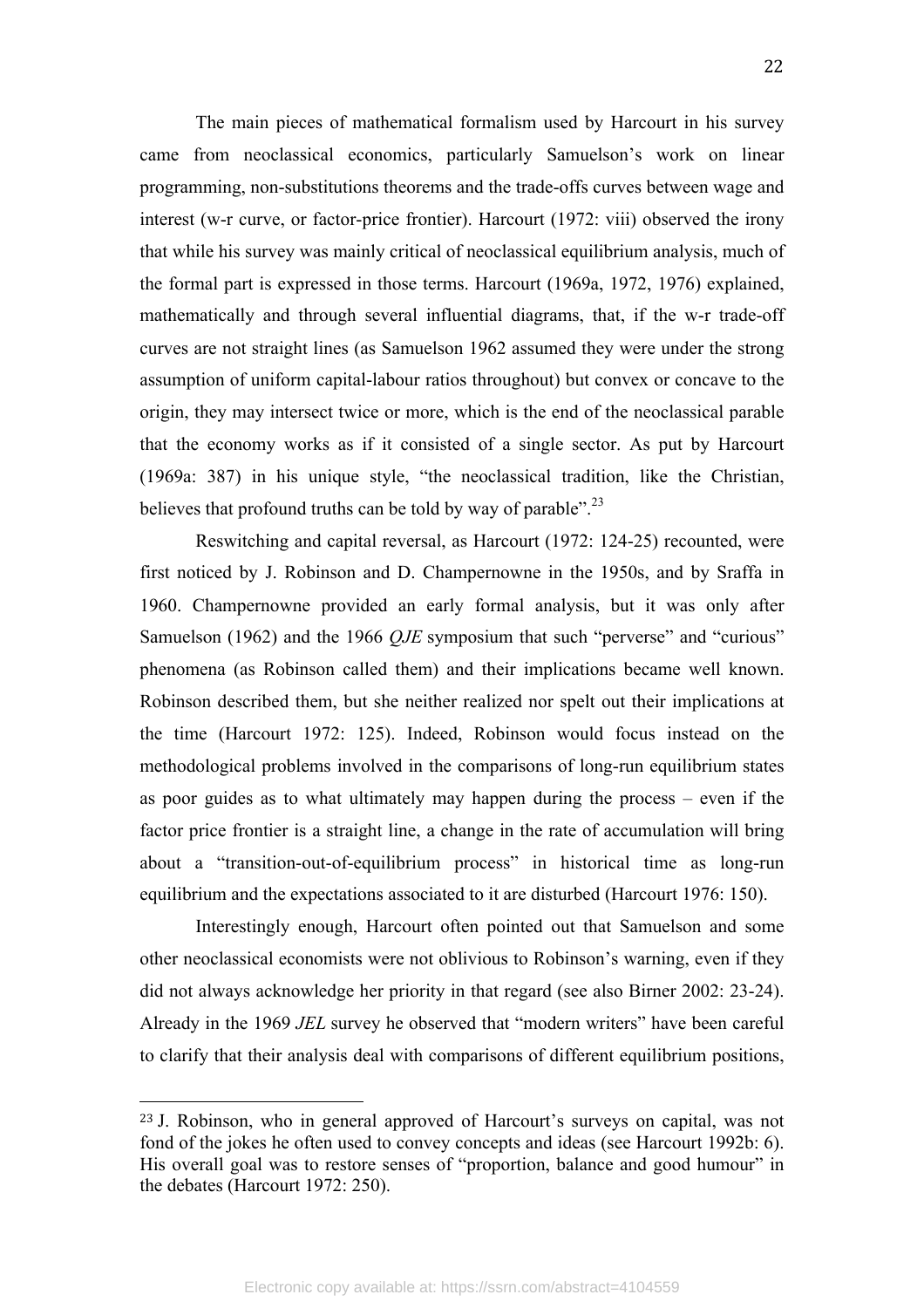The main pieces of mathematical formalism used by Harcourt in his survey came from neoclassical economics, particularly Samuelson's work on linear programming, non-substitutions theorems and the trade-offs curves between wage and interest (w-r curve, or factor-price frontier). Harcourt (1972: viii) observed the irony that while his survey was mainly critical of neoclassical equilibrium analysis, much of the formal part is expressed in those terms. Harcourt (1969a, 1972, 1976) explained, mathematically and through several influential diagrams, that, if the w-r trade-off curves are not straight lines (as Samuelson 1962 assumed they were under the strong assumption of uniform capital-labour ratios throughout) but convex or concave to the origin, they may intersect twice or more, which is the end of the neoclassical parable that the economy works as if it consisted of a single sector. As put by Harcourt (1969a: 387) in his unique style, "the neoclassical tradition, like the Christian, believes that profound truths can be told by way of parable".[23]

Reswitching and capital reversal, as Harcourt (1972: 124-25) recounted, were first noticed by J. Robinson and D. Champernowne in the 1950s, and by Sraffa in 1960. Champernowne provided an early formal analysis, but it was only after Samuelson (1962) and the 1966 *QJE* symposium that such "perverse" and "curious" phenomena (as Robinson called them) and their implications became well known. Robinson described them, but she neither realized nor spelt out their implications at the time (Harcourt 1972: 125). Indeed, Robinson would focus instead on the methodological problems involved in the comparisons of long-run equilibrium states as poor guides as to what ultimately may happen during the process – even if the factor price frontier is a straight line, a change in the rate of accumulation will bring about a "transition-out-of-equilibrium process" in historical time as long-run equilibrium and the expectations associated to it are disturbed (Harcourt 1976: 150).

Interestingly enough, Harcourt often pointed out that Samuelson and some other neoclassical economists were not oblivious to Robinson's warning, even if they did not always acknowledge her priority in that regard (see also Birner 2002: 23-24). Already in the 1969 *JEL* survey he observed that "modern writers" have been careful to clarify that their analysis deal with comparisons of different equilibrium positions,

---

[23] J. Robinson, who in general approved of Harcourt's surveys on capital, was not fond of the jokes he often used to convey concepts and ideas (see Harcourt 1992b: 6). His overall goal was to restore senses of "proportion, balance and good humour" in the debates (Harcourt 1972: 250).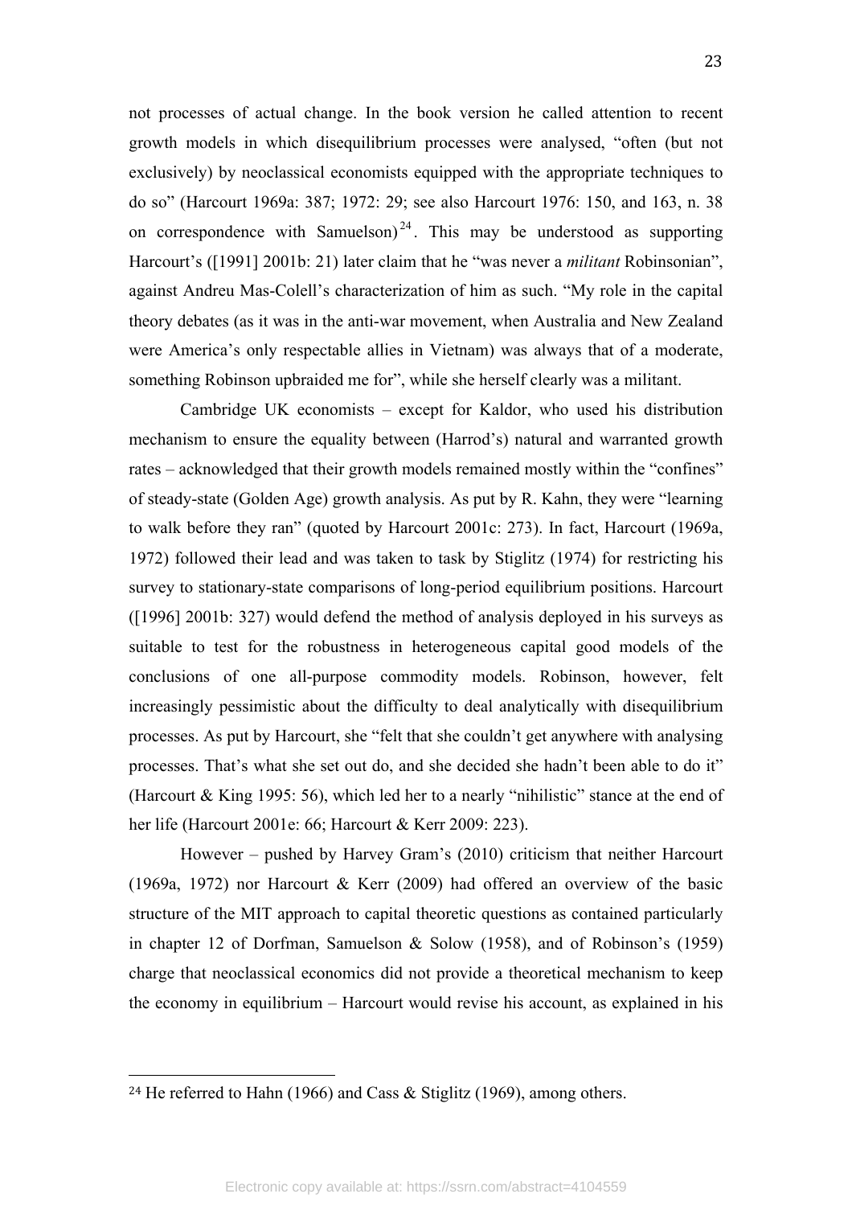not processes of actual change. In the book version he called attention to recent growth models in which disequilibrium processes were analysed, "often (but not exclusively) by neoclassical economists equipped with the appropriate techniques to do so" (Harcourt 1969a: 387; 1972: 29; see also Harcourt 1976: 150, and 163, n. 38 on correspondence with Samuelson)[24]. This may be understood as supporting Harcourt's ([1991] 2001b: 21) later claim that he "was never a *militant* Robinsonian", against Andreu Mas-Colell's characterization of him as such. "My role in the capital theory debates (as it was in the anti-war movement, when Australia and New Zealand were America's only respectable allies in Vietnam) was always that of a moderate, something Robinson upbraided me for", while she herself clearly was a militant.

Cambridge UK economists – except for Kaldor, who used his distribution mechanism to ensure the equality between (Harrod's) natural and warranted growth rates – acknowledged that their growth models remained mostly within the "confines" of steady-state (Golden Age) growth analysis. As put by R. Kahn, they were "learning to walk before they ran" (quoted by Harcourt 2001c: 273). In fact, Harcourt (1969a, 1972) followed their lead and was taken to task by Stiglitz (1974) for restricting his survey to stationary-state comparisons of long-period equilibrium positions. Harcourt ([1996] 2001b: 327) would defend the method of analysis deployed in his surveys as suitable to test for the robustness in heterogeneous capital good models of the conclusions of one all-purpose commodity models. Robinson, however, felt increasingly pessimistic about the difficulty to deal analytically with disequilibrium processes. As put by Harcourt, she "felt that she couldn't get anywhere with analysing processes. That's what she set out do, and she decided she hadn't been able to do it" (Harcourt & King 1995: 56), which led her to a nearly "nihilistic" stance at the end of her life (Harcourt 2001e: 66; Harcourt & Kerr 2009: 223).

However – pushed by Harvey Gram's (2010) criticism that neither Harcourt (1969a, 1972) nor Harcourt & Kerr (2009) had offered an overview of the basic structure of the MIT approach to capital theoretic questions as contained particularly in chapter 12 of Dorfman, Samuelson & Solow (1958), and of Robinson's (1959) charge that neoclassical economics did not provide a theoretical mechanism to keep the economy in equilibrium – Harcourt would revise his account, as explained in his

[24] He referred to Hahn (1966) and Cass & Stiglitz (1969), among others.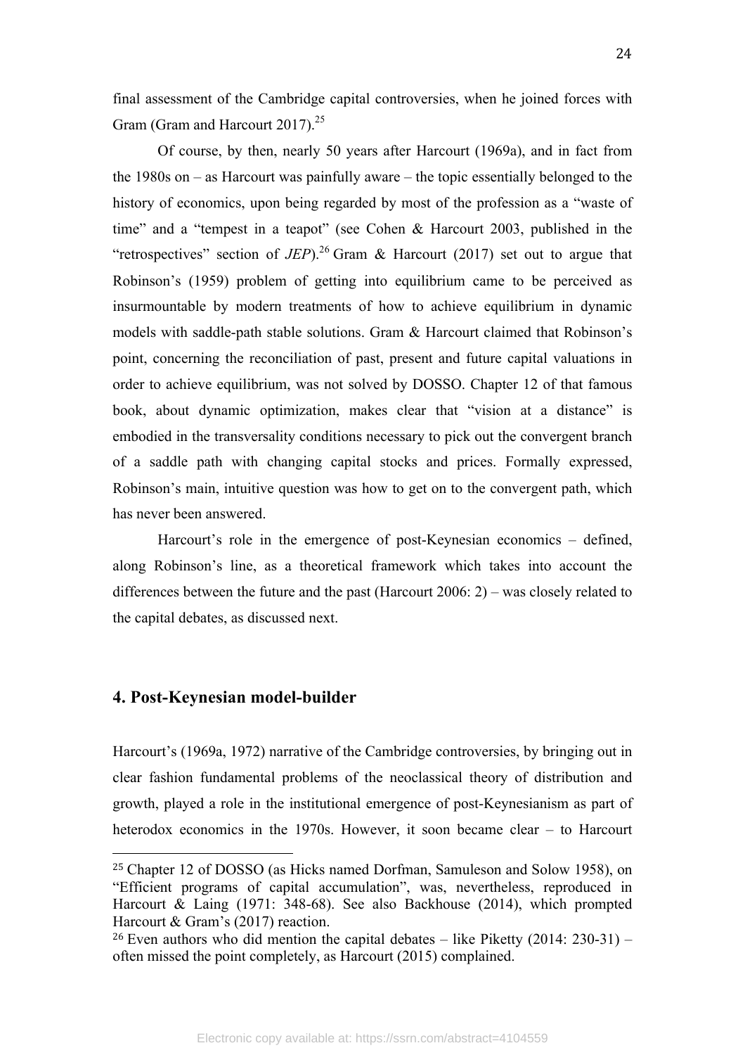final assessment of the Cambridge capital controversies, when he joined forces with Gram (Gram and Harcourt 2017).[25]

Of course, by then, nearly 50 years after Harcourt (1969a), and in fact from the 1980s on – as Harcourt was painfully aware – the topic essentially belonged to the history of economics, upon being regarded by most of the profession as a "waste of time" and a "tempest in a teapot" (see Cohen & Harcourt 2003, published in the "retrospectives" section of *JEP*).[26] Gram & Harcourt (2017) set out to argue that Robinson's (1959) problem of getting into equilibrium came to be perceived as insurmountable by modern treatments of how to achieve equilibrium in dynamic models with saddle-path stable solutions. Gram & Harcourt claimed that Robinson's point, concerning the reconciliation of past, present and future capital valuations in order to achieve equilibrium, was not solved by DOSSO. Chapter 12 of that famous book, about dynamic optimization, makes clear that "vision at a distance" is embodied in the transversality conditions necessary to pick out the convergent branch of a saddle path with changing capital stocks and prices. Formally expressed, Robinson's main, intuitive question was how to get on to the convergent path, which has never been answered.

Harcourt's role in the emergence of post-Keynesian economics – defined, along Robinson's line, as a theoretical framework which takes into account the differences between the future and the past (Harcourt 2006: 2) – was closely related to the capital debates, as discussed next.

## 4. Post-Keynesian model-builder

Harcourt's (1969a, 1972) narrative of the Cambridge controversies, by bringing out in clear fashion fundamental problems of the neoclassical theory of distribution and growth, played a role in the institutional emergence of post-Keynesianism as part of heterodox economics in the 1970s. However, it soon became clear – to Harcourt

[25] Chapter 12 of DOSSO (as Hicks named Dorfman, Samuleson and Solow 1958), on "Efficient programs of capital accumulation", was, nevertheless, reproduced in Harcourt & Laing (1971: 348-68). See also Backhouse (2014), which prompted Harcourt & Gram's (2017) reaction.

[26] Even authors who did mention the capital debates – like Piketty (2014: 230-31) – often missed the point completely, as Harcourt (2015) complained.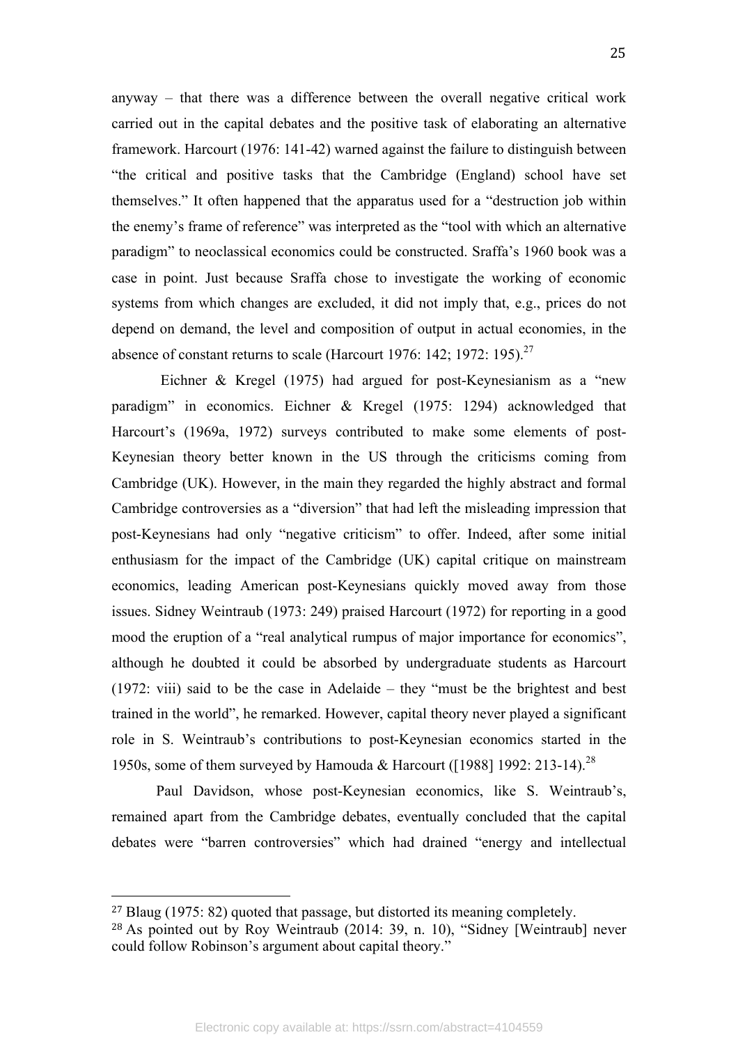anyway – that there was a difference between the overall negative critical work carried out in the capital debates and the positive task of elaborating an alternative framework. Harcourt (1976: 141-42) warned against the failure to distinguish between "the critical and positive tasks that the Cambridge (England) school have set themselves." It often happened that the apparatus used for a "destruction job within the enemy's frame of reference" was interpreted as the "tool with which an alternative paradigm" to neoclassical economics could be constructed. Sraffa's 1960 book was a case in point. Just because Sraffa chose to investigate the working of economic systems from which changes are excluded, it did not imply that, e.g., prices do not depend on demand, the level and composition of output in actual economies, in the absence of constant returns to scale (Harcourt 1976: 142; 1972: 195).[27]

Eichner & Kregel (1975) had argued for post-Keynesianism as a "new paradigm" in economics. Eichner & Kregel (1975: 1294) acknowledged that Harcourt's (1969a, 1972) surveys contributed to make some elements of post-Keynesian theory better known in the US through the criticisms coming from Cambridge (UK). However, in the main they regarded the highly abstract and formal Cambridge controversies as a "diversion" that had left the misleading impression that post-Keynesians had only "negative criticism" to offer. Indeed, after some initial enthusiasm for the impact of the Cambridge (UK) capital critique on mainstream economics, leading American post-Keynesians quickly moved away from those issues. Sidney Weintraub (1973: 249) praised Harcourt (1972) for reporting in a good mood the eruption of a "real analytical rumpus of major importance for economics", although he doubted it could be absorbed by undergraduate students as Harcourt (1972: viii) said to be the case in Adelaide – they "must be the brightest and best trained in the world", he remarked. However, capital theory never played a significant role in S. Weintraub's contributions to post-Keynesian economics started in the 1950s, some of them surveyed by Hamouda & Harcourt ([1988] 1992: 213-14).[28]

Paul Davidson, whose post-Keynesian economics, like S. Weintraub's, remained apart from the Cambridge debates, eventually concluded that the capital debates were "barren controversies" which had drained "energy and intellectual

---

[27] Blaug (1975: 82) quoted that passage, but distorted its meaning completely.

[28] As pointed out by Roy Weintraub (2014: 39, n. 10), "Sidney [Weintraub] never could follow Robinson's argument about capital theory."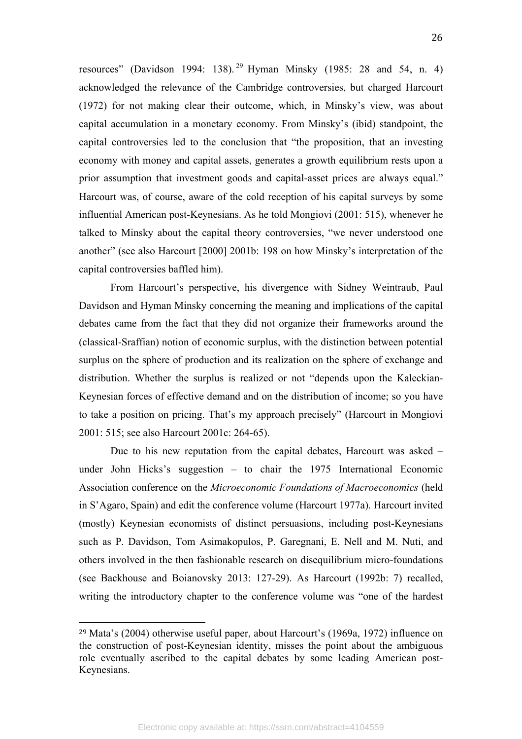resources" (Davidson 1994: 138).[29] Hyman Minsky (1985: 28 and 54, n. 4) acknowledged the relevance of the Cambridge controversies, but charged Harcourt (1972) for not making clear their outcome, which, in Minsky's view, was about capital accumulation in a monetary economy. From Minsky's (ibid) standpoint, the capital controversies led to the conclusion that "the proposition, that an investing economy with money and capital assets, generates a growth equilibrium rests upon a prior assumption that investment goods and capital-asset prices are always equal." Harcourt was, of course, aware of the cold reception of his capital surveys by some influential American post-Keynesians. As he told Mongiovi (2001: 515), whenever he talked to Minsky about the capital theory controversies, "we never understood one another" (see also Harcourt [2000] 2001b: 198 on how Minsky's interpretation of the capital controversies baffled him).

From Harcourt's perspective, his divergence with Sidney Weintraub, Paul Davidson and Hyman Minsky concerning the meaning and implications of the capital debates came from the fact that they did not organize their frameworks around the (classical-Sraffian) notion of economic surplus, with the distinction between potential surplus on the sphere of production and its realization on the sphere of exchange and distribution. Whether the surplus is realized or not "depends upon the Kaleckian-Keynesian forces of effective demand and on the distribution of income; so you have to take a position on pricing. That's my approach precisely" (Harcourt in Mongiovi 2001: 515; see also Harcourt 2001c: 264-65).

Due to his new reputation from the capital debates, Harcourt was asked – under John Hicks's suggestion – to chair the 1975 International Economic Association conference on the *Microeconomic Foundations of Macroeconomics* (held in S'Agaro, Spain) and edit the conference volume (Harcourt 1977a). Harcourt invited (mostly) Keynesian economists of distinct persuasions, including post-Keynesians such as P. Davidson, Tom Asimakopulos, P. Garegnani, E. Nell and M. Nuti, and others involved in the then fashionable research on disequilibrium micro-foundations (see Backhouse and Boianovsky 2013: 127-29). As Harcourt (1992b: 7) recalled, writing the introductory chapter to the conference volume was "one of the hardest

---

[29] Mata's (2004) otherwise useful paper, about Harcourt's (1969a, 1972) influence on the construction of post-Keynesian identity, misses the point about the ambiguous role eventually ascribed to the capital debates by some leading American post-Keynesians.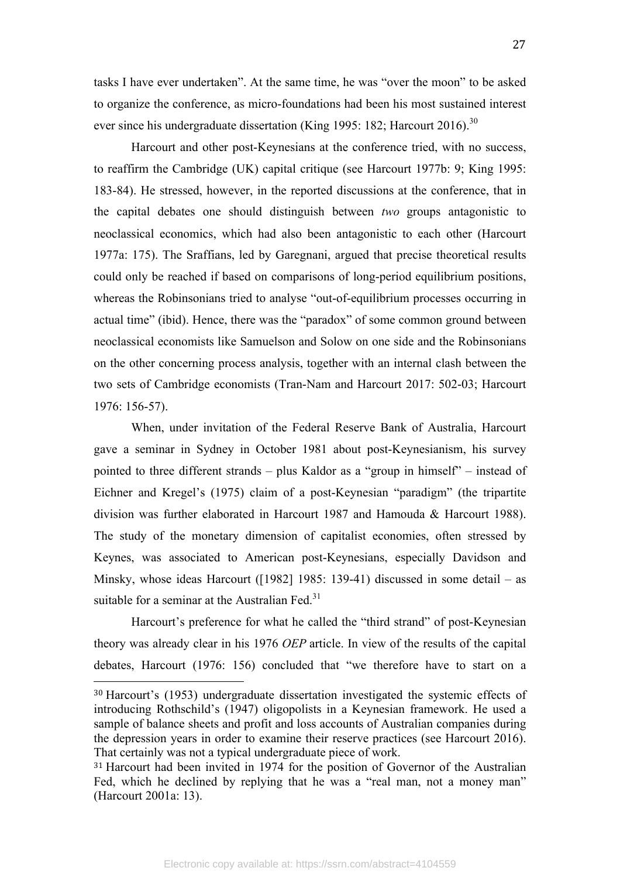tasks I have ever undertaken". At the same time, he was "over the moon" to be asked to organize the conference, as micro-foundations had been his most sustained interest ever since his undergraduate dissertation (King 1995: 182; Harcourt 2016).[30]

Harcourt and other post-Keynesians at the conference tried, with no success, to reaffirm the Cambridge (UK) capital critique (see Harcourt 1977b: 9; King 1995: 183-84). He stressed, however, in the reported discussions at the conference, that in the capital debates one should distinguish between *two* groups antagonistic to neoclassical economics, which had also been antagonistic to each other (Harcourt 1977a: 175). The Sraffians, led by Garegnani, argued that precise theoretical results could only be reached if based on comparisons of long-period equilibrium positions, whereas the Robinsonians tried to analyse "out-of-equilibrium processes occurring in actual time" (ibid). Hence, there was the "paradox" of some common ground between neoclassical economists like Samuelson and Solow on one side and the Robinsonians on the other concerning process analysis, together with an internal clash between the two sets of Cambridge economists (Tran-Nam and Harcourt 2017: 502-03; Harcourt 1976: 156-57).

When, under invitation of the Federal Reserve Bank of Australia, Harcourt gave a seminar in Sydney in October 1981 about post-Keynesianism, his survey pointed to three different strands – plus Kaldor as a "group in himself" – instead of Eichner and Kregel's (1975) claim of a post-Keynesian "paradigm" (the tripartite division was further elaborated in Harcourt 1987 and Hamouda & Harcourt 1988). The study of the monetary dimension of capitalist economies, often stressed by Keynes, was associated to American post-Keynesians, especially Davidson and Minsky, whose ideas Harcourt ([1982] 1985: 139-41) discussed in some detail – as suitable for a seminar at the Australian Fed.[31]

Harcourt's preference for what he called the "third strand" of post-Keynesian theory was already clear in his 1976 *OEP* article. In view of the results of the capital debates, Harcourt (1976: 156) concluded that "we therefore have to start on a

---

[30] Harcourt's (1953) undergraduate dissertation investigated the systemic effects of introducing Rothschild's (1947) oligopolists in a Keynesian framework. He used a sample of balance sheets and profit and loss accounts of Australian companies during the depression years in order to examine their reserve practices (see Harcourt 2016). That certainly was not a typical undergraduate piece of work.

[31] Harcourt had been invited in 1974 for the position of Governor of the Australian Fed, which he declined by replying that he was a "real man, not a money man" (Harcourt 2001a: 13).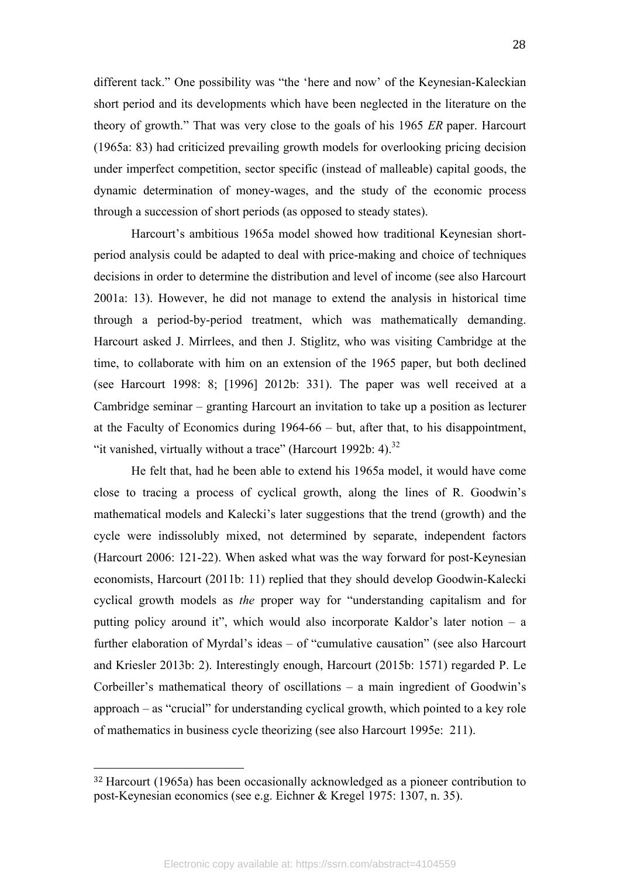different tack." One possibility was "the 'here and now' of the Keynesian-Kaleckian short period and its developments which have been neglected in the literature on the theory of growth." That was very close to the goals of his 1965 *ER* paper. Harcourt (1965a: 83) had criticized prevailing growth models for overlooking pricing decision under imperfect competition, sector specific (instead of malleable) capital goods, the dynamic determination of money-wages, and the study of the economic process through a succession of short periods (as opposed to steady states).

Harcourt's ambitious 1965a model showed how traditional Keynesian short-period analysis could be adapted to deal with price-making and choice of techniques decisions in order to determine the distribution and level of income (see also Harcourt 2001a: 13). However, he did not manage to extend the analysis in historical time through a period-by-period treatment, which was mathematically demanding. Harcourt asked J. Mirrlees, and then J. Stiglitz, who was visiting Cambridge at the time, to collaborate with him on an extension of the 1965 paper, but both declined (see Harcourt 1998: 8; [1996] 2012b: 331). The paper was well received at a Cambridge seminar – granting Harcourt an invitation to take up a position as lecturer at the Faculty of Economics during 1964-66 – but, after that, to his disappointment, "it vanished, virtually without a trace" (Harcourt 1992b: 4).[32]

He felt that, had he been able to extend his 1965a model, it would have come close to tracing a process of cyclical growth, along the lines of R. Goodwin's mathematical models and Kalecki's later suggestions that the trend (growth) and the cycle were indissolubly mixed, not determined by separate, independent factors (Harcourt 2006: 121-22). When asked what was the way forward for post-Keynesian economists, Harcourt (2011b: 11) replied that they should develop Goodwin-Kalecki cyclical growth models as *the* proper way for "understanding capitalism and for putting policy around it", which would also incorporate Kaldor's later notion – a further elaboration of Myrdal's ideas – of "cumulative causation" (see also Harcourt and Kriesler 2013b: 2). Interestingly enough, Harcourt (2015b: 1571) regarded P. Le Corbeiller's mathematical theory of oscillations – a main ingredient of Goodwin's approach – as "crucial" for understanding cyclical growth, which pointed to a key role of mathematics in business cycle theorizing (see also Harcourt 1995e: 211).

---

[32] Harcourt (1965a) has been occasionally acknowledged as a pioneer contribution to post-Keynesian economics (see e.g. Eichner & Kregel 1975: 1307, n. 35).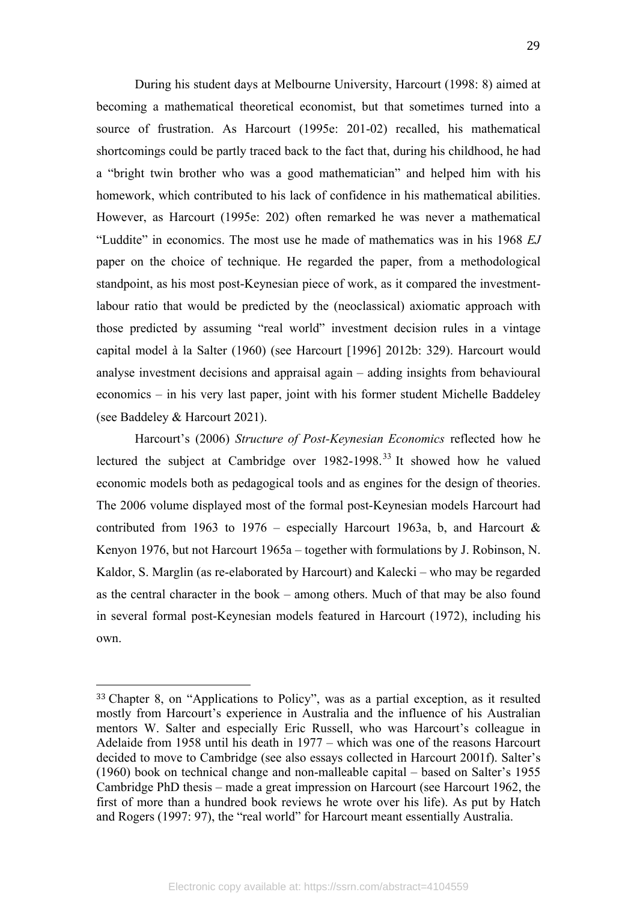During his student days at Melbourne University, Harcourt (1998: 8) aimed at becoming a mathematical theoretical economist, but that sometimes turned into a source of frustration. As Harcourt (1995e: 201-02) recalled, his mathematical shortcomings could be partly traced back to the fact that, during his childhood, he had a "bright twin brother who was a good mathematician" and helped him with his homework, which contributed to his lack of confidence in his mathematical abilities. However, as Harcourt (1995e: 202) often remarked he was never a mathematical "Luddite" in economics. The most use he made of mathematics was in his 1968 *EJ* paper on the choice of technique. He regarded the paper, from a methodological standpoint, as his most post-Keynesian piece of work, as it compared the investment-labour ratio that would be predicted by the (neoclassical) axiomatic approach with those predicted by assuming "real world" investment decision rules in a vintage capital model à la Salter (1960) (see Harcourt [1996] 2012b: 329). Harcourt would analyse investment decisions and appraisal again – adding insights from behavioural economics – in his very last paper, joint with his former student Michelle Baddeley (see Baddeley & Harcourt 2021).

Harcourt's (2006) *Structure of Post-Keynesian Economics* reflected how he lectured the subject at Cambridge over 1982-1998.[33] It showed how he valued economic models both as pedagogical tools and as engines for the design of theories. The 2006 volume displayed most of the formal post-Keynesian models Harcourt had contributed from 1963 to 1976 – especially Harcourt 1963a, b, and Harcourt & Kenyon 1976, but not Harcourt 1965a – together with formulations by J. Robinson, N. Kaldor, S. Marglin (as re-elaborated by Harcourt) and Kalecki – who may be regarded as the central character in the book – among others. Much of that may be also found in several formal post-Keynesian models featured in Harcourt (1972), including his own.

[33] Chapter 8, on "Applications to Policy", was as a partial exception, as it resulted mostly from Harcourt's experience in Australia and the influence of his Australian mentors W. Salter and especially Eric Russell, who was Harcourt's colleague in Adelaide from 1958 until his death in 1977 – which was one of the reasons Harcourt decided to move to Cambridge (see also essays collected in Harcourt 2001f). Salter's (1960) book on technical change and non-malleable capital – based on Salter's 1955 Cambridge PhD thesis – made a great impression on Harcourt (see Harcourt 1962, the first of more than a hundred book reviews he wrote over his life). As put by Hatch and Rogers (1997: 97), the "real world" for Harcourt meant essentially Australia.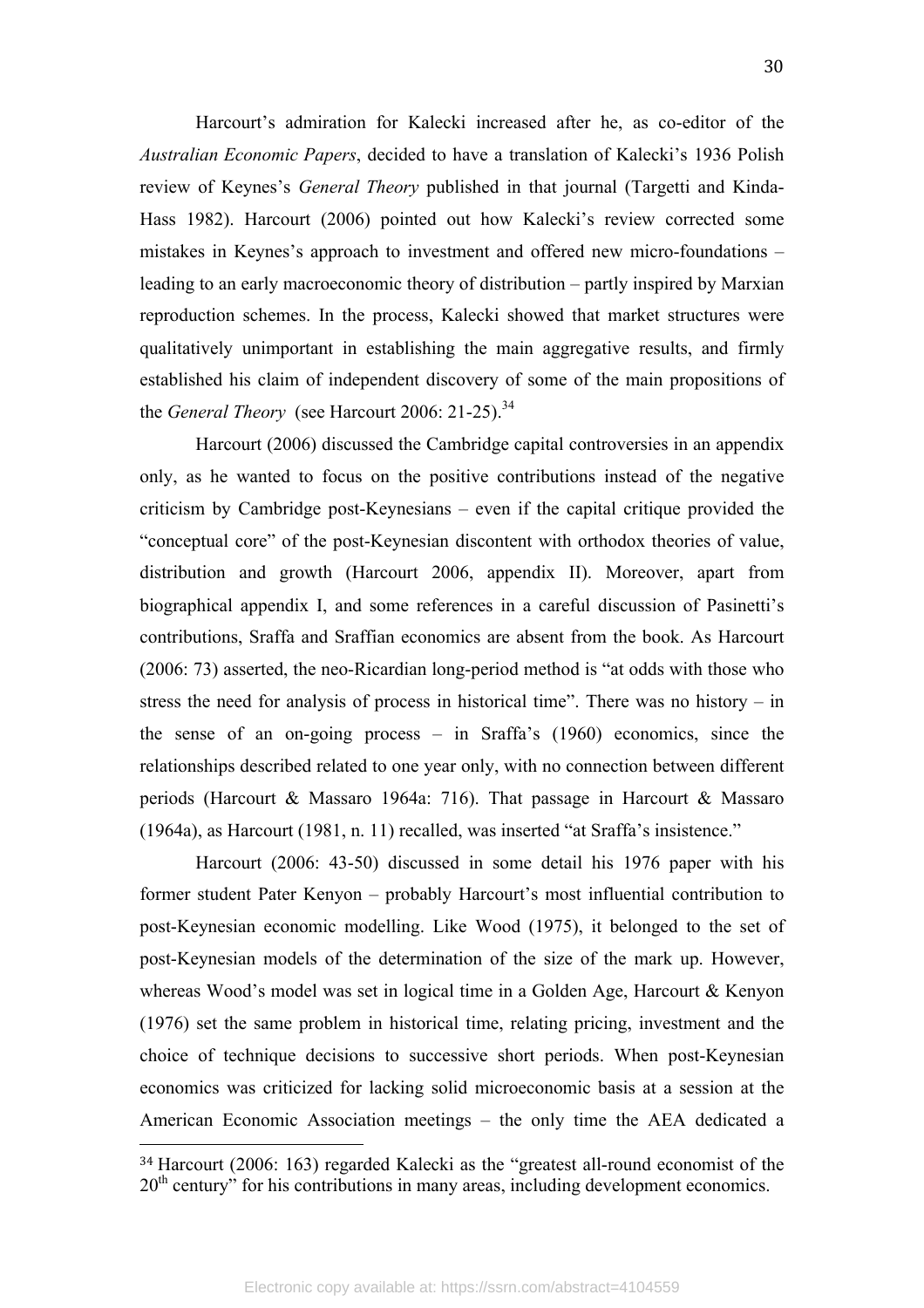Harcourt's admiration for Kalecki increased after he, as co-editor of the *Australian Economic Papers*, decided to have a translation of Kalecki's 1936 Polish review of Keynes's *General Theory* published in that journal (Targetti and Kinda-Hass 1982). Harcourt (2006) pointed out how Kalecki's review corrected some mistakes in Keynes's approach to investment and offered new micro-foundations – leading to an early macroeconomic theory of distribution – partly inspired by Marxian reproduction schemes. In the process, Kalecki showed that market structures were qualitatively unimportant in establishing the main aggregative results, and firmly established his claim of independent discovery of some of the main propositions of the *General Theory* (see Harcourt 2006: 21-25).[34]

Harcourt (2006) discussed the Cambridge capital controversies in an appendix only, as he wanted to focus on the positive contributions instead of the negative criticism by Cambridge post-Keynesians – even if the capital critique provided the "conceptual core" of the post-Keynesian discontent with orthodox theories of value, distribution and growth (Harcourt 2006, appendix II). Moreover, apart from biographical appendix I, and some references in a careful discussion of Pasinetti's contributions, Sraffa and Sraffian economics are absent from the book. As Harcourt (2006: 73) asserted, the neo-Ricardian long-period method is "at odds with those who stress the need for analysis of process in historical time". There was no history – in the sense of an on-going process – in Sraffa's (1960) economics, since the relationships described related to one year only, with no connection between different periods (Harcourt & Massaro 1964a: 716). That passage in Harcourt & Massaro (1964a), as Harcourt (1981, n. 11) recalled, was inserted "at Sraffa's insistence."

Harcourt (2006: 43-50) discussed in some detail his 1976 paper with his former student Pater Kenyon – probably Harcourt's most influential contribution to post-Keynesian economic modelling. Like Wood (1975), it belonged to the set of post-Keynesian models of the determination of the size of the mark up. However, whereas Wood's model was set in logical time in a Golden Age, Harcourt & Kenyon (1976) set the same problem in historical time, relating pricing, investment and the choice of technique decisions to successive short periods. When post-Keynesian economics was criticized for lacking solid microeconomic basis at a session at the American Economic Association meetings – the only time the AEA dedicated a

---

[34] Harcourt (2006: 163) regarded Kalecki as the "greatest all-round economist of the 20th century" for his contributions in many areas, including development economics.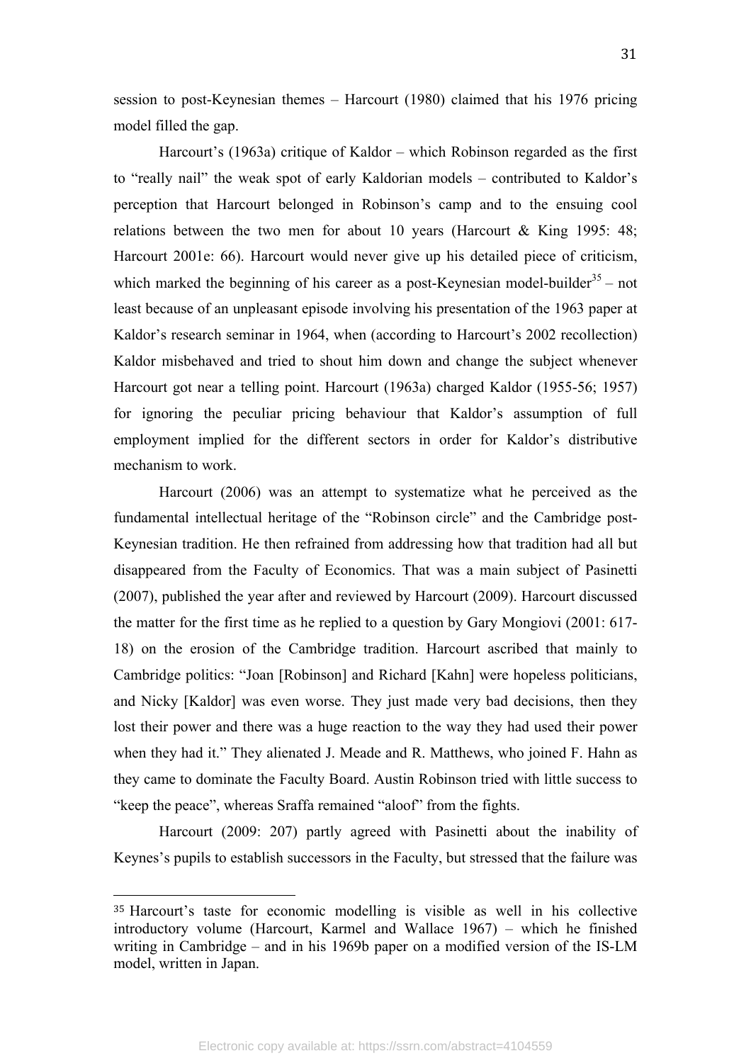session to post-Keynesian themes – Harcourt (1980) claimed that his 1976 pricing model filled the gap.

Harcourt's (1963a) critique of Kaldor – which Robinson regarded as the first to "really nail" the weak spot of early Kaldorian models – contributed to Kaldor's perception that Harcourt belonged in Robinson's camp and to the ensuing cool relations between the two men for about 10 years (Harcourt & King 1995: 48; Harcourt 2001e: 66). Harcourt would never give up his detailed piece of criticism, which marked the beginning of his career as a post-Keynesian model-builder[35] – not least because of an unpleasant episode involving his presentation of the 1963 paper at Kaldor's research seminar in 1964, when (according to Harcourt's 2002 recollection) Kaldor misbehaved and tried to shout him down and change the subject whenever Harcourt got near a telling point. Harcourt (1963a) charged Kaldor (1955-56; 1957) for ignoring the peculiar pricing behaviour that Kaldor's assumption of full employment implied for the different sectors in order for Kaldor's distributive mechanism to work.

Harcourt (2006) was an attempt to systematize what he perceived as the fundamental intellectual heritage of the "Robinson circle" and the Cambridge post-Keynesian tradition. He then refrained from addressing how that tradition had all but disappeared from the Faculty of Economics. That was a main subject of Pasinetti (2007), published the year after and reviewed by Harcourt (2009). Harcourt discussed the matter for the first time as he replied to a question by Gary Mongiovi (2001: 617-18) on the erosion of the Cambridge tradition. Harcourt ascribed that mainly to Cambridge politics: "Joan [Robinson] and Richard [Kahn] were hopeless politicians, and Nicky [Kaldor] was even worse. They just made very bad decisions, then they lost their power and there was a huge reaction to the way they had used their power when they had it." They alienated J. Meade and R. Matthews, who joined F. Hahn as they came to dominate the Faculty Board. Austin Robinson tried with little success to "keep the peace", whereas Sraffa remained "aloof" from the fights.

Harcourt (2009: 207) partly agreed with Pasinetti about the inability of Keynes's pupils to establish successors in the Faculty, but stressed that the failure was

---

[35] Harcourt's taste for economic modelling is visible as well in his collective introductory volume (Harcourt, Karmel and Wallace 1967) – which he finished writing in Cambridge – and in his 1969b paper on a modified version of the IS-LM model, written in Japan.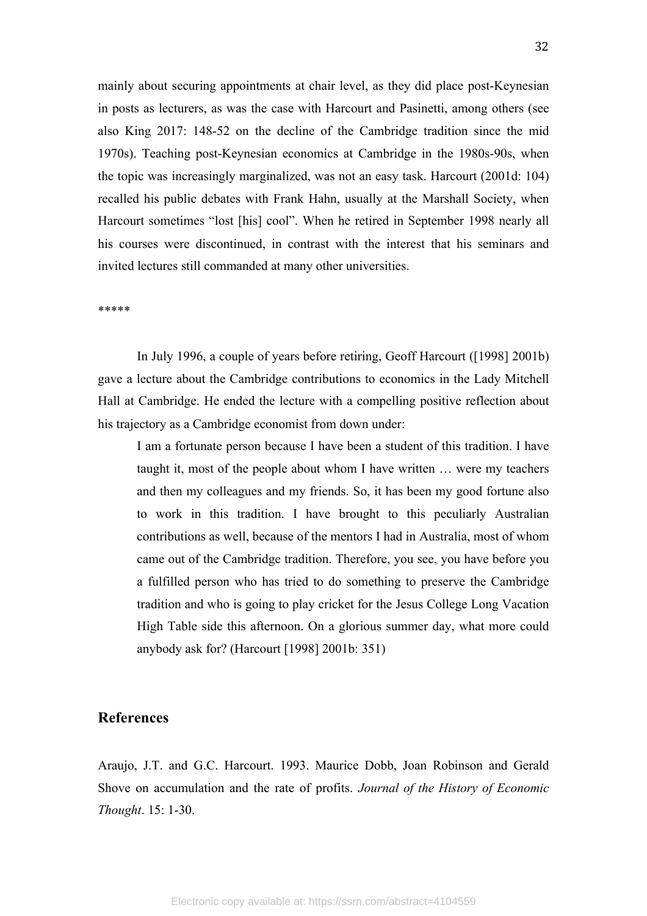mainly about securing appointments at chair level, as they did place post-Keynesian in posts as lecturers, as was the case with Harcourt and Pasinetti, among others (see also King 2017: 148-52 on the decline of the Cambridge tradition since the mid 1970s). Teaching post-Keynesian economics at Cambridge in the 1980s-90s, when the topic was increasingly marginalized, was not an easy task. Harcourt (2001d: 104) recalled his public debates with Frank Hahn, usually at the Marshall Society, when Harcourt sometimes "lost [his] cool". When he retired in September 1998 nearly all his courses were discontinued, in contrast with the interest that his seminars and invited lectures still commanded at many other universities.

*****

In July 1996, a couple of years before retiring, Geoff Harcourt ([1998] 2001b) gave a lecture about the Cambridge contributions to economics in the Lady Mitchell Hall at Cambridge. He ended the lecture with a compelling positive reflection about his trajectory as a Cambridge economist from down under:

> I am a fortunate person because I have been a student of this tradition. I have taught it, most of the people about whom I have written … were my teachers and then my colleagues and my friends. So, it has been my good fortune also to work in this tradition. I have brought to this peculiarly Australian contributions as well, because of the mentors I had in Australia, most of whom came out of the Cambridge tradition. Therefore, you see, you have before you a fulfilled person who has tried to do something to preserve the Cambridge tradition and who is going to play cricket for the Jesus College Long Vacation High Table side this afternoon. On a glorious summer day, what more could anybody ask for? (Harcourt [1998] 2001b: 351)

## References

Araujo, J.T. and G.C. Harcourt. 1993. Maurice Dobb, Joan Robinson and Gerald Shove on accumulation and the rate of profits. *Journal of the History of Economic Thought*. 15: 1-30.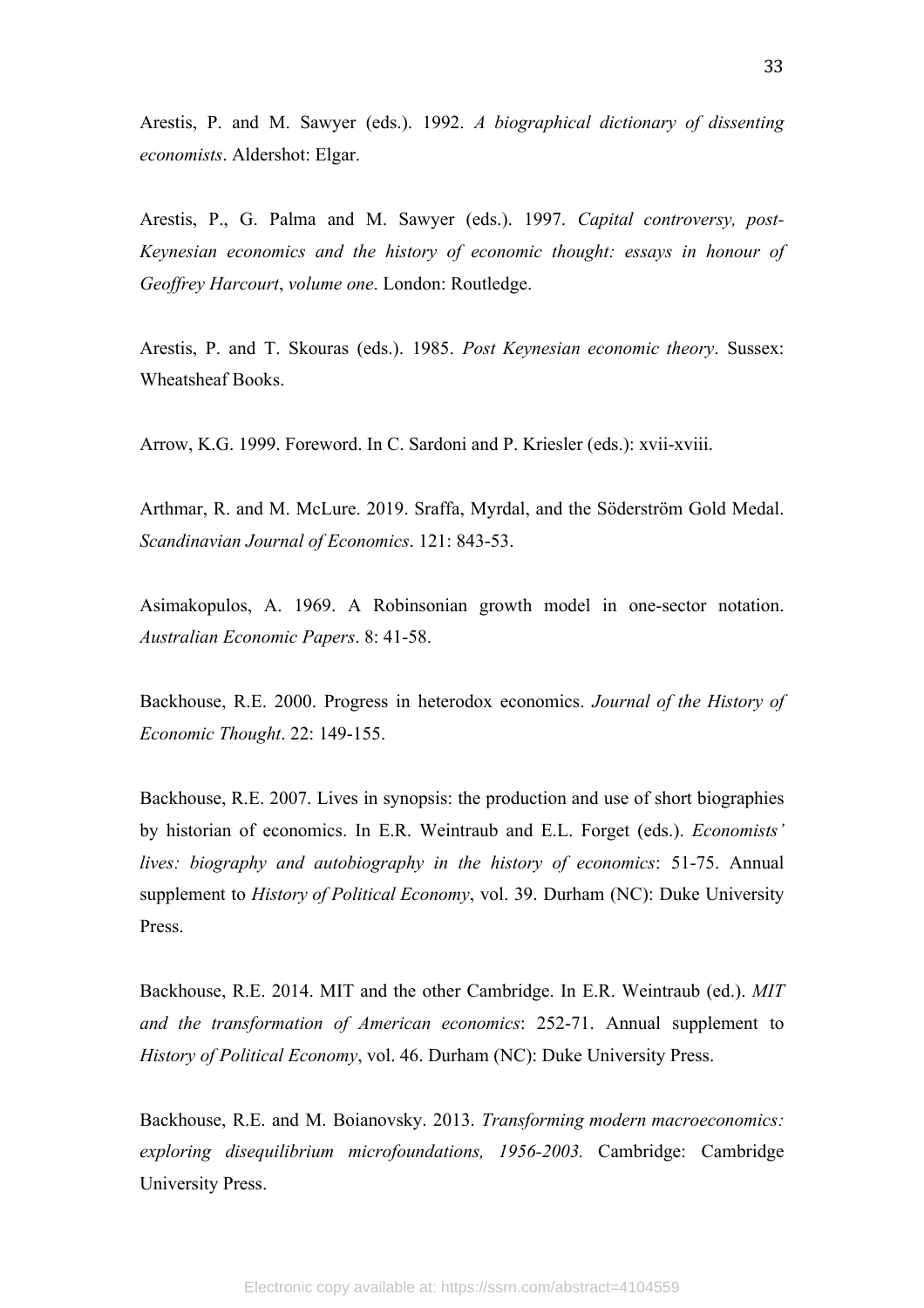Arestis, P. and M. Sawyer (eds.). 1992. *A biographical dictionary of dissenting economists*. Aldershot: Elgar.

Arestis, P., G. Palma and M. Sawyer (eds.). 1997. *Capital controversy, post-Keynesian economics and the history of economic thought: essays in honour of Geoffrey Harcourt*, *volume one*. London: Routledge.

Arestis, P. and T. Skouras (eds.). 1985. *Post Keynesian economic theory*. Sussex: Wheatsheaf Books.

Arrow, K.G. 1999. Foreword. In C. Sardoni and P. Kriesler (eds.): xvii-xviii.

Arthmar, R. and M. McLure. 2019. Sraffa, Myrdal, and the Söderström Gold Medal. *Scandinavian Journal of Economics*. 121: 843-53.

Asimakopulos, A. 1969. A Robinsonian growth model in one-sector notation. *Australian Economic Papers*. 8: 41-58.

Backhouse, R.E. 2000. Progress in heterodox economics. *Journal of the History of Economic Thought*. 22: 149-155.

Backhouse, R.E. 2007. Lives in synopsis: the production and use of short biographies by historian of economics. In E.R. Weintraub and E.L. Forget (eds.). *Economists' lives: biography and autobiography in the history of economics*: 51-75. Annual supplement to *History of Political Economy*, vol. 39. Durham (NC): Duke University Press.

Backhouse, R.E. 2014. MIT and the other Cambridge. In E.R. Weintraub (ed.). *MIT and the transformation of American economics*: 252-71. Annual supplement to *History of Political Economy*, vol. 46. Durham (NC): Duke University Press.

Backhouse, R.E. and M. Boianovsky. 2013. *Transforming modern macroeconomics: exploring disequilibrium microfoundations, 1956-2003.* Cambridge: Cambridge University Press.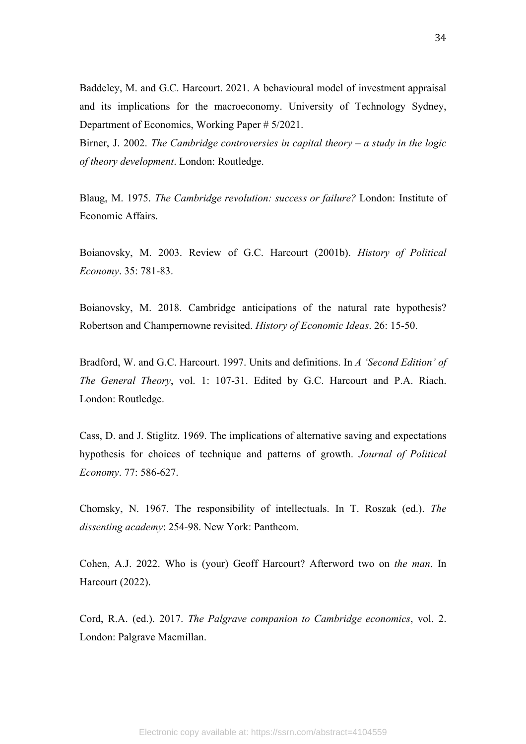Baddeley, M. and G.C. Harcourt. 2021. A behavioural model of investment appraisal and its implications for the macroeconomy. University of Technology Sydney, Department of Economics, Working Paper # 5/2021.

Birner, J. 2002. *The Cambridge controversies in capital theory – a study in the logic of theory development*. London: Routledge.

Blaug, M. 1975. *The Cambridge revolution: success or failure?* London: Institute of Economic Affairs.

Boianovsky, M. 2003. Review of G.C. Harcourt (2001b). *History of Political Economy*. 35: 781-83.

Boianovsky, M. 2018. Cambridge anticipations of the natural rate hypothesis? Robertson and Champernowne revisited. *History of Economic Ideas*. 26: 15-50.

Bradford, W. and G.C. Harcourt. 1997. Units and definitions. In *A 'Second Edition' of The General Theory*, vol. 1: 107-31. Edited by G.C. Harcourt and P.A. Riach. London: Routledge.

Cass, D. and J. Stiglitz. 1969. The implications of alternative saving and expectations hypothesis for choices of technique and patterns of growth. *Journal of Political Economy*. 77: 586-627.

Chomsky, N. 1967. The responsibility of intellectuals. In T. Roszak (ed.). *The dissenting academy*: 254-98. New York: Pantheom.

Cohen, A.J. 2022. Who is (your) Geoff Harcourt? Afterword two on *the man*. In Harcourt (2022).

Cord, R.A. (ed.). 2017. *The Palgrave companion to Cambridge economics*, vol. 2. London: Palgrave Macmillan.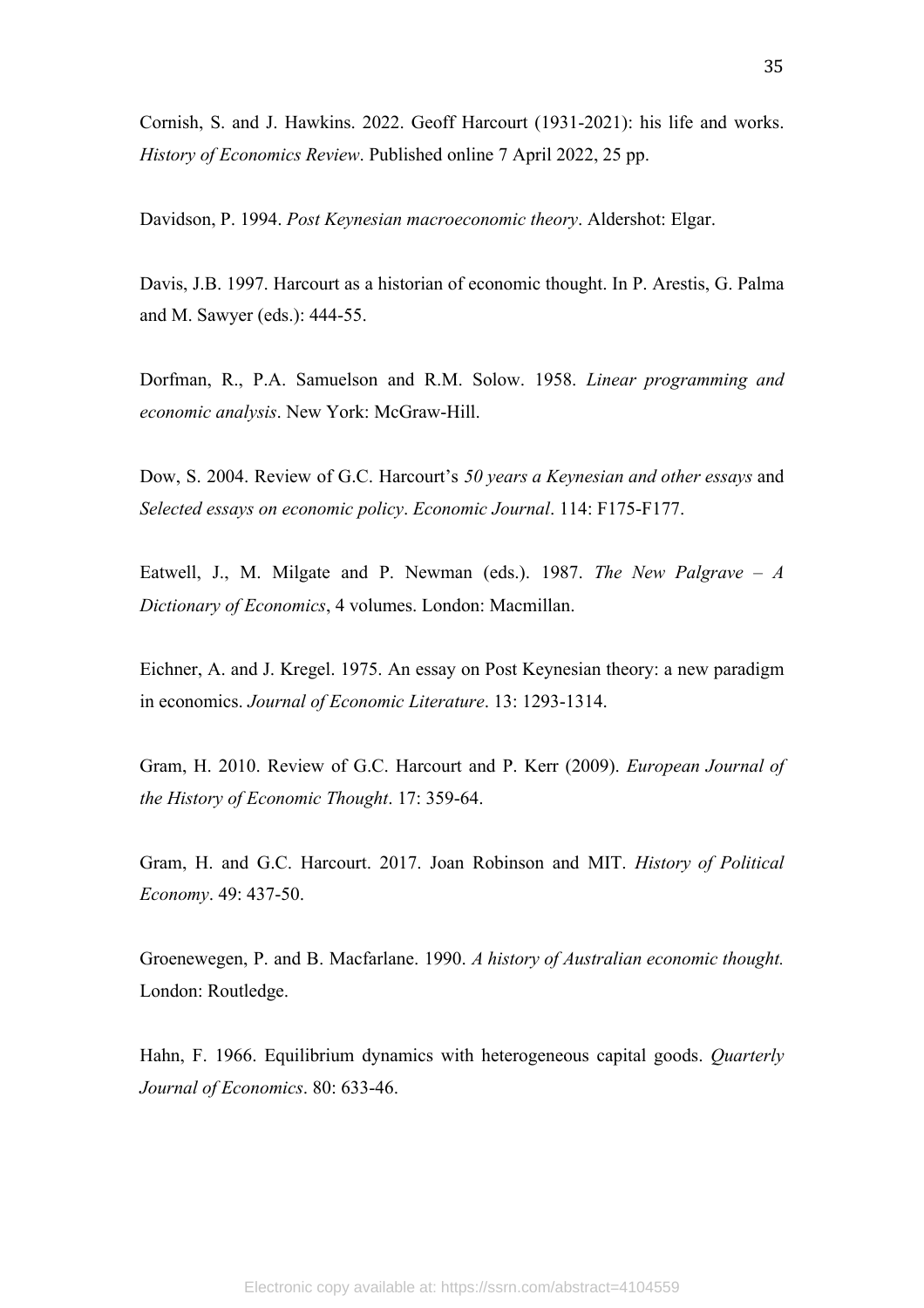Cornish, S. and J. Hawkins. 2022. Geoff Harcourt (1931-2021): his life and works. *History of Economics Review*. Published online 7 April 2022, 25 pp.

Davidson, P. 1994. *Post Keynesian macroeconomic theory*. Aldershot: Elgar.

Davis, J.B. 1997. Harcourt as a historian of economic thought. In P. Arestis, G. Palma and M. Sawyer (eds.): 444-55.

Dorfman, R., P.A. Samuelson and R.M. Solow. 1958. *Linear programming and economic analysis*. New York: McGraw-Hill.

Dow, S. 2004. Review of G.C. Harcourt's *50 years a Keynesian and other essays* and *Selected essays on economic policy*. *Economic Journal*. 114: F175-F177.

Eatwell, J., M. Milgate and P. Newman (eds.). 1987. *The New Palgrave – A Dictionary of Economics*, 4 volumes. London: Macmillan.

Eichner, A. and J. Kregel. 1975. An essay on Post Keynesian theory: a new paradigm in economics. *Journal of Economic Literature*. 13: 1293-1314.

Gram, H. 2010. Review of G.C. Harcourt and P. Kerr (2009). *European Journal of the History of Economic Thought*. 17: 359-64.

Gram, H. and G.C. Harcourt. 2017. Joan Robinson and MIT. *History of Political Economy*. 49: 437-50.

Groenewegen, P. and B. Macfarlane. 1990. *A history of Australian economic thought.* London: Routledge.

Hahn, F. 1966. Equilibrium dynamics with heterogeneous capital goods. *Quarterly Journal of Economics*. 80: 633-46.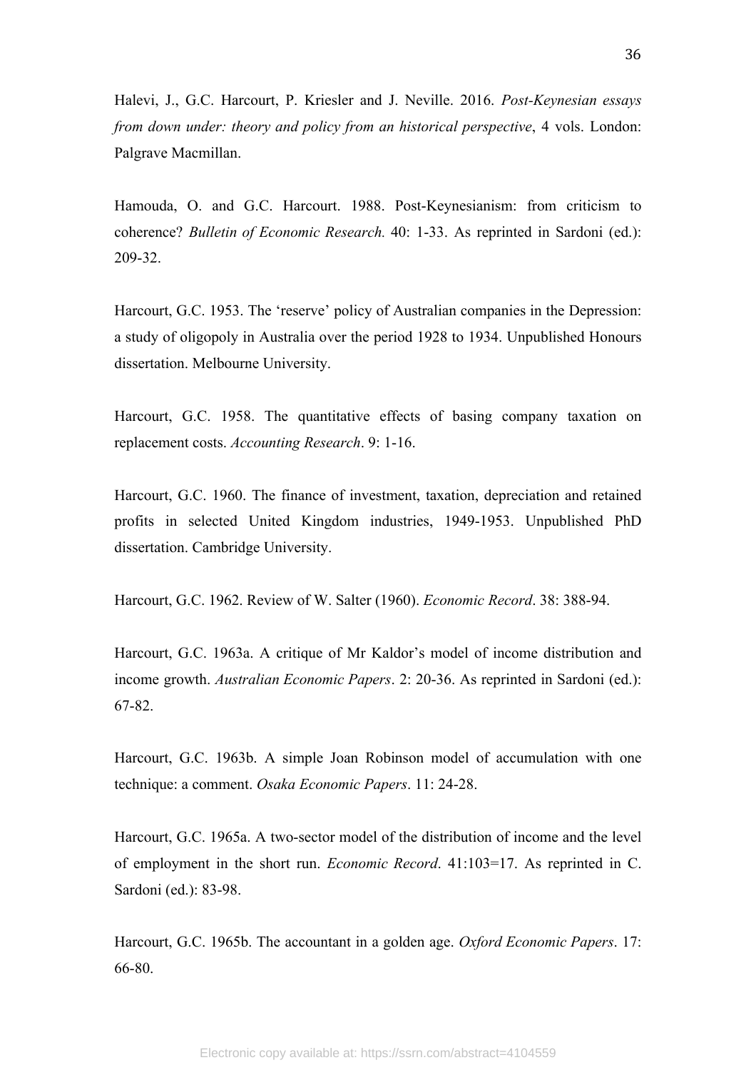Halevi, J., G.C. Harcourt, P. Kriesler and J. Neville. 2016. *Post-Keynesian essays from down under: theory and policy from an historical perspective*, 4 vols. London: Palgrave Macmillan.

Hamouda, O. and G.C. Harcourt. 1988. Post-Keynesianism: from criticism to coherence? *Bulletin of Economic Research.* 40: 1-33. As reprinted in Sardoni (ed.): 209-32.

Harcourt, G.C. 1953. The 'reserve' policy of Australian companies in the Depression: a study of oligopoly in Australia over the period 1928 to 1934. Unpublished Honours dissertation. Melbourne University.

Harcourt, G.C. 1958. The quantitative effects of basing company taxation on replacement costs. *Accounting Research*. 9: 1-16.

Harcourt, G.C. 1960. The finance of investment, taxation, depreciation and retained profits in selected United Kingdom industries, 1949-1953. Unpublished PhD dissertation. Cambridge University.

Harcourt, G.C. 1962. Review of W. Salter (1960). *Economic Record*. 38: 388-94.

Harcourt, G.C. 1963a. A critique of Mr Kaldor's model of income distribution and income growth. *Australian Economic Papers*. 2: 20-36. As reprinted in Sardoni (ed.): 67-82.

Harcourt, G.C. 1963b. A simple Joan Robinson model of accumulation with one technique: a comment. *Osaka Economic Papers*. 11: 24-28.

Harcourt, G.C. 1965a. A two-sector model of the distribution of income and the level of employment in the short run. *Economic Record*. 41:103=17. As reprinted in C. Sardoni (ed.): 83-98.

Harcourt, G.C. 1965b. The accountant in a golden age. *Oxford Economic Papers*. 17: 66-80.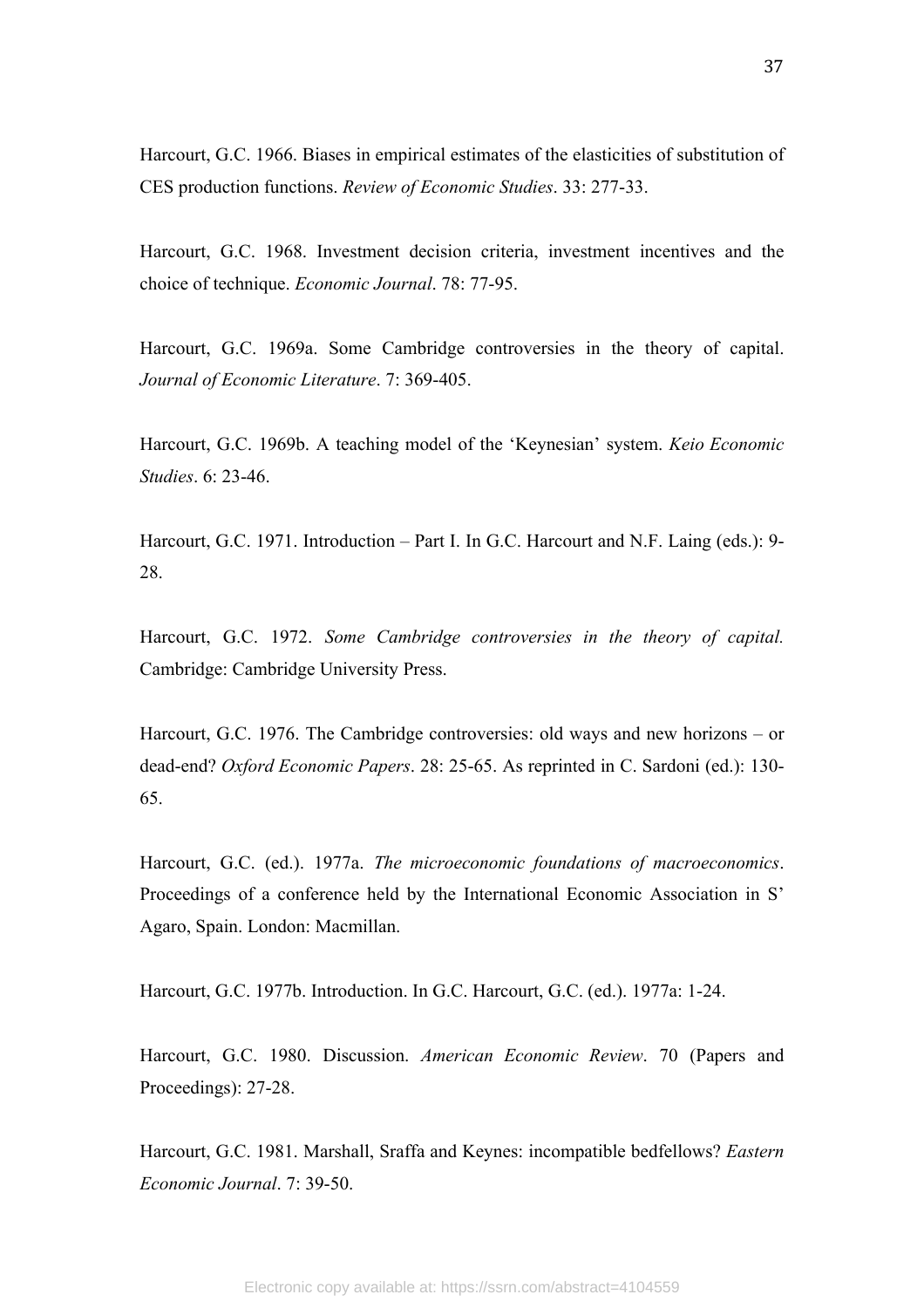Harcourt, G.C. 1966. Biases in empirical estimates of the elasticities of substitution of CES production functions. *Review of Economic Studies*. 33: 277-33.

Harcourt, G.C. 1968. Investment decision criteria, investment incentives and the choice of technique. *Economic Journal*. 78: 77-95.

Harcourt, G.C. 1969a. Some Cambridge controversies in the theory of capital. *Journal of Economic Literature*. 7: 369-405.

Harcourt, G.C. 1969b. A teaching model of the 'Keynesian' system. *Keio Economic Studies*. 6: 23-46.

Harcourt, G.C. 1971. Introduction – Part I. In G.C. Harcourt and N.F. Laing (eds.): 9-28.

Harcourt, G.C. 1972. *Some Cambridge controversies in the theory of capital.* Cambridge: Cambridge University Press.

Harcourt, G.C. 1976. The Cambridge controversies: old ways and new horizons – or dead-end? *Oxford Economic Papers*. 28: 25-65. As reprinted in C. Sardoni (ed.): 130-65.

Harcourt, G.C. (ed.). 1977a. *The microeconomic foundations of macroeconomics*. Proceedings of a conference held by the International Economic Association in S' Agaro, Spain. London: Macmillan.

Harcourt, G.C. 1977b. Introduction. In G.C. Harcourt, G.C. (ed.). 1977a: 1-24.

Harcourt, G.C. 1980. Discussion. *American Economic Review*. 70 (Papers and Proceedings): 27-28.

Harcourt, G.C. 1981. Marshall, Sraffa and Keynes: incompatible bedfellows? *Eastern Economic Journal*. 7: 39-50.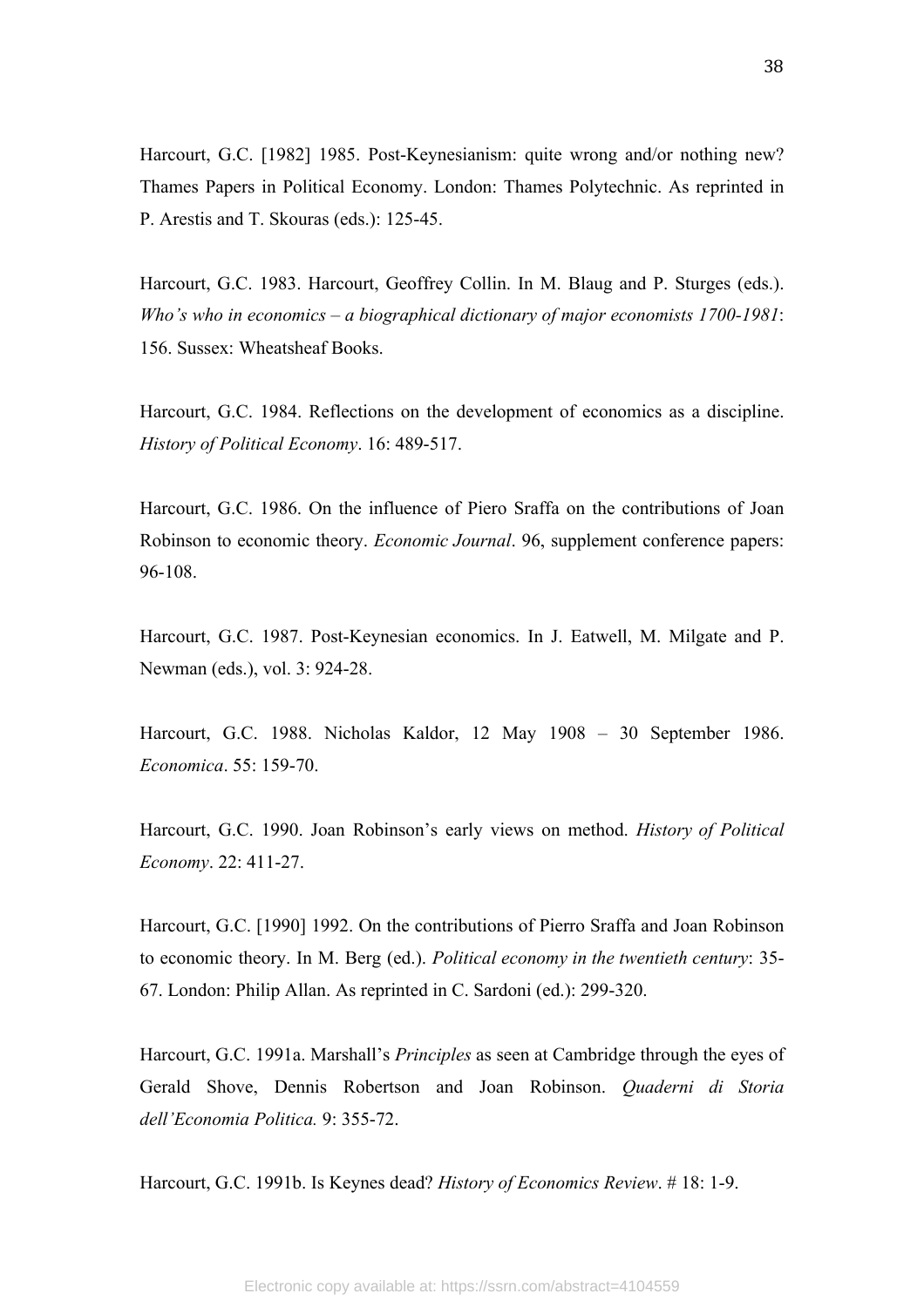Harcourt, G.C. [1982] 1985. Post-Keynesianism: quite wrong and/or nothing new? Thames Papers in Political Economy. London: Thames Polytechnic. As reprinted in P. Arestis and T. Skouras (eds.): 125-45.

Harcourt, G.C. 1983. Harcourt, Geoffrey Collin. In M. Blaug and P. Sturges (eds.). *Who's who in economics – a biographical dictionary of major economists 1700-1981*: 156. Sussex: Wheatsheaf Books.

Harcourt, G.C. 1984. Reflections on the development of economics as a discipline. *History of Political Economy*. 16: 489-517.

Harcourt, G.C. 1986. On the influence of Piero Sraffa on the contributions of Joan Robinson to economic theory. *Economic Journal*. 96, supplement conference papers: 96-108.

Harcourt, G.C. 1987. Post-Keynesian economics. In J. Eatwell, M. Milgate and P. Newman (eds.), vol. 3: 924-28.

Harcourt, G.C. 1988. Nicholas Kaldor, 12 May 1908 – 30 September 1986. *Economica*. 55: 159-70.

Harcourt, G.C. 1990. Joan Robinson's early views on method. *History of Political Economy*. 22: 411-27.

Harcourt, G.C. [1990] 1992. On the contributions of Pierro Sraffa and Joan Robinson to economic theory. In M. Berg (ed.). *Political economy in the twentieth century*: 35-67. London: Philip Allan. As reprinted in C. Sardoni (ed.): 299-320.

Harcourt, G.C. 1991a. Marshall's *Principles* as seen at Cambridge through the eyes of Gerald Shove, Dennis Robertson and Joan Robinson. *Quaderni di Storia dell'Economia Politica.* 9: 355-72.

Harcourt, G.C. 1991b. Is Keynes dead? *History of Economics Review*. # 18: 1-9.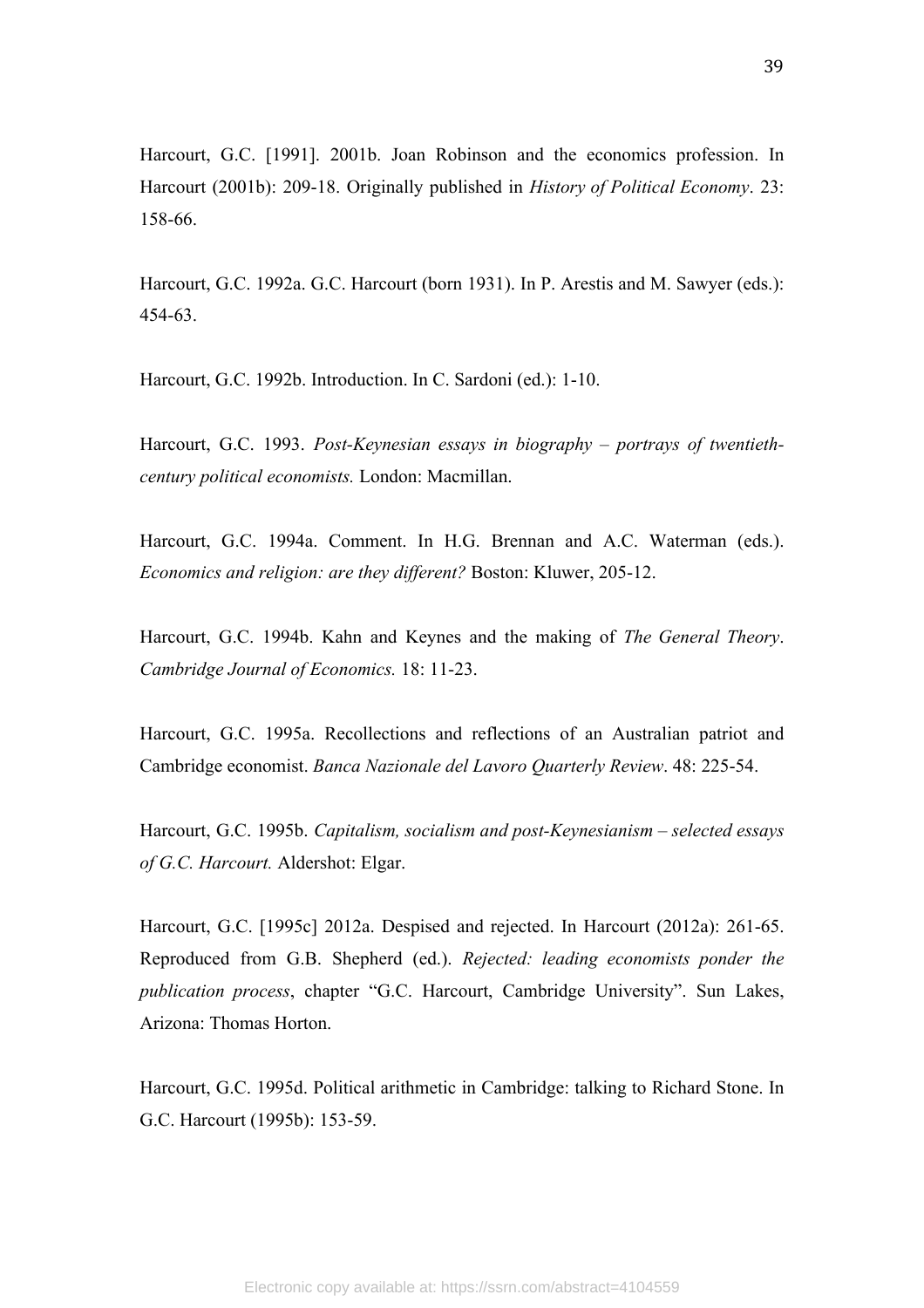Harcourt, G.C. [1991]. 2001b. Joan Robinson and the economics profession. In Harcourt (2001b): 209-18. Originally published in *History of Political Economy*. 23: 158-66.

Harcourt, G.C. 1992a. G.C. Harcourt (born 1931). In P. Arestis and M. Sawyer (eds.): 454-63.

Harcourt, G.C. 1992b. Introduction. In C. Sardoni (ed.): 1-10.

Harcourt, G.C. 1993. *Post-Keynesian essays in biography – portrays of twentieth-century political economists.* London: Macmillan.

Harcourt, G.C. 1994a. Comment. In H.G. Brennan and A.C. Waterman (eds.). *Economics and religion: are they different?* Boston: Kluwer, 205-12.

Harcourt, G.C. 1994b. Kahn and Keynes and the making of *The General Theory*. *Cambridge Journal of Economics.* 18: 11-23.

Harcourt, G.C. 1995a. Recollections and reflections of an Australian patriot and Cambridge economist. *Banca Nazionale del Lavoro Quarterly Review*. 48: 225-54.

Harcourt, G.C. 1995b. *Capitalism, socialism and post-Keynesianism – selected essays of G.C. Harcourt.* Aldershot: Elgar.

Harcourt, G.C. [1995c] 2012a. Despised and rejected. In Harcourt (2012a): 261-65. Reproduced from G.B. Shepherd (ed.). *Rejected: leading economists ponder the publication process*, chapter "G.C. Harcourt, Cambridge University". Sun Lakes, Arizona: Thomas Horton.

Harcourt, G.C. 1995d. Political arithmetic in Cambridge: talking to Richard Stone. In G.C. Harcourt (1995b): 153-59.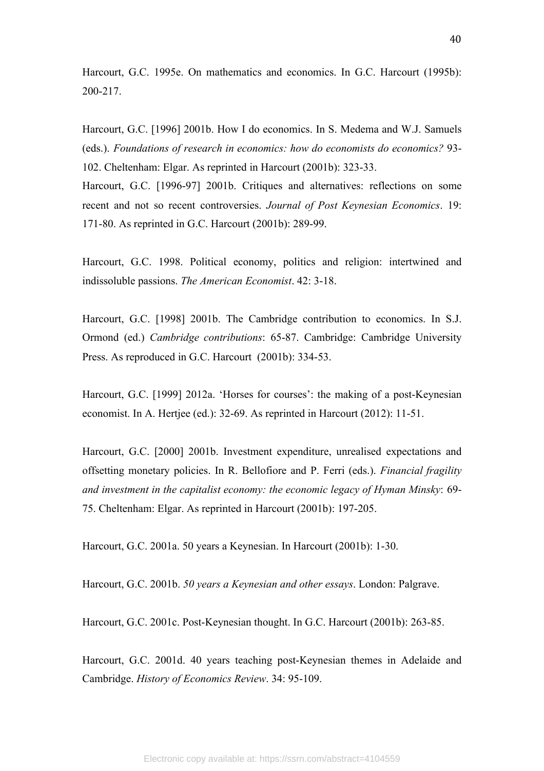Harcourt, G.C. 1995e. On mathematics and economics. In G.C. Harcourt (1995b): 200-217.

Harcourt, G.C. [1996] 2001b. How I do economics. In S. Medema and W.J. Samuels (eds.). *Foundations of research in economics: how do economists do economics?* 93-102. Cheltenham: Elgar. As reprinted in Harcourt (2001b): 323-33.

Harcourt, G.C. [1996-97] 2001b. Critiques and alternatives: reflections on some recent and not so recent controversies. *Journal of Post Keynesian Economics*. 19: 171-80. As reprinted in G.C. Harcourt (2001b): 289-99.

Harcourt, G.C. 1998. Political economy, politics and religion: intertwined and indissoluble passions. *The American Economist*. 42: 3-18.

Harcourt, G.C. [1998] 2001b. The Cambridge contribution to economics. In S.J. Ormond (ed.) *Cambridge contributions*: 65-87. Cambridge: Cambridge University Press. As reproduced in G.C. Harcourt (2001b): 334-53.

Harcourt, G.C. [1999] 2012a. 'Horses for courses': the making of a post-Keynesian economist. In A. Hertjee (ed.): 32-69. As reprinted in Harcourt (2012): 11-51.

Harcourt, G.C. [2000] 2001b. Investment expenditure, unrealised expectations and offsetting monetary policies. In R. Bellofiore and P. Ferri (eds.). *Financial fragility and investment in the capitalist economy: the economic legacy of Hyman Minsky*: 69-75. Cheltenham: Elgar. As reprinted in Harcourt (2001b): 197-205.

Harcourt, G.C. 2001a. 50 years a Keynesian. In Harcourt (2001b): 1-30.

Harcourt, G.C. 2001b. *50 years a Keynesian and other essays*. London: Palgrave.

Harcourt, G.C. 2001c. Post-Keynesian thought. In G.C. Harcourt (2001b): 263-85.

Harcourt, G.C. 2001d. 40 years teaching post-Keynesian themes in Adelaide and Cambridge. *History of Economics Review*. 34: 95-109.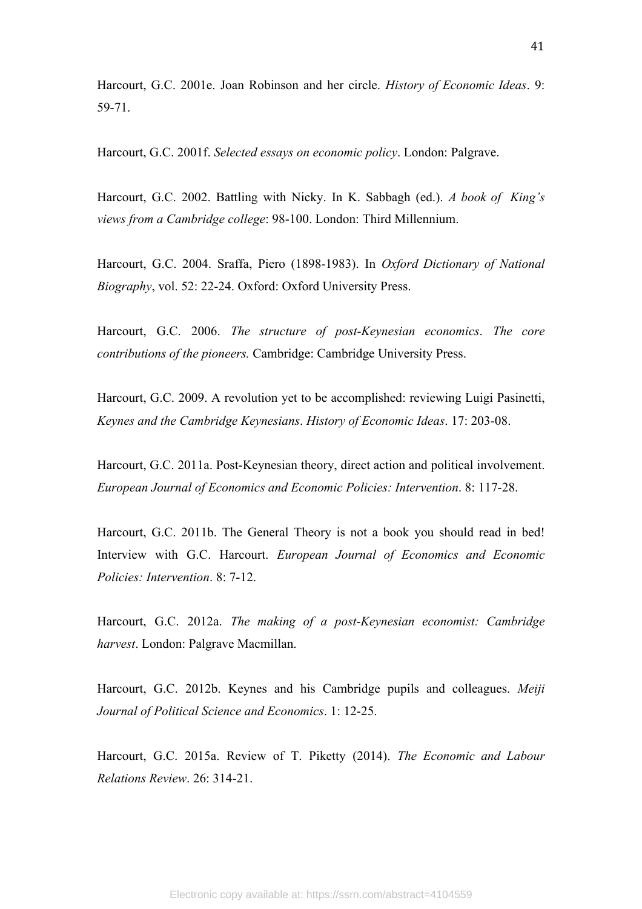Harcourt, G.C. 2001e. Joan Robinson and her circle. *History of Economic Ideas*. 9: 59-71.

Harcourt, G.C. 2001f. *Selected essays on economic policy*. London: Palgrave.

Harcourt, G.C. 2002. Battling with Nicky. In K. Sabbagh (ed.). *A book of King's views from a Cambridge college*: 98-100. London: Third Millennium.

Harcourt, G.C. 2004. Sraffa, Piero (1898-1983). In *Oxford Dictionary of National Biography*, vol. 52: 22-24. Oxford: Oxford University Press.

Harcourt, G.C. 2006. *The structure of post-Keynesian economics*. *The core contributions of the pioneers.* Cambridge: Cambridge University Press.

Harcourt, G.C. 2009. A revolution yet to be accomplished: reviewing Luigi Pasinetti, *Keynes and the Cambridge Keynesians*. *History of Economic Ideas*. 17: 203-08.

Harcourt, G.C. 2011a. Post-Keynesian theory, direct action and political involvement. *European Journal of Economics and Economic Policies: Intervention*. 8: 117-28.

Harcourt, G.C. 2011b. The General Theory is not a book you should read in bed! Interview with G.C. Harcourt. *European Journal of Economics and Economic Policies: Intervention*. 8: 7-12.

Harcourt, G.C. 2012a. *The making of a post-Keynesian economist: Cambridge harvest*. London: Palgrave Macmillan.

Harcourt, G.C. 2012b. Keynes and his Cambridge pupils and colleagues. *Meiji Journal of Political Science and Economics*. 1: 12-25.

Harcourt, G.C. 2015a. Review of T. Piketty (2014). *The Economic and Labour Relations Review*. 26: 314-21.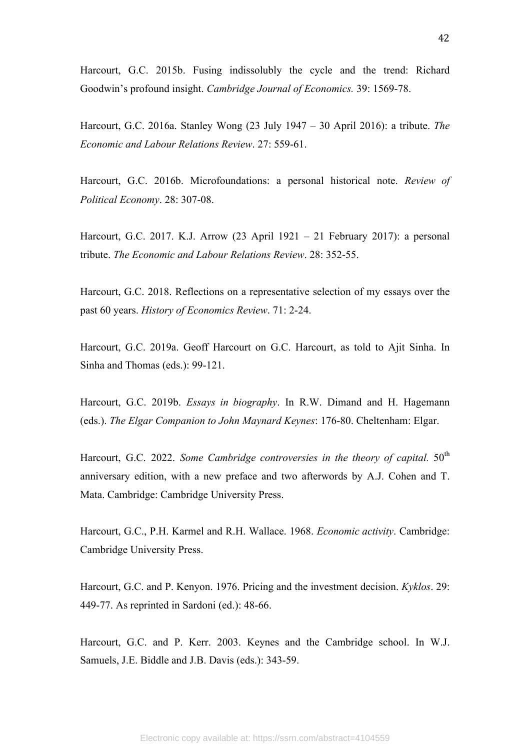Harcourt, G.C. 2015b. Fusing indissolubly the cycle and the trend: Richard Goodwin's profound insight. *Cambridge Journal of Economics.* 39: 1569-78.

Harcourt, G.C. 2016a. Stanley Wong (23 July 1947 – 30 April 2016): a tribute. *The Economic and Labour Relations Review*. 27: 559-61.

Harcourt, G.C. 2016b. Microfoundations: a personal historical note. *Review of Political Economy*. 28: 307-08.

Harcourt, G.C. 2017. K.J. Arrow (23 April 1921 – 21 February 2017): a personal tribute. *The Economic and Labour Relations Review*. 28: 352-55.

Harcourt, G.C. 2018. Reflections on a representative selection of my essays over the past 60 years. *History of Economics Review*. 71: 2-24.

Harcourt, G.C. 2019a. Geoff Harcourt on G.C. Harcourt, as told to Ajit Sinha. In Sinha and Thomas (eds.): 99-121.

Harcourt, G.C. 2019b. *Essays in biography*. In R.W. Dimand and H. Hagemann (eds.). *The Elgar Companion to John Maynard Keynes*: 176-80. Cheltenham: Elgar.

Harcourt, G.C. 2022. *Some Cambridge controversies in the theory of capital.* 50th anniversary edition, with a new preface and two afterwords by A.J. Cohen and T. Mata. Cambridge: Cambridge University Press.

Harcourt, G.C., P.H. Karmel and R.H. Wallace. 1968. *Economic activity*. Cambridge: Cambridge University Press.

Harcourt, G.C. and P. Kenyon. 1976. Pricing and the investment decision. *Kyklos*. 29: 449-77. As reprinted in Sardoni (ed.): 48-66.

Harcourt, G.C. and P. Kerr. 2003. Keynes and the Cambridge school. In W.J. Samuels, J.E. Biddle and J.B. Davis (eds.): 343-59.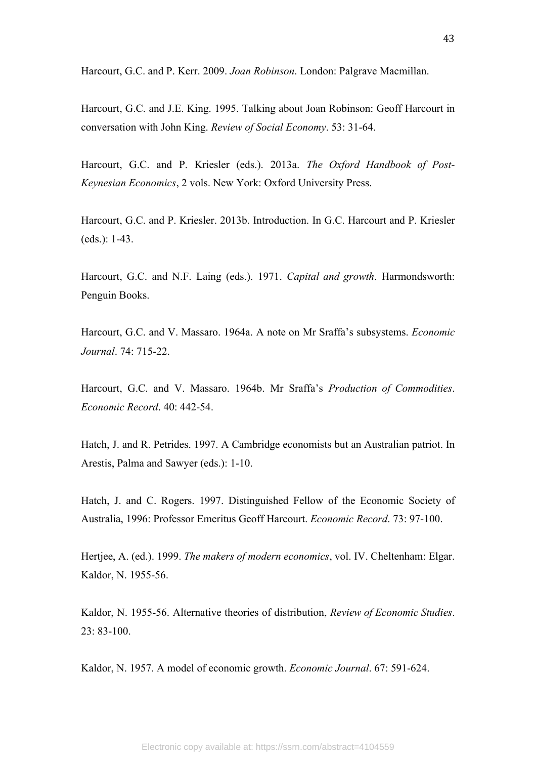Harcourt, G.C. and P. Kerr. 2009. *Joan Robinson*. London: Palgrave Macmillan.

Harcourt, G.C. and J.E. King. 1995. Talking about Joan Robinson: Geoff Harcourt in conversation with John King. *Review of Social Economy*. 53: 31-64.

Harcourt, G.C. and P. Kriesler (eds.). 2013a. *The Oxford Handbook of Post-Keynesian Economics*, 2 vols. New York: Oxford University Press.

Harcourt, G.C. and P. Kriesler. 2013b. Introduction. In G.C. Harcourt and P. Kriesler (eds.): 1-43.

Harcourt, G.C. and N.F. Laing (eds.). 1971. *Capital and growth*. Harmondsworth: Penguin Books.

Harcourt, G.C. and V. Massaro. 1964a. A note on Mr Sraffa's subsystems. *Economic Journal*. 74: 715-22.

Harcourt, G.C. and V. Massaro. 1964b. Mr Sraffa's *Production of Commodities*. *Economic Record*. 40: 442-54.

Hatch, J. and R. Petrides. 1997. A Cambridge economists but an Australian patriot. In Arestis, Palma and Sawyer (eds.): 1-10.

Hatch, J. and C. Rogers. 1997. Distinguished Fellow of the Economic Society of Australia, 1996: Professor Emeritus Geoff Harcourt. *Economic Record*. 73: 97-100.

Hertjee, A. (ed.). 1999. *The makers of modern economics*, vol. IV. Cheltenham: Elgar. Kaldor, N. 1955-56.

Kaldor, N. 1955-56. Alternative theories of distribution, *Review of Economic Studies*. 23: 83-100.

Kaldor, N. 1957. A model of economic growth. *Economic Journal*. 67: 591-624.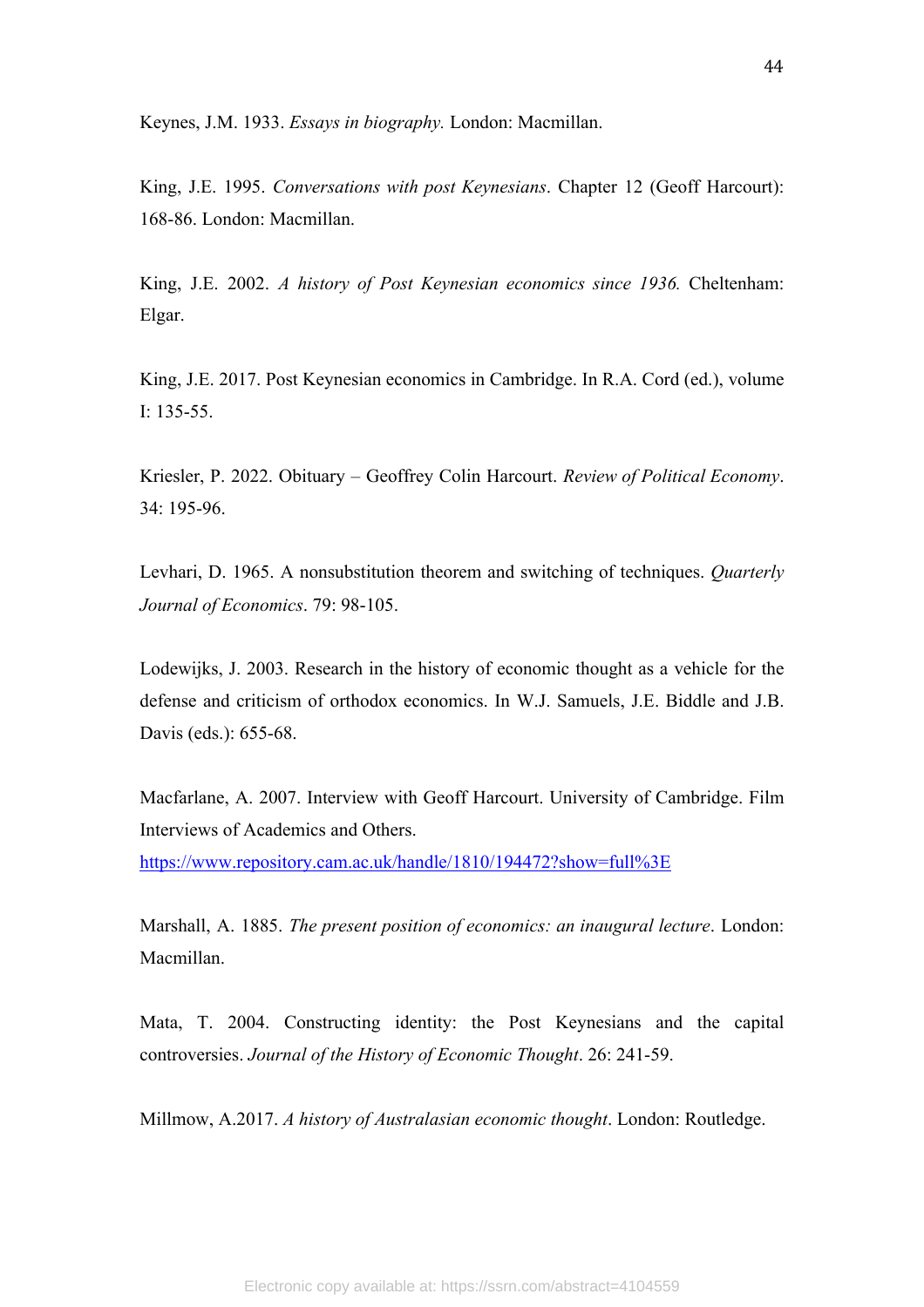Keynes, J.M. 1933. *Essays in biography.* London: Macmillan.

King, J.E. 1995. *Conversations with post Keynesians*. Chapter 12 (Geoff Harcourt): 168-86. London: Macmillan.

King, J.E. 2002. *A history of Post Keynesian economics since 1936.* Cheltenham: Elgar.

King, J.E. 2017. Post Keynesian economics in Cambridge. In R.A. Cord (ed.), volume I: 135-55.

Kriesler, P. 2022. Obituary – Geoffrey Colin Harcourt. *Review of Political Economy*. 34: 195-96.

Levhari, D. 1965. A nonsubstitution theorem and switching of techniques. *Quarterly Journal of Economics*. 79: 98-105.

Lodewijks, J. 2003. Research in the history of economic thought as a vehicle for the defense and criticism of orthodox economics. In W.J. Samuels, J.E. Biddle and J.B. Davis (eds.): 655-68.

Macfarlane, A. 2007. Interview with Geoff Harcourt. University of Cambridge. Film Interviews of Academics and Others.
https://www.repository.cam.ac.uk/handle/1810/194472?show=full%3E

Marshall, A. 1885. *The present position of economics: an inaugural lecture*. London: Macmillan.

Mata, T. 2004. Constructing identity: the Post Keynesians and the capital controversies. *Journal of the History of Economic Thought*. 26: 241-59.

Millmow, A.2017. *A history of Australasian economic thought*. London: Routledge.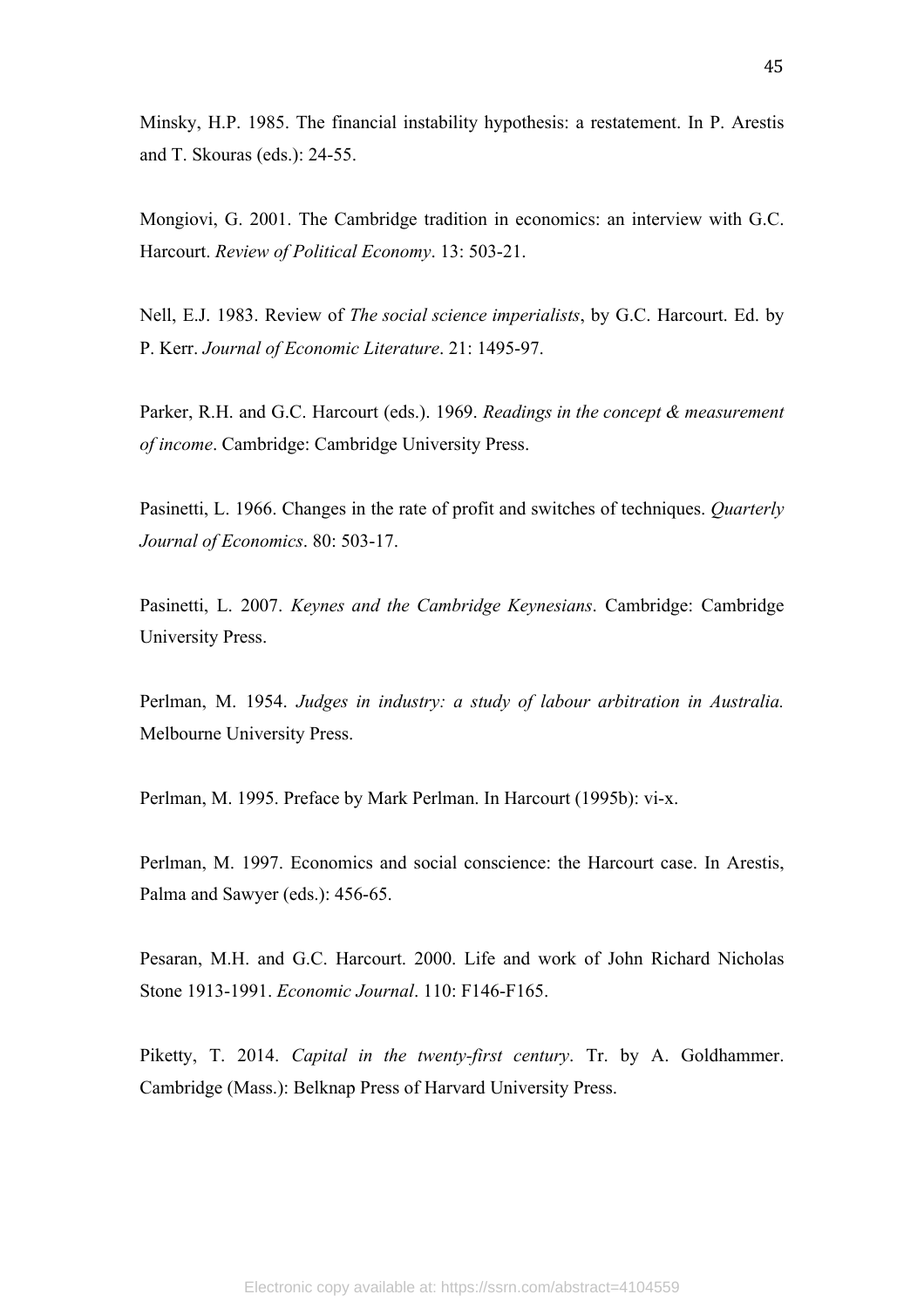Minsky, H.P. 1985. The financial instability hypothesis: a restatement. In P. Arestis and T. Skouras (eds.): 24-55.

Mongiovi, G. 2001. The Cambridge tradition in economics: an interview with G.C. Harcourt. *Review of Political Economy*. 13: 503-21.

Nell, E.J. 1983. Review of *The social science imperialists*, by G.C. Harcourt. Ed. by P. Kerr. *Journal of Economic Literature*. 21: 1495-97.

Parker, R.H. and G.C. Harcourt (eds.). 1969. *Readings in the concept & measurement of income*. Cambridge: Cambridge University Press.

Pasinetti, L. 1966. Changes in the rate of profit and switches of techniques. *Quarterly Journal of Economics*. 80: 503-17.

Pasinetti, L. 2007. *Keynes and the Cambridge Keynesians*. Cambridge: Cambridge University Press.

Perlman, M. 1954. *Judges in industry: a study of labour arbitration in Australia.* Melbourne University Press.

Perlman, M. 1995. Preface by Mark Perlman. In Harcourt (1995b): vi-x.

Perlman, M. 1997. Economics and social conscience: the Harcourt case. In Arestis, Palma and Sawyer (eds.): 456-65.

Pesaran, M.H. and G.C. Harcourt. 2000. Life and work of John Richard Nicholas Stone 1913-1991. *Economic Journal*. 110: F146-F165.

Piketty, T. 2014. *Capital in the twenty-first century*. Tr. by A. Goldhammer. Cambridge (Mass.): Belknap Press of Harvard University Press.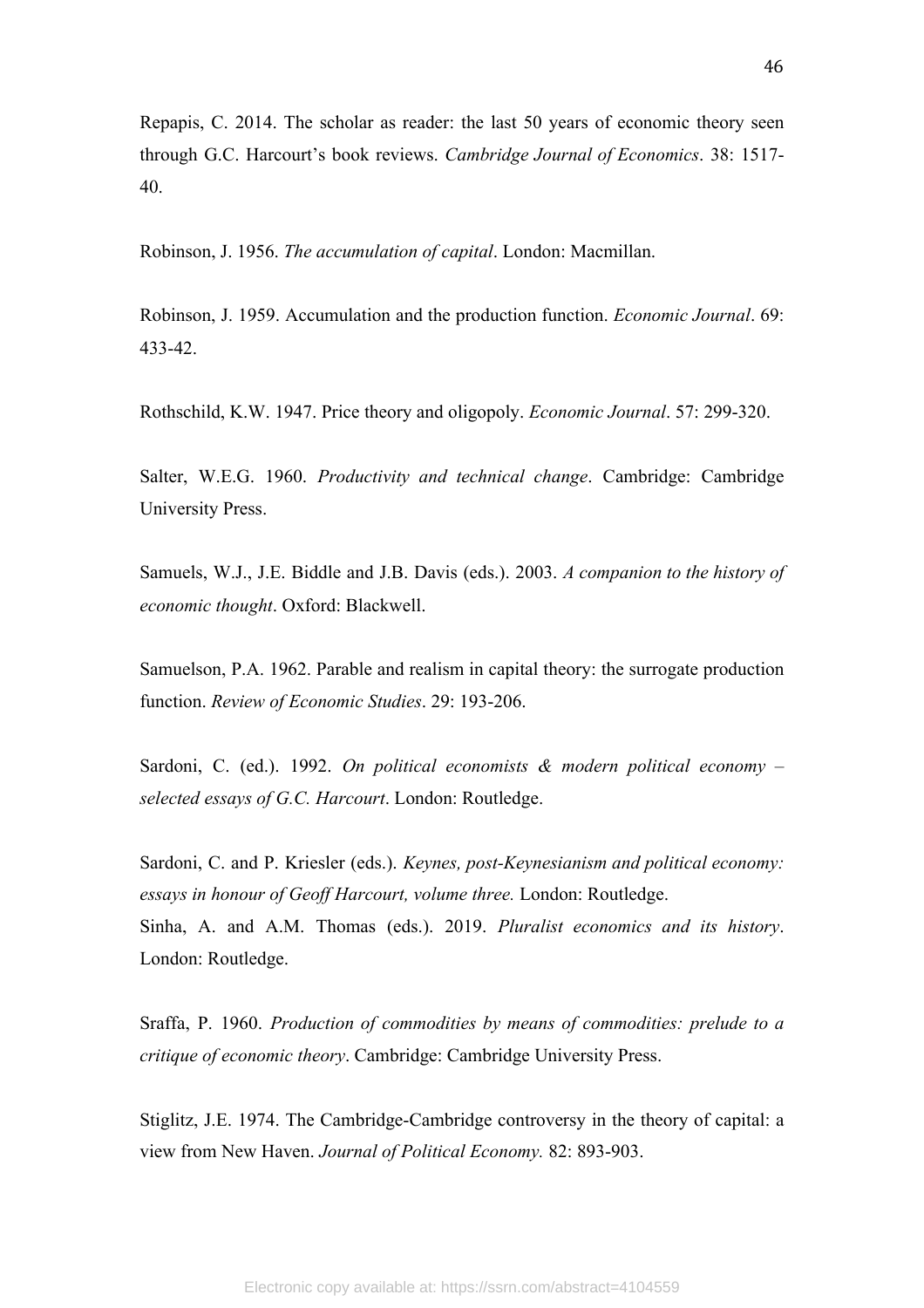Repapis, C. 2014. The scholar as reader: the last 50 years of economic theory seen through G.C. Harcourt's book reviews. *Cambridge Journal of Economics*. 38: 1517-40.

Robinson, J. 1956. *The accumulation of capital*. London: Macmillan.

Robinson, J. 1959. Accumulation and the production function. *Economic Journal*. 69: 433-42.

Rothschild, K.W. 1947. Price theory and oligopoly. *Economic Journal*. 57: 299-320.

Salter, W.E.G. 1960. *Productivity and technical change*. Cambridge: Cambridge University Press.

Samuels, W.J., J.E. Biddle and J.B. Davis (eds.). 2003. *A companion to the history of economic thought*. Oxford: Blackwell.

Samuelson, P.A. 1962. Parable and realism in capital theory: the surrogate production function. *Review of Economic Studies*. 29: 193-206.

Sardoni, C. (ed.). 1992. *On political economists & modern political economy – selected essays of G.C. Harcourt*. London: Routledge.

Sardoni, C. and P. Kriesler (eds.). *Keynes, post-Keynesianism and political economy: essays in honour of Geoff Harcourt, volume three.* London: Routledge.

Sinha, A. and A.M. Thomas (eds.). 2019. *Pluralist economics and its history*. London: Routledge.

Sraffa, P. 1960. *Production of commodities by means of commodities: prelude to a critique of economic theory*. Cambridge: Cambridge University Press.

Stiglitz, J.E. 1974. The Cambridge-Cambridge controversy in the theory of capital: a view from New Haven. *Journal of Political Economy.* 82: 893-903.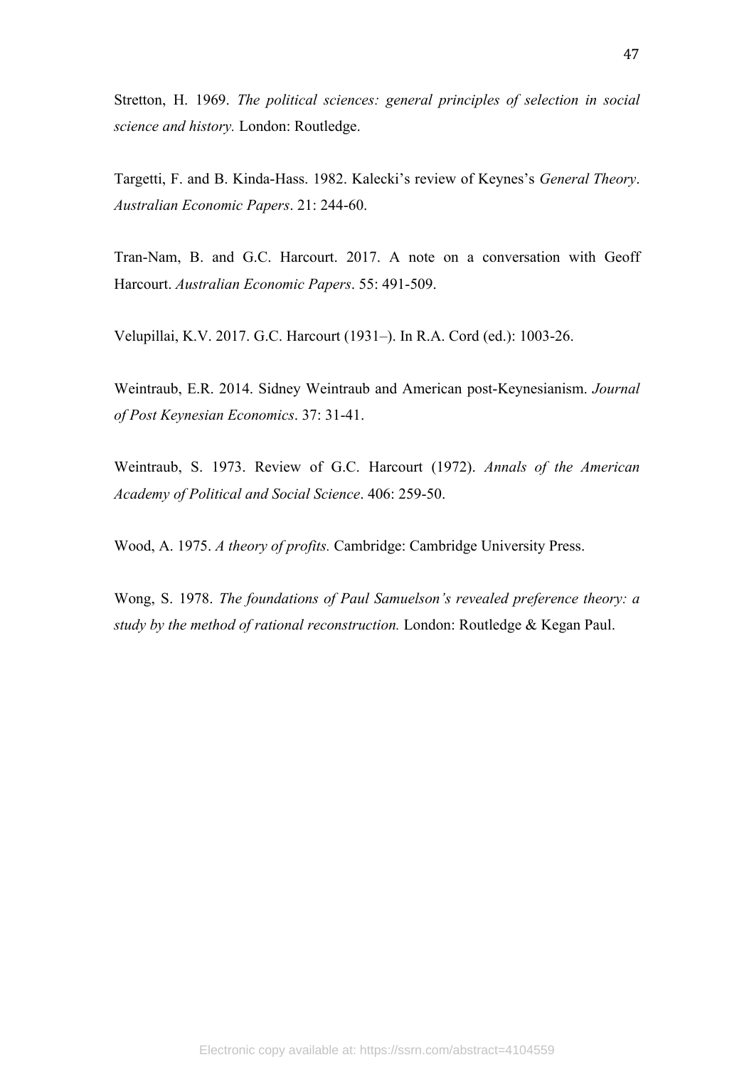Stretton, H. 1969. *The political sciences: general principles of selection in social science and history.* London: Routledge.

Targetti, F. and B. Kinda-Hass. 1982. Kalecki's review of Keynes's *General Theory*. *Australian Economic Papers*. 21: 244-60.

Tran-Nam, B. and G.C. Harcourt. 2017. A note on a conversation with Geoff Harcourt. *Australian Economic Papers*. 55: 491-509.

Velupillai, K.V. 2017. G.C. Harcourt (1931–). In R.A. Cord (ed.): 1003-26.

Weintraub, E.R. 2014. Sidney Weintraub and American post-Keynesianism. *Journal of Post Keynesian Economics*. 37: 31-41.

Weintraub, S. 1973. Review of G.C. Harcourt (1972). *Annals of the American Academy of Political and Social Science*. 406: 259-50.

Wood, A. 1975. *A theory of profits.* Cambridge: Cambridge University Press.

Wong, S. 1978. *The foundations of Paul Samuelson's revealed preference theory: a study by the method of rational reconstruction.* London: Routledge & Kegan Paul.